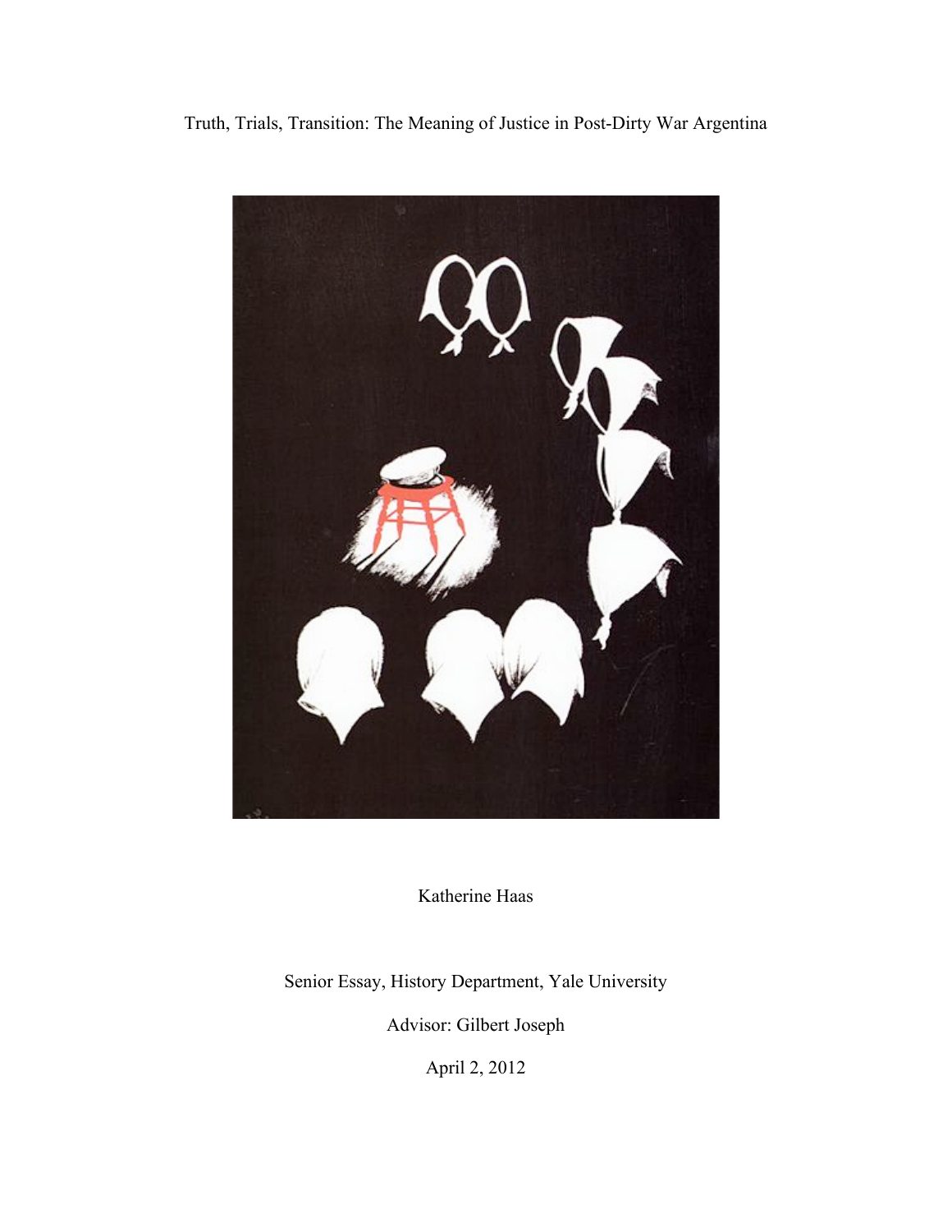# Truth, Trials, Transition: The Meaning of Justice in Post-Dirty War Argentina

Katherine Haas

Senior Essay, History Department, Yale University

Advisor: Gilbert Joseph

April 2, 2012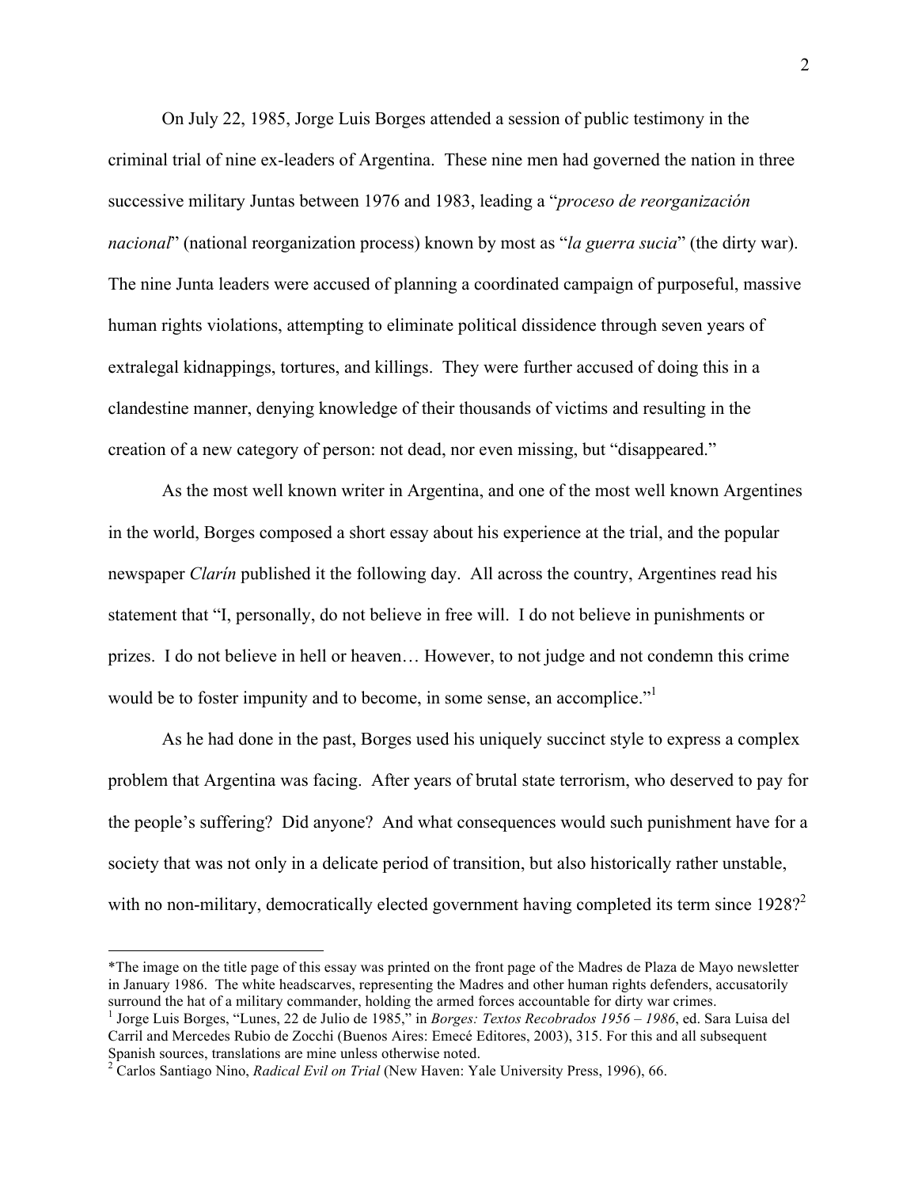On July 22, 1985, Jorge Luis Borges attended a session of public testimony in the criminal trial of nine ex-leaders of Argentina. These nine men had governed the nation in three successive military Juntas between 1976 and 1983, leading a "*proceso de reorganización nacional*" (national reorganization process) known by most as "*la guerra sucia*" (the dirty war). The nine Junta leaders were accused of planning a coordinated campaign of purposeful, massive human rights violations, attempting to eliminate political dissidence through seven years of extralegal kidnappings, tortures, and killings. They were further accused of doing this in a clandestine manner, denying knowledge of their thousands of victims and resulting in the creation of a new category of person: not dead, nor even missing, but "disappeared."

As the most well known writer in Argentina, and one of the most well known Argentines in the world, Borges composed a short essay about his experience at the trial, and the popular newspaper *Clarín* published it the following day. All across the country, Argentines read his statement that "I, personally, do not believe in free will. I do not believe in punishments or prizes. I do not believe in hell or heaven… However, to not judge and not condemn this crime would be to foster impunity and to become, in some sense, an accomplice."[1]

As he had done in the past, Borges used his uniquely succinct style to express a complex problem that Argentina was facing. After years of brutal state terrorism, who deserved to pay for the people's suffering? Did anyone? And what consequences would such punishment have for a society that was not only in a delicate period of transition, but also historically rather unstable, with no non-military, democratically elected government having completed its term since 1928?[2]

---

*The image on the title page of this essay was printed on the front page of the Madres de Plaza de Mayo newsletter in January 1986. The white headscarves, representing the Madres and other human rights defenders, accusatorily surround the hat of a military commander, holding the armed forces accountable for dirty war crimes.

[1] Jorge Luis Borges, "Lunes, 22 de Julio de 1985," in *Borges: Textos Recobrados 1956 – 1986*, ed. Sara Luisa del Carril and Mercedes Rubio de Zocchi (Buenos Aires: Emecé Editores, 2003), 315. For this and all subsequent Spanish sources, translations are mine unless otherwise noted.

[2] Carlos Santiago Nino, *Radical Evil on Trial* (New Haven: Yale University Press, 1996), 66.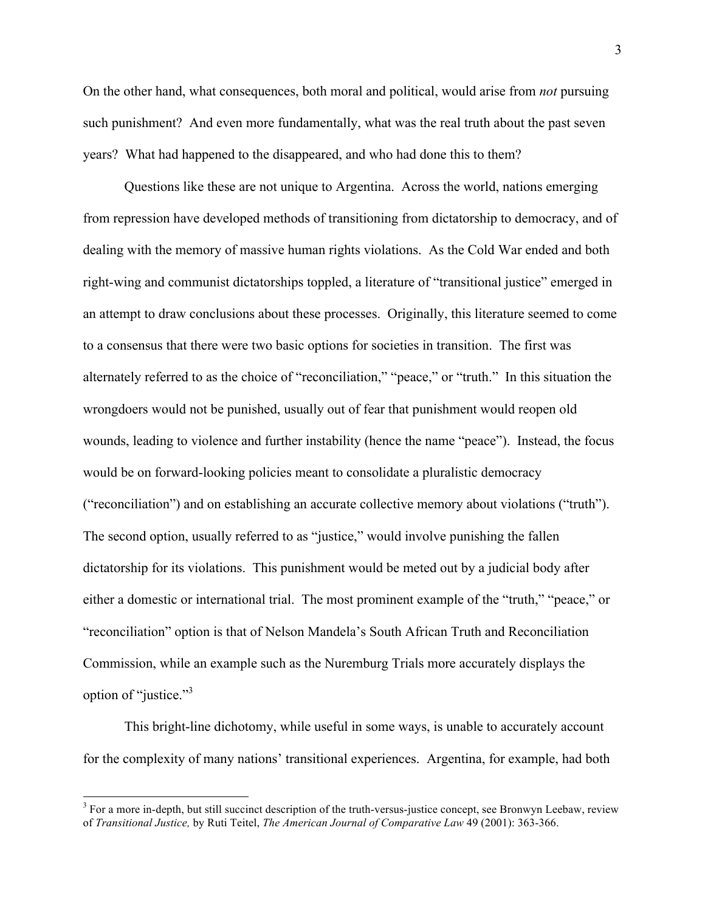On the other hand, what consequences, both moral and political, would arise from *not* pursuing such punishment? And even more fundamentally, what was the real truth about the past seven years? What had happened to the disappeared, and who had done this to them?

Questions like these are not unique to Argentina. Across the world, nations emerging from repression have developed methods of transitioning from dictatorship to democracy, and of dealing with the memory of massive human rights violations. As the Cold War ended and both right-wing and communist dictatorships toppled, a literature of "transitional justice" emerged in an attempt to draw conclusions about these processes. Originally, this literature seemed to come to a consensus that there were two basic options for societies in transition. The first was alternately referred to as the choice of "reconciliation," "peace," or "truth." In this situation the wrongdoers would not be punished, usually out of fear that punishment would reopen old wounds, leading to violence and further instability (hence the name "peace"). Instead, the focus would be on forward-looking policies meant to consolidate a pluralistic democracy ("reconciliation") and on establishing an accurate collective memory about violations ("truth"). The second option, usually referred to as "justice," would involve punishing the fallen dictatorship for its violations. This punishment would be meted out by a judicial body after either a domestic or international trial. The most prominent example of the "truth," "peace," or "reconciliation" option is that of Nelson Mandela's South African Truth and Reconciliation Commission, while an example such as the Nuremburg Trials more accurately displays the option of "justice."[3]

This bright-line dichotomy, while useful in some ways, is unable to accurately account for the complexity of many nations' transitional experiences. Argentina, for example, had both

[3] For a more in-depth, but still succinct description of the truth-versus-justice concept, see Bronwyn Leebaw, review of *Transitional Justice,* by Ruti Teitel, *The American Journal of Comparative Law* 49 (2001): 363-366.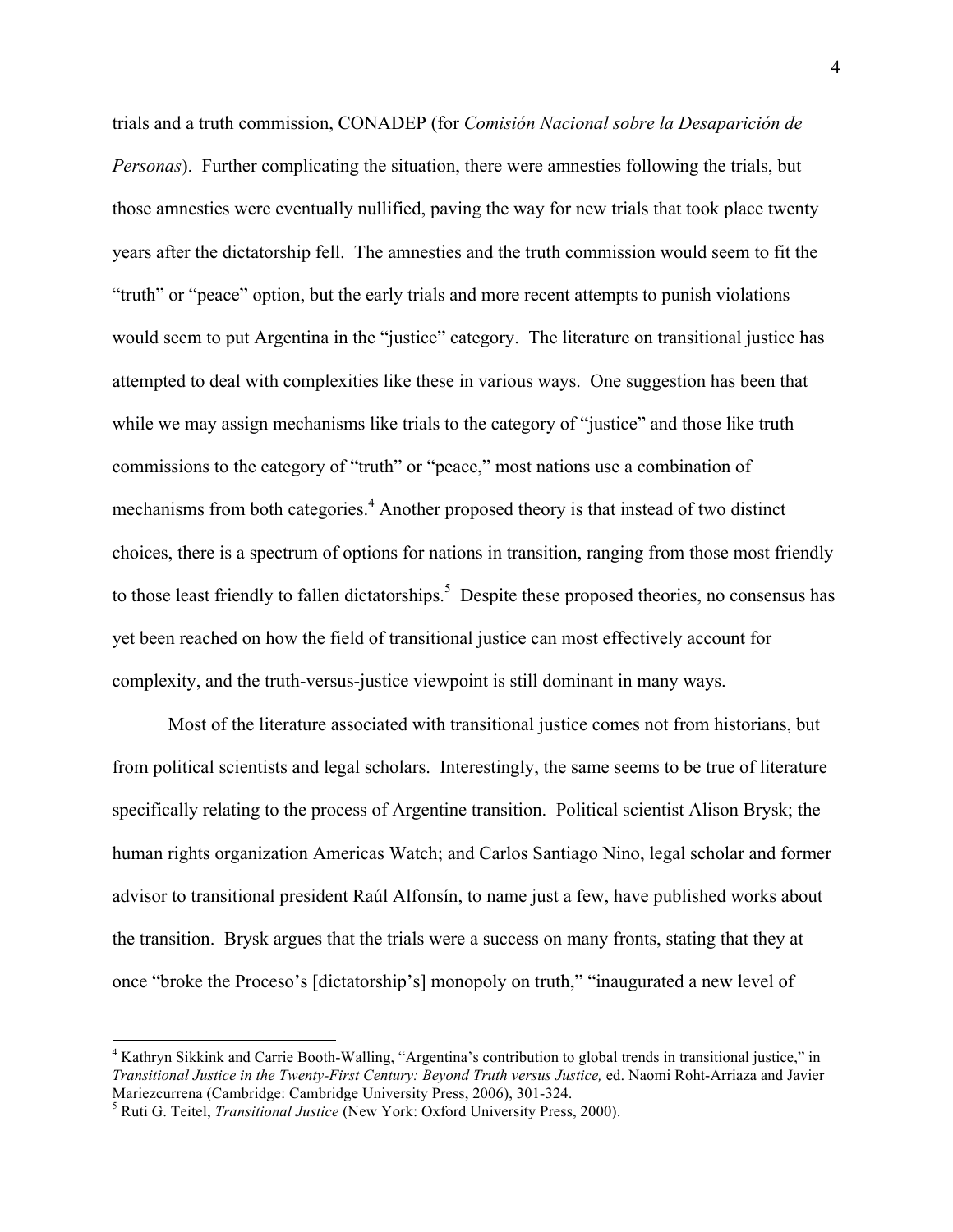trials and a truth commission, CONADEP (for *Comisión Nacional sobre la Desaparición de Personas*). Further complicating the situation, there were amnesties following the trials, but those amnesties were eventually nullified, paving the way for new trials that took place twenty years after the dictatorship fell. The amnesties and the truth commission would seem to fit the "truth" or "peace" option, but the early trials and more recent attempts to punish violations would seem to put Argentina in the "justice" category. The literature on transitional justice has attempted to deal with complexities like these in various ways. One suggestion has been that while we may assign mechanisms like trials to the category of "justice" and those like truth commissions to the category of "truth" or "peace," most nations use a combination of mechanisms from both categories.[4] Another proposed theory is that instead of two distinct choices, there is a spectrum of options for nations in transition, ranging from those most friendly to those least friendly to fallen dictatorships.[5] Despite these proposed theories, no consensus has yet been reached on how the field of transitional justice can most effectively account for complexity, and the truth-versus-justice viewpoint is still dominant in many ways.

Most of the literature associated with transitional justice comes not from historians, but from political scientists and legal scholars. Interestingly, the same seems to be true of literature specifically relating to the process of Argentine transition. Political scientist Alison Brysk; the human rights organization Americas Watch; and Carlos Santiago Nino, legal scholar and former advisor to transitional president Raúl Alfonsín, to name just a few, have published works about the transition. Brysk argues that the trials were a success on many fronts, stating that they at once "broke the Proceso's [dictatorship's] monopoly on truth," "inaugurated a new level of

---

[4] Kathryn Sikkink and Carrie Booth-Walling, "Argentina's contribution to global trends in transitional justice," in *Transitional Justice in the Twenty-First Century: Beyond Truth versus Justice,* ed. Naomi Roht-Arriaza and Javier Mariezcurrena (Cambridge: Cambridge University Press, 2006), 301-324.

[5] Ruti G. Teitel, *Transitional Justice* (New York: Oxford University Press, 2000).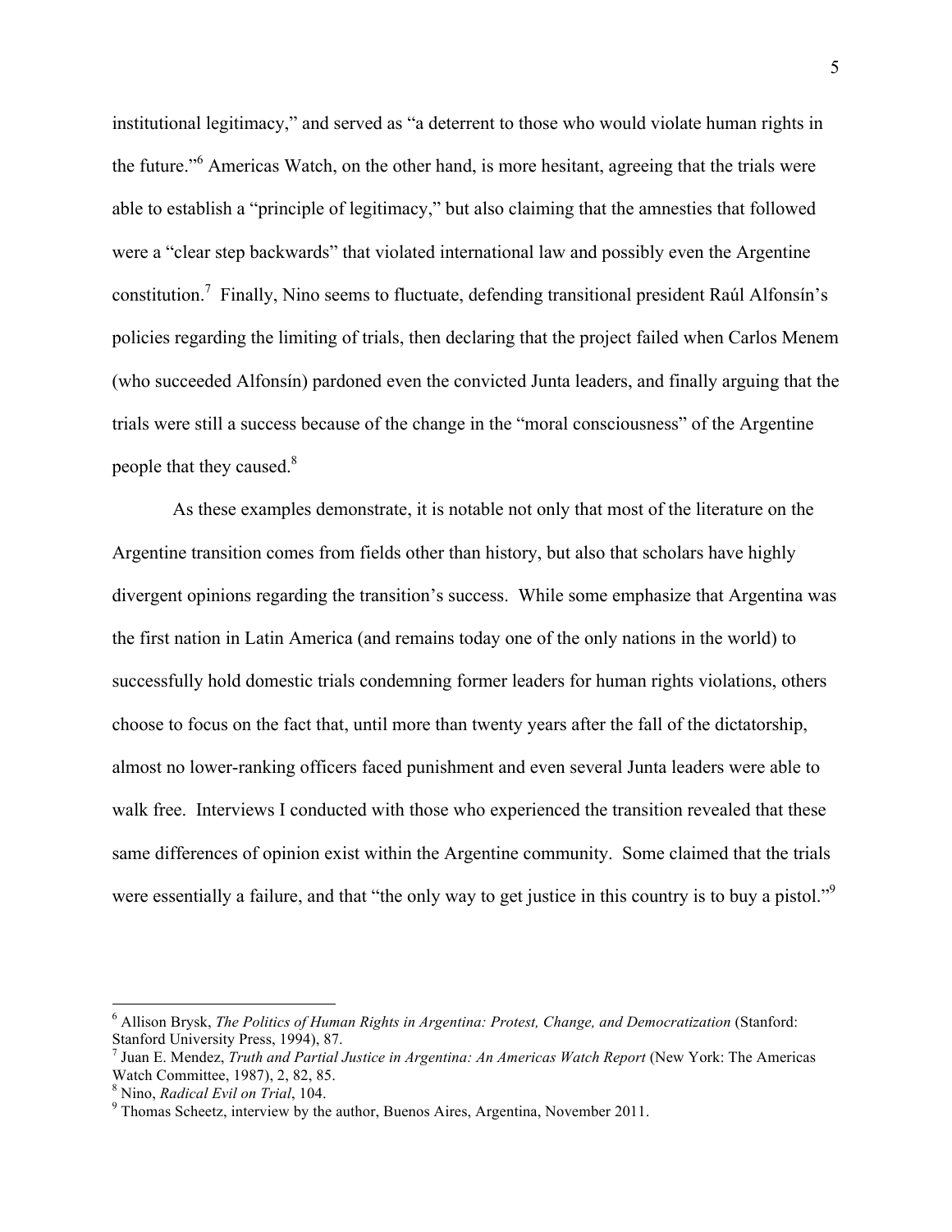institutional legitimacy," and served as "a deterrent to those who would violate human rights in the future."[6] Americas Watch, on the other hand, is more hesitant, agreeing that the trials were able to establish a "principle of legitimacy," but also claiming that the amnesties that followed were a "clear step backwards" that violated international law and possibly even the Argentine constitution.[7] Finally, Nino seems to fluctuate, defending transitional president Raúl Alfonsín's policies regarding the limiting of trials, then declaring that the project failed when Carlos Menem (who succeeded Alfonsín) pardoned even the convicted Junta leaders, and finally arguing that the trials were still a success because of the change in the "moral consciousness" of the Argentine people that they caused.[8]

As these examples demonstrate, it is notable not only that most of the literature on the Argentine transition comes from fields other than history, but also that scholars have highly divergent opinions regarding the transition's success. While some emphasize that Argentina was the first nation in Latin America (and remains today one of the only nations in the world) to successfully hold domestic trials condemning former leaders for human rights violations, others choose to focus on the fact that, until more than twenty years after the fall of the dictatorship, almost no lower-ranking officers faced punishment and even several Junta leaders were able to walk free. Interviews I conducted with those who experienced the transition revealed that these same differences of opinion exist within the Argentine community. Some claimed that the trials were essentially a failure, and that "the only way to get justice in this country is to buy a pistol."[9]

---

[6] Allison Brysk, *The Politics of Human Rights in Argentina: Protest, Change, and Democratization* (Stanford: Stanford University Press, 1994), 87.

[7] Juan E. Mendez, *Truth and Partial Justice in Argentina: An Americas Watch Report* (New York: The Americas Watch Committee, 1987), 2, 82, 85.

[8] Nino, *Radical Evil on Trial*, 104.

[9] Thomas Scheetz, interview by the author, Buenos Aires, Argentina, November 2011.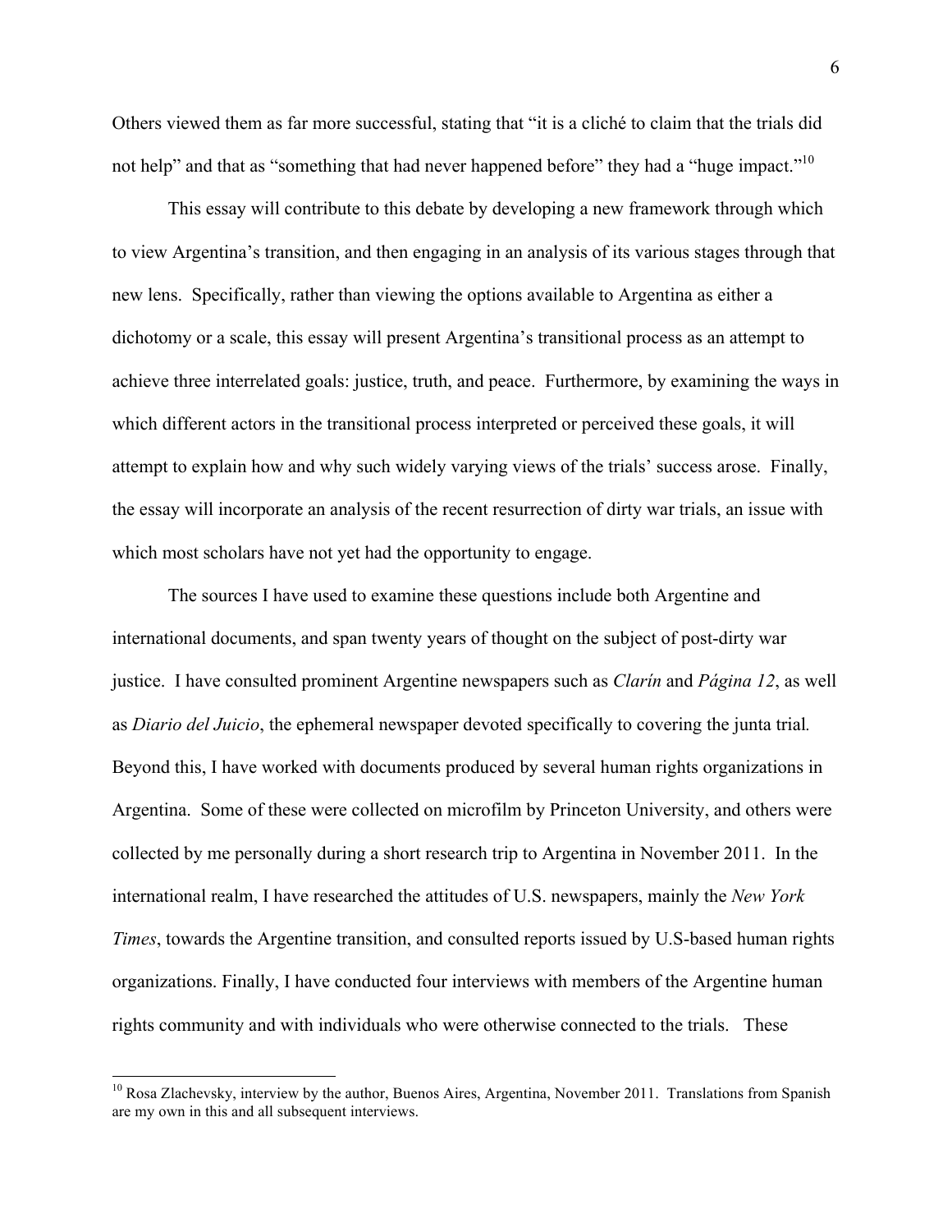Others viewed them as far more successful, stating that "it is a cliché to claim that the trials did not help" and that as "something that had never happened before" they had a "huge impact."[10]

This essay will contribute to this debate by developing a new framework through which to view Argentina's transition, and then engaging in an analysis of its various stages through that new lens. Specifically, rather than viewing the options available to Argentina as either a dichotomy or a scale, this essay will present Argentina's transitional process as an attempt to achieve three interrelated goals: justice, truth, and peace. Furthermore, by examining the ways in which different actors in the transitional process interpreted or perceived these goals, it will attempt to explain how and why such widely varying views of the trials' success arose. Finally, the essay will incorporate an analysis of the recent resurrection of dirty war trials, an issue with which most scholars have not yet had the opportunity to engage.

The sources I have used to examine these questions include both Argentine and international documents, and span twenty years of thought on the subject of post-dirty war justice. I have consulted prominent Argentine newspapers such as *Clarín* and *Página 12*, as well as *Diario del Juicio*, the ephemeral newspaper devoted specifically to covering the junta trial. Beyond this, I have worked with documents produced by several human rights organizations in Argentina. Some of these were collected on microfilm by Princeton University, and others were collected by me personally during a short research trip to Argentina in November 2011. In the international realm, I have researched the attitudes of U.S. newspapers, mainly the *New York Times*, towards the Argentine transition, and consulted reports issued by U.S-based human rights organizations. Finally, I have conducted four interviews with members of the Argentine human rights community and with individuals who were otherwise connected to the trials. These

---

[10] Rosa Zlachevsky, interview by the author, Buenos Aires, Argentina, November 2011. Translations from Spanish are my own in this and all subsequent interviews.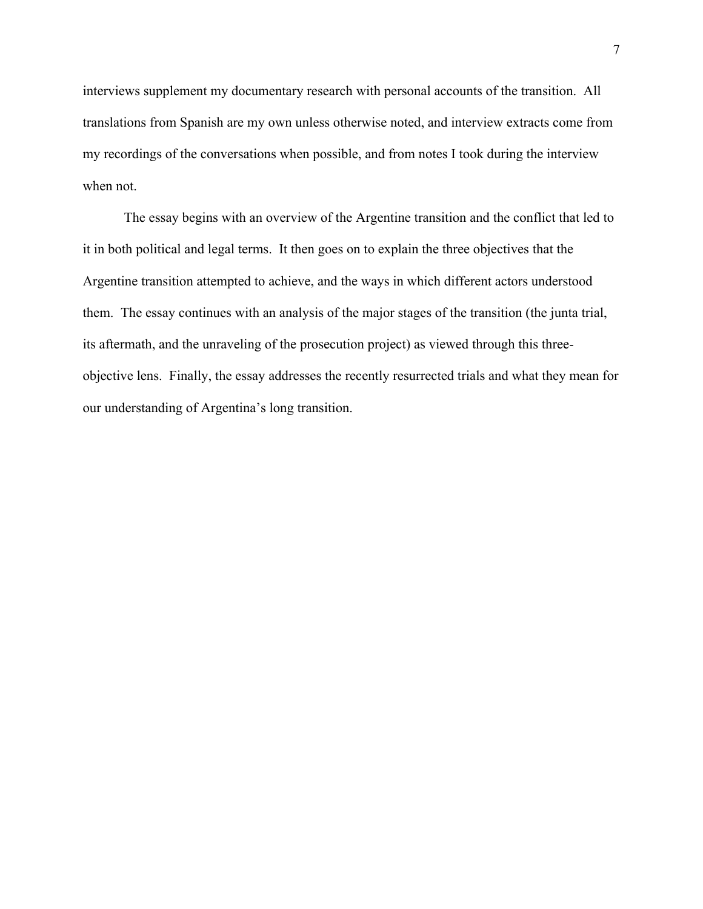interviews supplement my documentary research with personal accounts of the transition. All translations from Spanish are my own unless otherwise noted, and interview extracts come from my recordings of the conversations when possible, and from notes I took during the interview when not.

The essay begins with an overview of the Argentine transition and the conflict that led to it in both political and legal terms. It then goes on to explain the three objectives that the Argentine transition attempted to achieve, and the ways in which different actors understood them. The essay continues with an analysis of the major stages of the transition (the junta trial, its aftermath, and the unraveling of the prosecution project) as viewed through this three-objective lens. Finally, the essay addresses the recently resurrected trials and what they mean for our understanding of Argentina's long transition.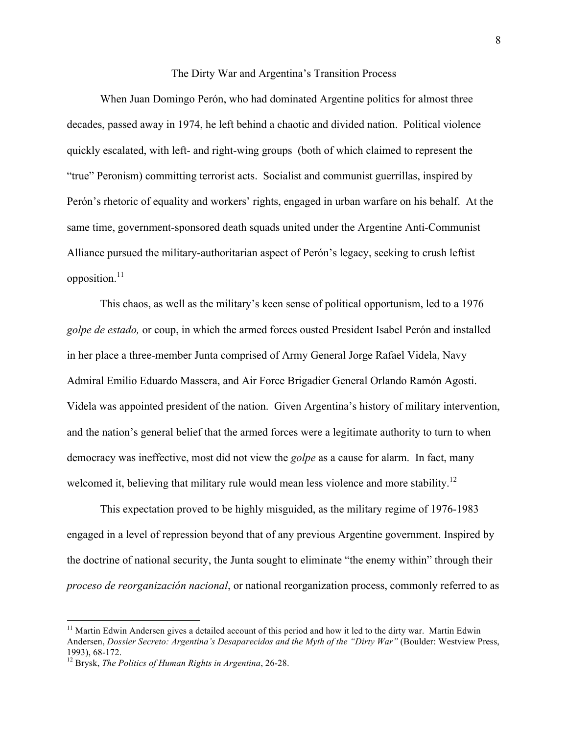## The Dirty War and Argentina's Transition Process

When Juan Domingo Perón, who had dominated Argentine politics for almost three decades, passed away in 1974, he left behind a chaotic and divided nation. Political violence quickly escalated, with left- and right-wing groups (both of which claimed to represent the "true" Peronism) committing terrorist acts. Socialist and communist guerrillas, inspired by Perón's rhetoric of equality and workers' rights, engaged in urban warfare on his behalf. At the same time, government-sponsored death squads united under the Argentine Anti-Communist Alliance pursued the military-authoritarian aspect of Perón's legacy, seeking to crush leftist opposition.[11]

This chaos, as well as the military's keen sense of political opportunism, led to a 1976 *golpe de estado,* or coup, in which the armed forces ousted President Isabel Perón and installed in her place a three-member Junta comprised of Army General Jorge Rafael Videla, Navy Admiral Emilio Eduardo Massera, and Air Force Brigadier General Orlando Ramón Agosti. Videla was appointed president of the nation. Given Argentina's history of military intervention, and the nation's general belief that the armed forces were a legitimate authority to turn to when democracy was ineffective, most did not view the *golpe* as a cause for alarm. In fact, many welcomed it, believing that military rule would mean less violence and more stability.[12]

This expectation proved to be highly misguided, as the military regime of 1976-1983 engaged in a level of repression beyond that of any previous Argentine government. Inspired by the doctrine of national security, the Junta sought to eliminate "the enemy within" through their *proceso de reorganización nacional*, or national reorganization process, commonly referred to as

---

[11] Martin Edwin Andersen gives a detailed account of this period and how it led to the dirty war. Martin Edwin Andersen, *Dossier Secreto: Argentina's Desaparecidos and the Myth of the "Dirty War"* (Boulder: Westview Press, 1993), 68-172.

[12] Brysk, *The Politics of Human Rights in Argentina*, 26-28.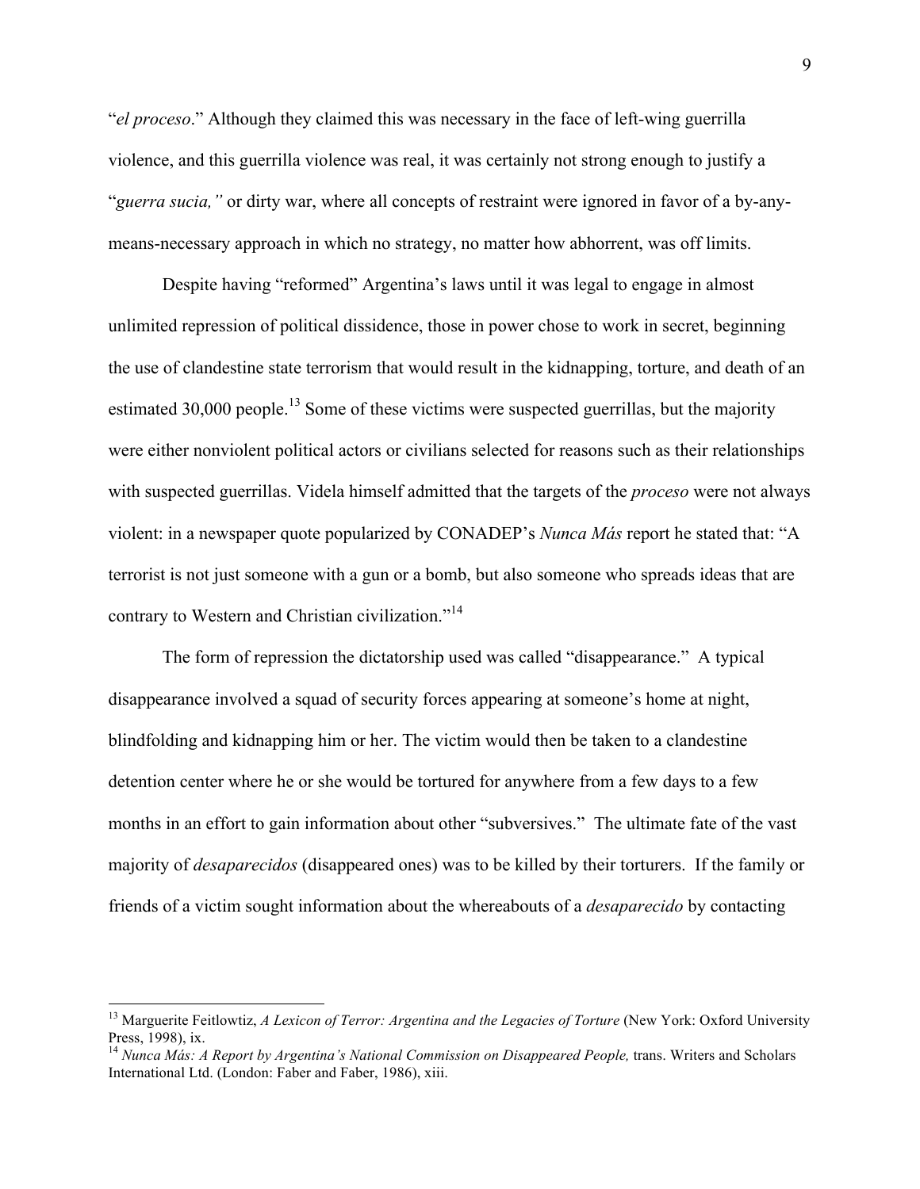"*el proceso*." Although they claimed this was necessary in the face of left-wing guerrilla violence, and this guerrilla violence was real, it was certainly not strong enough to justify a "*guerra sucia,*" or dirty war, where all concepts of restraint were ignored in favor of a by-any-means-necessary approach in which no strategy, no matter how abhorrent, was off limits.

Despite having "reformed" Argentina's laws until it was legal to engage in almost unlimited repression of political dissidence, those in power chose to work in secret, beginning the use of clandestine state terrorism that would result in the kidnapping, torture, and death of an estimated 30,000 people.[13] Some of these victims were suspected guerrillas, but the majority were either nonviolent political actors or civilians selected for reasons such as their relationships with suspected guerrillas. Videla himself admitted that the targets of the *proceso* were not always violent: in a newspaper quote popularized by CONADEP's *Nunca Más* report he stated that: "A terrorist is not just someone with a gun or a bomb, but also someone who spreads ideas that are contrary to Western and Christian civilization."[14]

The form of repression the dictatorship used was called "disappearance." A typical disappearance involved a squad of security forces appearing at someone's home at night, blindfolding and kidnapping him or her. The victim would then be taken to a clandestine detention center where he or she would be tortured for anywhere from a few days to a few months in an effort to gain information about other "subversives." The ultimate fate of the vast majority of *desaparecidos* (disappeared ones) was to be killed by their torturers. If the family or friends of a victim sought information about the whereabouts of a *desaparecido* by contacting

---

[13] Marguerite Feitlowtiz, *A Lexicon of Terror: Argentina and the Legacies of Torture* (New York: Oxford University Press, 1998), ix.

[14] *Nunca Más: A Report by Argentina's National Commission on Disappeared People,* trans. Writers and Scholars International Ltd. (London: Faber and Faber, 1986), xiii.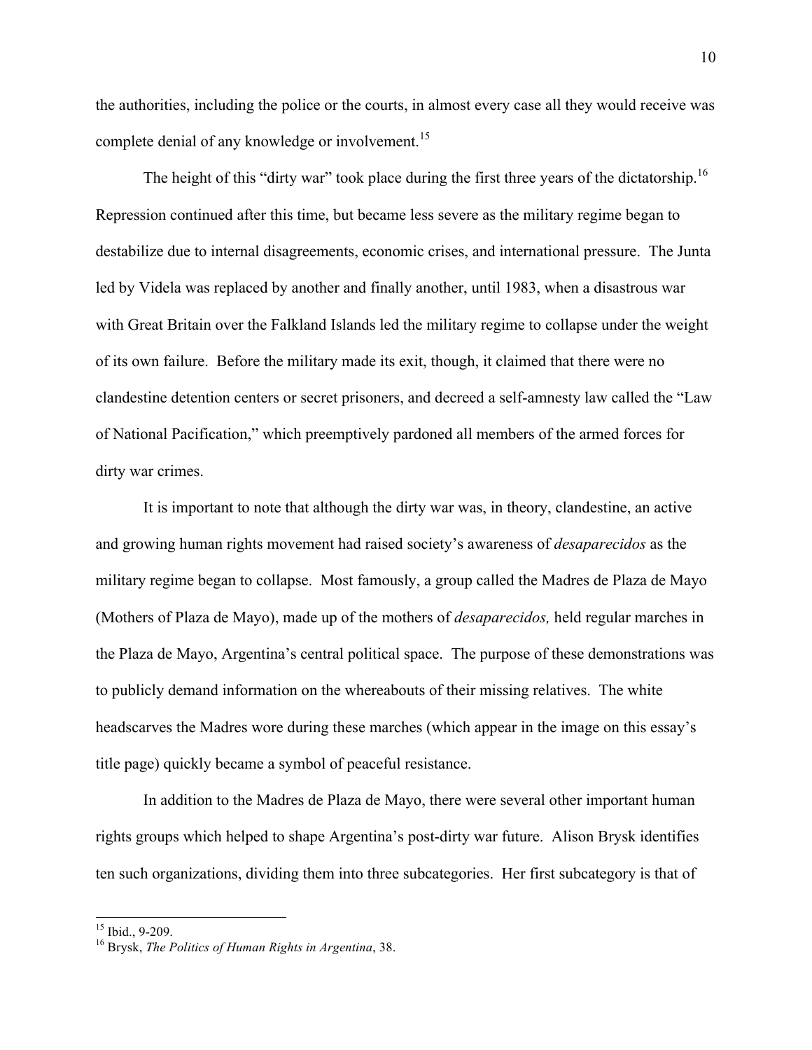the authorities, including the police or the courts, in almost every case all they would receive was complete denial of any knowledge or involvement.[15]

The height of this "dirty war" took place during the first three years of the dictatorship.[16] Repression continued after this time, but became less severe as the military regime began to destabilize due to internal disagreements, economic crises, and international pressure. The Junta led by Videla was replaced by another and finally another, until 1983, when a disastrous war with Great Britain over the Falkland Islands led the military regime to collapse under the weight of its own failure. Before the military made its exit, though, it claimed that there were no clandestine detention centers or secret prisoners, and decreed a self-amnesty law called the "Law of National Pacification," which preemptively pardoned all members of the armed forces for dirty war crimes.

It is important to note that although the dirty war was, in theory, clandestine, an active and growing human rights movement had raised society's awareness of *desaparecidos* as the military regime began to collapse. Most famously, a group called the Madres de Plaza de Mayo (Mothers of Plaza de Mayo), made up of the mothers of *desaparecidos,* held regular marches in the Plaza de Mayo, Argentina's central political space. The purpose of these demonstrations was to publicly demand information on the whereabouts of their missing relatives. The white headscarves the Madres wore during these marches (which appear in the image on this essay's title page) quickly became a symbol of peaceful resistance.

In addition to the Madres de Plaza de Mayo, there were several other important human rights groups which helped to shape Argentina's post-dirty war future. Alison Brysk identifies ten such organizations, dividing them into three subcategories. Her first subcategory is that of

---

[15] Ibid., 9-209.

[16] Brysk, *The Politics of Human Rights in Argentina*, 38.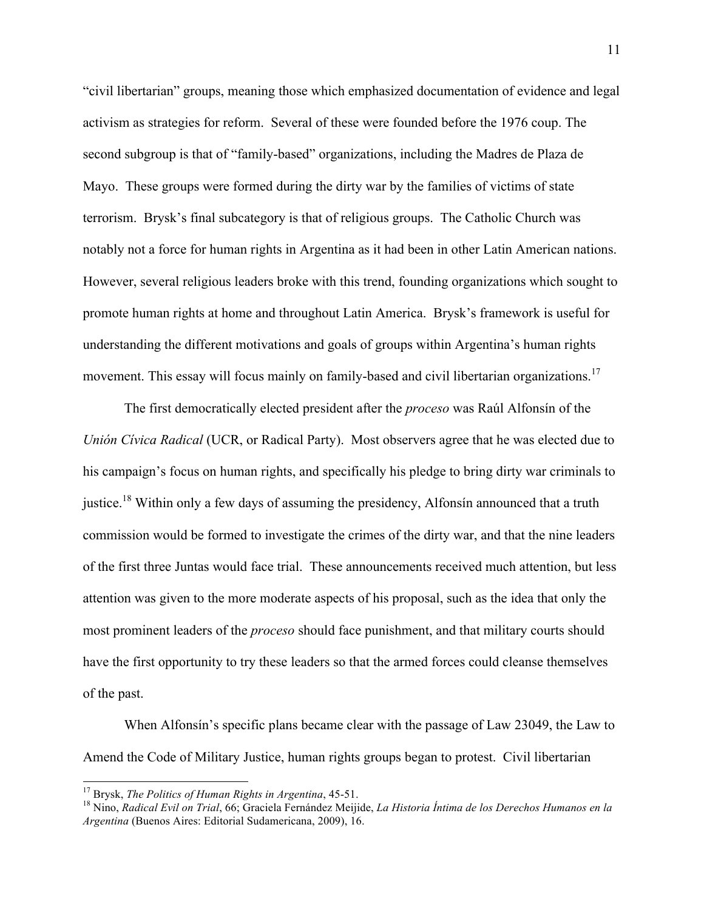"civil libertarian" groups, meaning those which emphasized documentation of evidence and legal activism as strategies for reform. Several of these were founded before the 1976 coup. The second subgroup is that of "family-based" organizations, including the Madres de Plaza de Mayo. These groups were formed during the dirty war by the families of victims of state terrorism. Brysk's final subcategory is that of religious groups. The Catholic Church was notably not a force for human rights in Argentina as it had been in other Latin American nations. However, several religious leaders broke with this trend, founding organizations which sought to promote human rights at home and throughout Latin America. Brysk's framework is useful for understanding the different motivations and goals of groups within Argentina's human rights movement. This essay will focus mainly on family-based and civil libertarian organizations.[17]

The first democratically elected president after the *proceso* was Raúl Alfonsín of the *Unión Cívica Radical* (UCR, or Radical Party). Most observers agree that he was elected due to his campaign's focus on human rights, and specifically his pledge to bring dirty war criminals to justice.[18] Within only a few days of assuming the presidency, Alfonsín announced that a truth commission would be formed to investigate the crimes of the dirty war, and that the nine leaders of the first three Juntas would face trial. These announcements received much attention, but less attention was given to the more moderate aspects of his proposal, such as the idea that only the most prominent leaders of the *proceso* should face punishment, and that military courts should have the first opportunity to try these leaders so that the armed forces could cleanse themselves of the past.

When Alfonsín's specific plans became clear with the passage of Law 23049, the Law to Amend the Code of Military Justice, human rights groups began to protest. Civil libertarian

---

[17] Brysk, *The Politics of Human Rights in Argentina*, 45-51.

[18] Nino, *Radical Evil on Trial*, 66; Graciela Fernández Meijide, *La Historia Íntima de los Derechos Humanos en la Argentina* (Buenos Aires: Editorial Sudamericana, 2009), 16.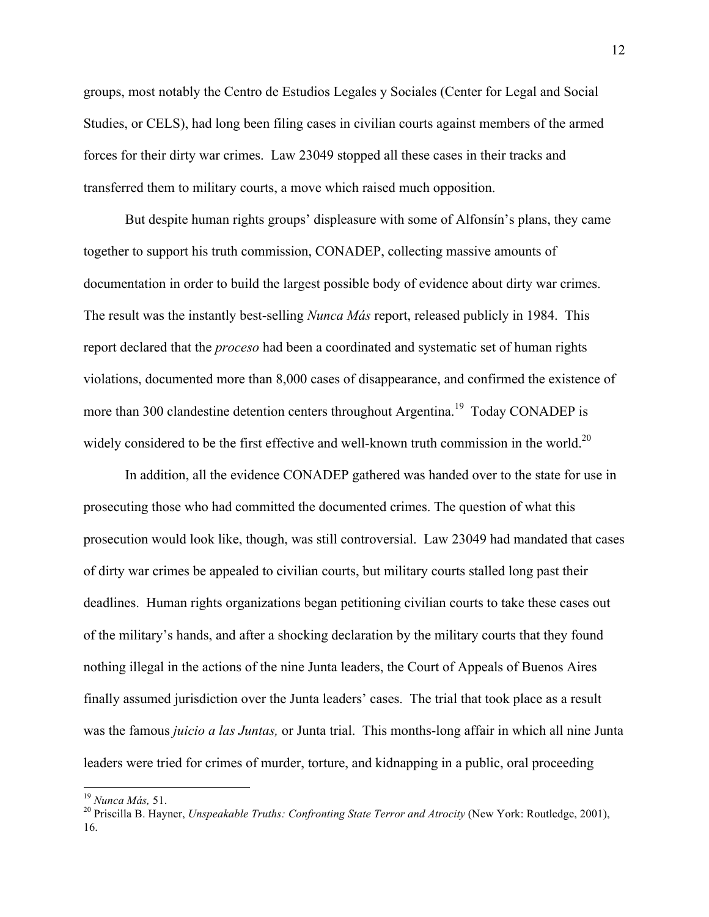groups, most notably the Centro de Estudios Legales y Sociales (Center for Legal and Social Studies, or CELS), had long been filing cases in civilian courts against members of the armed forces for their dirty war crimes. Law 23049 stopped all these cases in their tracks and transferred them to military courts, a move which raised much opposition.

But despite human rights groups' displeasure with some of Alfonsín's plans, they came together to support his truth commission, CONADEP, collecting massive amounts of documentation in order to build the largest possible body of evidence about dirty war crimes. The result was the instantly best-selling *Nunca Más* report, released publicly in 1984. This report declared that the *proceso* had been a coordinated and systematic set of human rights violations, documented more than 8,000 cases of disappearance, and confirmed the existence of more than 300 clandestine detention centers throughout Argentina.[19] Today CONADEP is widely considered to be the first effective and well-known truth commission in the world.[20]

In addition, all the evidence CONADEP gathered was handed over to the state for use in prosecuting those who had committed the documented crimes. The question of what this prosecution would look like, though, was still controversial. Law 23049 had mandated that cases of dirty war crimes be appealed to civilian courts, but military courts stalled long past their deadlines. Human rights organizations began petitioning civilian courts to take these cases out of the military's hands, and after a shocking declaration by the military courts that they found nothing illegal in the actions of the nine Junta leaders, the Court of Appeals of Buenos Aires finally assumed jurisdiction over the Junta leaders' cases. The trial that took place as a result was the famous *juicio a las Juntas,* or Junta trial. This months-long affair in which all nine Junta leaders were tried for crimes of murder, torture, and kidnapping in a public, oral proceeding

---

[19] *Nunca Más,* 51.

[20] Priscilla B. Hayner, *Unspeakable Truths: Confronting State Terror and Atrocity* (New York: Routledge, 2001), 16.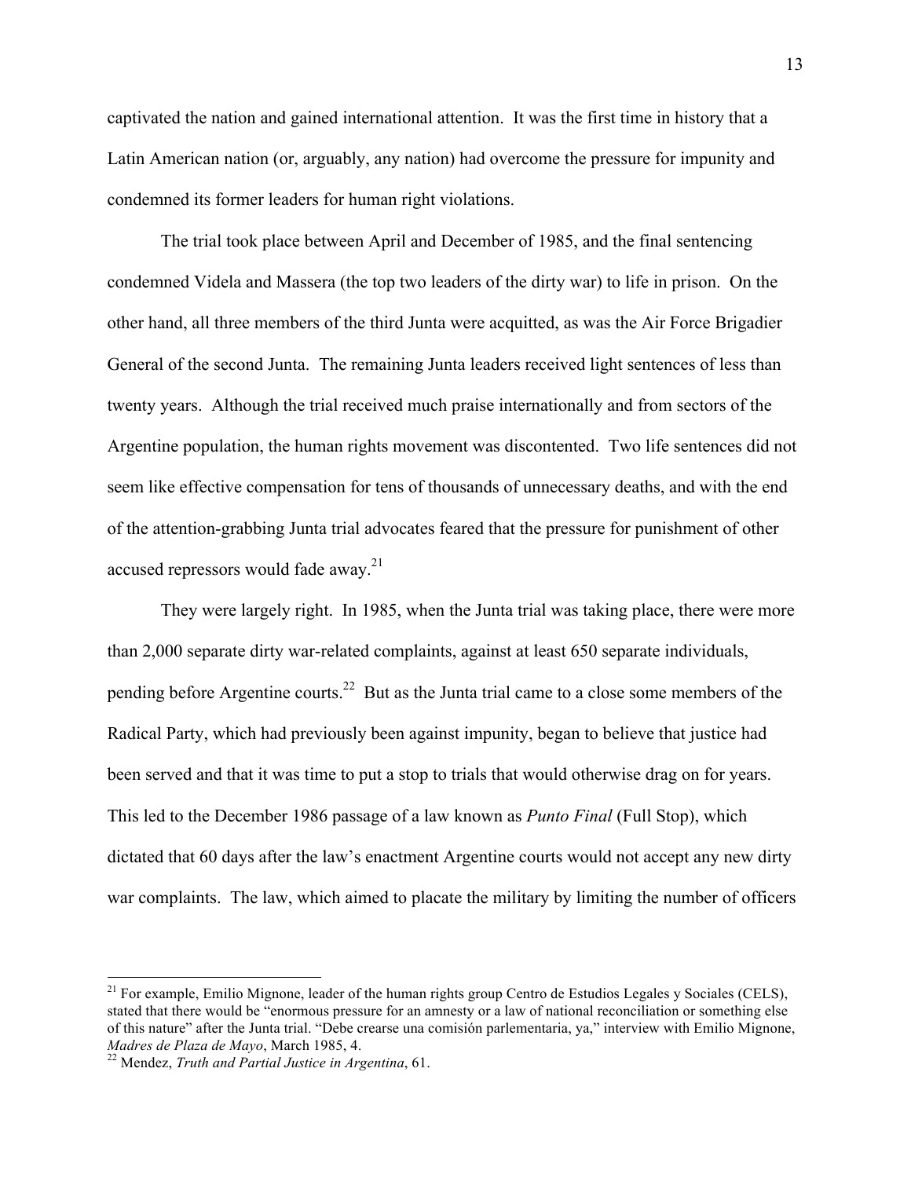captivated the nation and gained international attention. It was the first time in history that a Latin American nation (or, arguably, any nation) had overcome the pressure for impunity and condemned its former leaders for human right violations.

The trial took place between April and December of 1985, and the final sentencing condemned Videla and Massera (the top two leaders of the dirty war) to life in prison. On the other hand, all three members of the third Junta were acquitted, as was the Air Force Brigadier General of the second Junta. The remaining Junta leaders received light sentences of less than twenty years. Although the trial received much praise internationally and from sectors of the Argentine population, the human rights movement was discontented. Two life sentences did not seem like effective compensation for tens of thousands of unnecessary deaths, and with the end of the attention-grabbing Junta trial advocates feared that the pressure for punishment of other accused repressors would fade away.[21]

They were largely right. In 1985, when the Junta trial was taking place, there were more than 2,000 separate dirty war-related complaints, against at least 650 separate individuals, pending before Argentine courts.[22] But as the Junta trial came to a close some members of the Radical Party, which had previously been against impunity, began to believe that justice had been served and that it was time to put a stop to trials that would otherwise drag on for years. This led to the December 1986 passage of a law known as *Punto Final* (Full Stop), which dictated that 60 days after the law's enactment Argentine courts would not accept any new dirty war complaints. The law, which aimed to placate the military by limiting the number of officers

---

[21] For example, Emilio Mignone, leader of the human rights group Centro de Estudios Legales y Sociales (CELS), stated that there would be "enormous pressure for an amnesty or a law of national reconciliation or something else of this nature" after the Junta trial. "Debe crearse una comisión parlementaria, ya," interview with Emilio Mignone, *Madres de Plaza de Mayo*, March 1985, 4.

[22] Mendez, *Truth and Partial Justice in Argentina*, 61.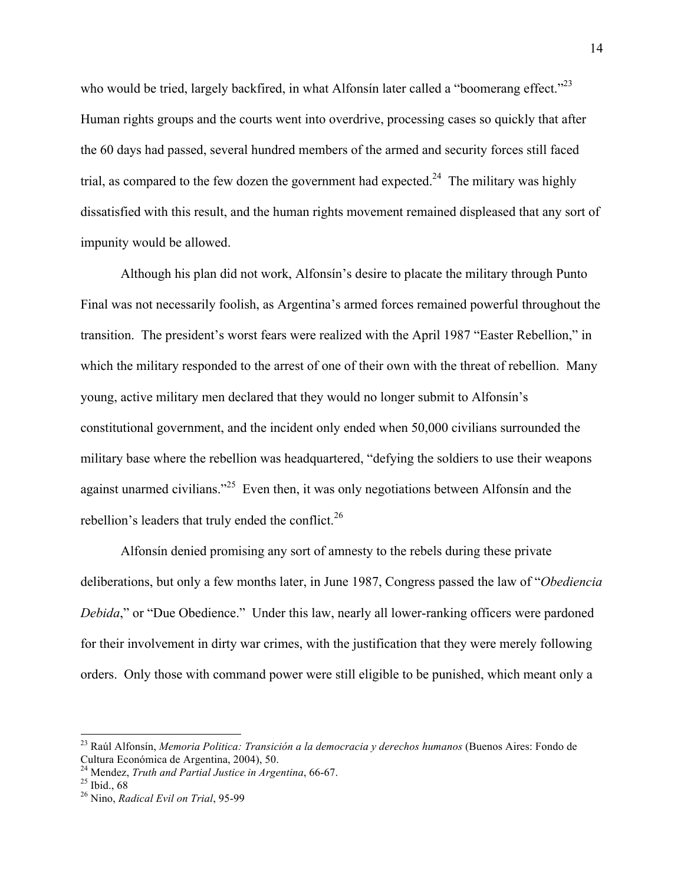who would be tried, largely backfired, in what Alfonsín later called a "boomerang effect."[23] Human rights groups and the courts went into overdrive, processing cases so quickly that after the 60 days had passed, several hundred members of the armed and security forces still faced trial, as compared to the few dozen the government had expected.[24] The military was highly dissatisfied with this result, and the human rights movement remained displeased that any sort of impunity would be allowed.

Although his plan did not work, Alfonsín's desire to placate the military through Punto Final was not necessarily foolish, as Argentina's armed forces remained powerful throughout the transition. The president's worst fears were realized with the April 1987 "Easter Rebellion," in which the military responded to the arrest of one of their own with the threat of rebellion. Many young, active military men declared that they would no longer submit to Alfonsín's constitutional government, and the incident only ended when 50,000 civilians surrounded the military base where the rebellion was headquartered, "defying the soldiers to use their weapons against unarmed civilians."[25] Even then, it was only negotiations between Alfonsín and the rebellion's leaders that truly ended the conflict.[26]

Alfonsín denied promising any sort of amnesty to the rebels during these private deliberations, but only a few months later, in June 1987, Congress passed the law of "*Obediencia Debida*," or "Due Obedience." Under this law, nearly all lower-ranking officers were pardoned for their involvement in dirty war crimes, with the justification that they were merely following orders. Only those with command power were still eligible to be punished, which meant only a

---

[23] Raúl Alfonsín, *Memoria Politica: Transición a la democracia y derechos humanos* (Buenos Aires: Fondo de Cultura Económica de Argentina, 2004), 50.

[24] Mendez, *Truth and Partial Justice in Argentina*, 66-67.

[25] Ibid., 68

[26] Nino, *Radical Evil on Trial*, 95-99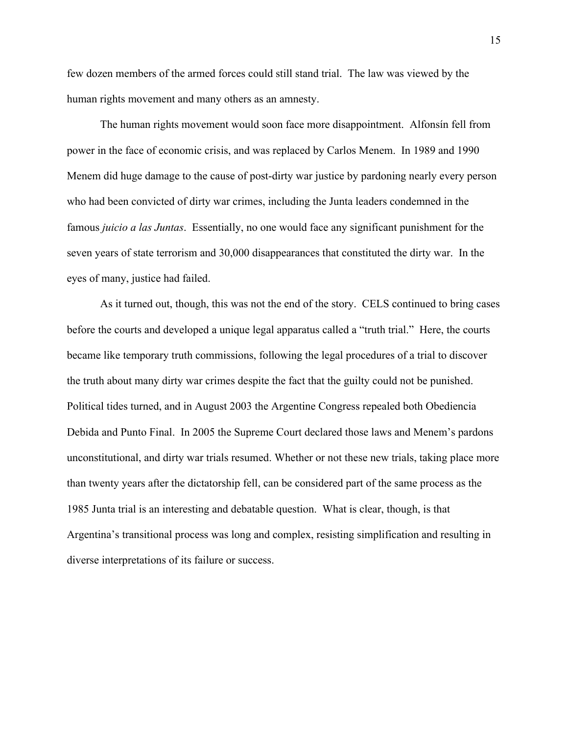few dozen members of the armed forces could still stand trial. The law was viewed by the human rights movement and many others as an amnesty.

The human rights movement would soon face more disappointment. Alfonsín fell from power in the face of economic crisis, and was replaced by Carlos Menem. In 1989 and 1990 Menem did huge damage to the cause of post-dirty war justice by pardoning nearly every person who had been convicted of dirty war crimes, including the Junta leaders condemned in the famous *juicio a las Juntas*. Essentially, no one would face any significant punishment for the seven years of state terrorism and 30,000 disappearances that constituted the dirty war. In the eyes of many, justice had failed.

As it turned out, though, this was not the end of the story. CELS continued to bring cases before the courts and developed a unique legal apparatus called a "truth trial." Here, the courts became like temporary truth commissions, following the legal procedures of a trial to discover the truth about many dirty war crimes despite the fact that the guilty could not be punished. Political tides turned, and in August 2003 the Argentine Congress repealed both Obediencia Debida and Punto Final. In 2005 the Supreme Court declared those laws and Menem's pardons unconstitutional, and dirty war trials resumed. Whether or not these new trials, taking place more than twenty years after the dictatorship fell, can be considered part of the same process as the 1985 Junta trial is an interesting and debatable question. What is clear, though, is that Argentina's transitional process was long and complex, resisting simplification and resulting in diverse interpretations of its failure or success.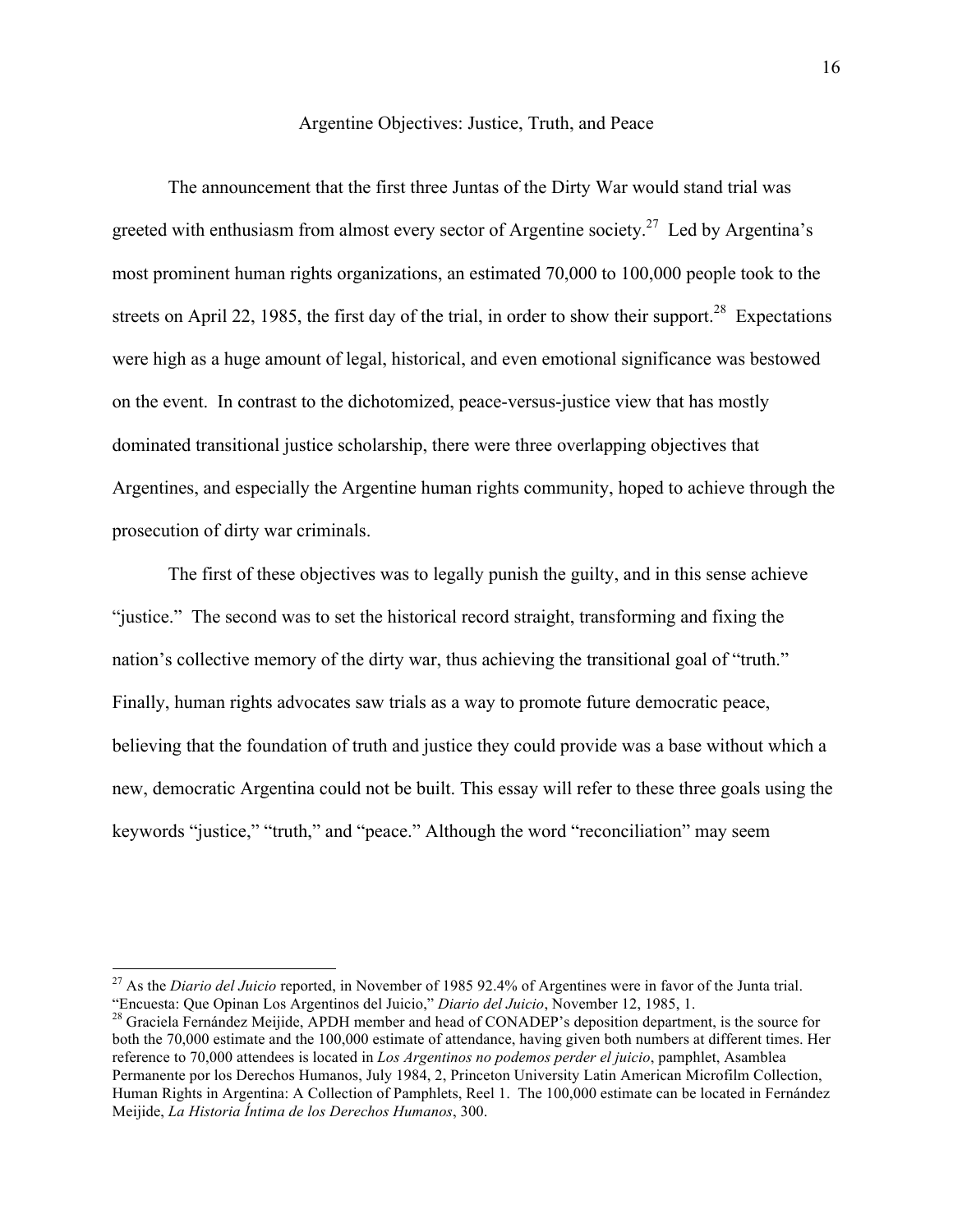## Argentine Objectives: Justice, Truth, and Peace

The announcement that the first three Juntas of the Dirty War would stand trial was greeted with enthusiasm from almost every sector of Argentine society.[27] Led by Argentina's most prominent human rights organizations, an estimated 70,000 to 100,000 people took to the streets on April 22, 1985, the first day of the trial, in order to show their support.[28] Expectations were high as a huge amount of legal, historical, and even emotional significance was bestowed on the event. In contrast to the dichotomized, peace-versus-justice view that has mostly dominated transitional justice scholarship, there were three overlapping objectives that Argentines, and especially the Argentine human rights community, hoped to achieve through the prosecution of dirty war criminals.

The first of these objectives was to legally punish the guilty, and in this sense achieve "justice." The second was to set the historical record straight, transforming and fixing the nation's collective memory of the dirty war, thus achieving the transitional goal of "truth." Finally, human rights advocates saw trials as a way to promote future democratic peace, believing that the foundation of truth and justice they could provide was a base without which a new, democratic Argentina could not be built. This essay will refer to these three goals using the keywords "justice," "truth," and "peace." Although the word "reconciliation" may seem

---

[27] As the *Diario del Juicio* reported, in November of 1985 92.4% of Argentines were in favor of the Junta trial. "Encuesta: Que Opinan Los Argentinos del Juicio," *Diario del Juicio*, November 12, 1985, 1.

[28] Graciela Fernández Meijide, APDH member and head of CONADEP's deposition department, is the source for both the 70,000 estimate and the 100,000 estimate of attendance, having given both numbers at different times. Her reference to 70,000 attendees is located in *Los Argentinos no podemos perder el juicio*, pamphlet, Asamblea Permanente por los Derechos Humanos, July 1984, 2, Princeton University Latin American Microfilm Collection, Human Rights in Argentina: A Collection of Pamphlets, Reel 1. The 100,000 estimate can be located in Fernández Meijide, *La Historia Íntima de los Derechos Humanos*, 300.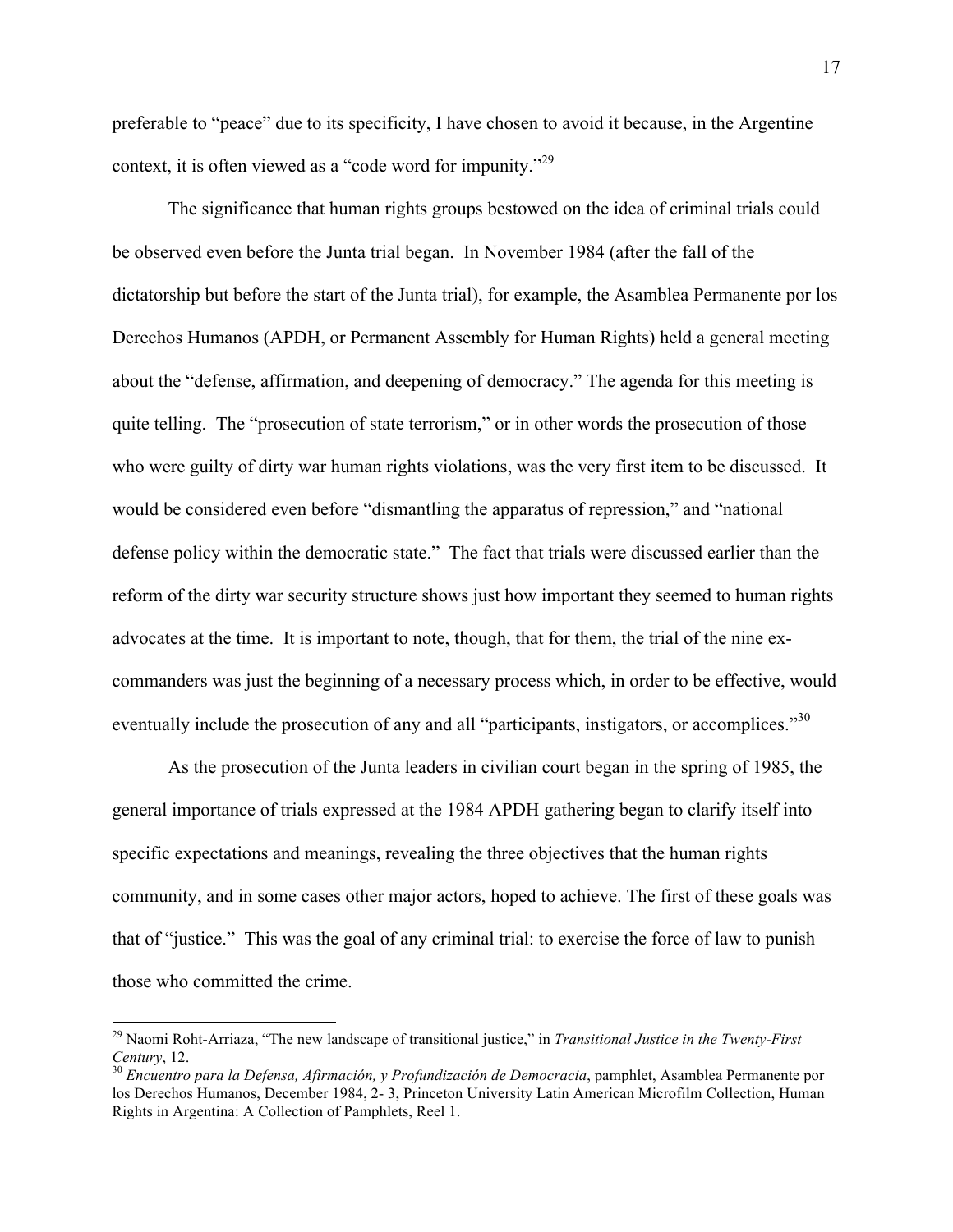preferable to "peace" due to its specificity, I have chosen to avoid it because, in the Argentine context, it is often viewed as a "code word for impunity."[29]

The significance that human rights groups bestowed on the idea of criminal trials could be observed even before the Junta trial began. In November 1984 (after the fall of the dictatorship but before the start of the Junta trial), for example, the Asamblea Permanente por los Derechos Humanos (APDH, or Permanent Assembly for Human Rights) held a general meeting about the "defense, affirmation, and deepening of democracy." The agenda for this meeting is quite telling. The "prosecution of state terrorism," or in other words the prosecution of those who were guilty of dirty war human rights violations, was the very first item to be discussed. It would be considered even before "dismantling the apparatus of repression," and "national defense policy within the democratic state." The fact that trials were discussed earlier than the reform of the dirty war security structure shows just how important they seemed to human rights advocates at the time. It is important to note, though, that for them, the trial of the nine ex-commanders was just the beginning of a necessary process which, in order to be effective, would eventually include the prosecution of any and all "participants, instigators, or accomplices."[30]

As the prosecution of the Junta leaders in civilian court began in the spring of 1985, the general importance of trials expressed at the 1984 APDH gathering began to clarify itself into specific expectations and meanings, revealing the three objectives that the human rights community, and in some cases other major actors, hoped to achieve. The first of these goals was that of "justice." This was the goal of any criminal trial: to exercise the force of law to punish those who committed the crime.

---

[29] Naomi Roht-Arriaza, "The new landscape of transitional justice," in *Transitional Justice in the Twenty-First Century*, 12.

[30] *Encuentro para la Defensa, Afirmación, y Profundización de Democracia*, pamphlet, Asamblea Permanente por los Derechos Humanos, December 1984, 2- 3, Princeton University Latin American Microfilm Collection, Human Rights in Argentina: A Collection of Pamphlets, Reel 1.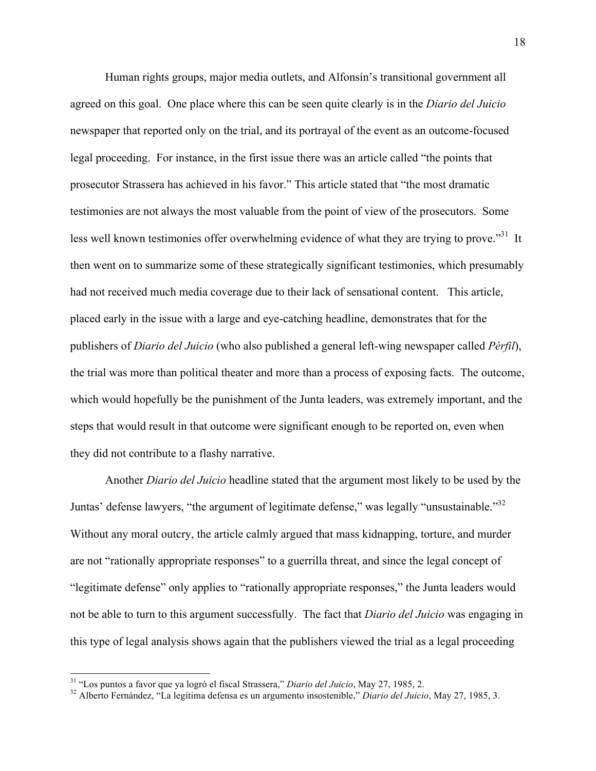Human rights groups, major media outlets, and Alfonsín's transitional government all agreed on this goal. One place where this can be seen quite clearly is in the *Diario del Juicio* newspaper that reported only on the trial, and its portrayal of the event as an outcome-focused legal proceeding. For instance, in the first issue there was an article called "the points that prosecutor Strassera has achieved in his favor." This article stated that "the most dramatic testimonies are not always the most valuable from the point of view of the prosecutors. Some less well known testimonies offer overwhelming evidence of what they are trying to prove."[31] It then went on to summarize some of these strategically significant testimonies, which presumably had not received much media coverage due to their lack of sensational content. This article, placed early in the issue with a large and eye-catching headline, demonstrates that for the publishers of *Diario del Juicio* (who also published a general left-wing newspaper called *Pérfil*), the trial was more than political theater and more than a process of exposing facts. The outcome, which would hopefully be the punishment of the Junta leaders, was extremely important, and the steps that would result in that outcome were significant enough to be reported on, even when they did not contribute to a flashy narrative.

Another *Diario del Juicio* headline stated that the argument most likely to be used by the Juntas' defense lawyers, "the argument of legitimate defense," was legally "unsustainable."[32] Without any moral outcry, the article calmly argued that mass kidnapping, torture, and murder are not "rationally appropriate responses" to a guerrilla threat, and since the legal concept of "legitimate defense" only applies to "rationally appropriate responses," the Junta leaders would not be able to turn to this argument successfully. The fact that *Diario del Juicio* was engaging in this type of legal analysis shows again that the publishers viewed the trial as a legal proceeding

---

[31] "Los puntos a favor que ya logró el fiscal Strassera," *Diario del Juicio*, May 27, 1985, 2.

[32] Alberto Fernández, "La legítima defensa es un argumento insostenible," *Diario del Juicio*, May 27, 1985, 3.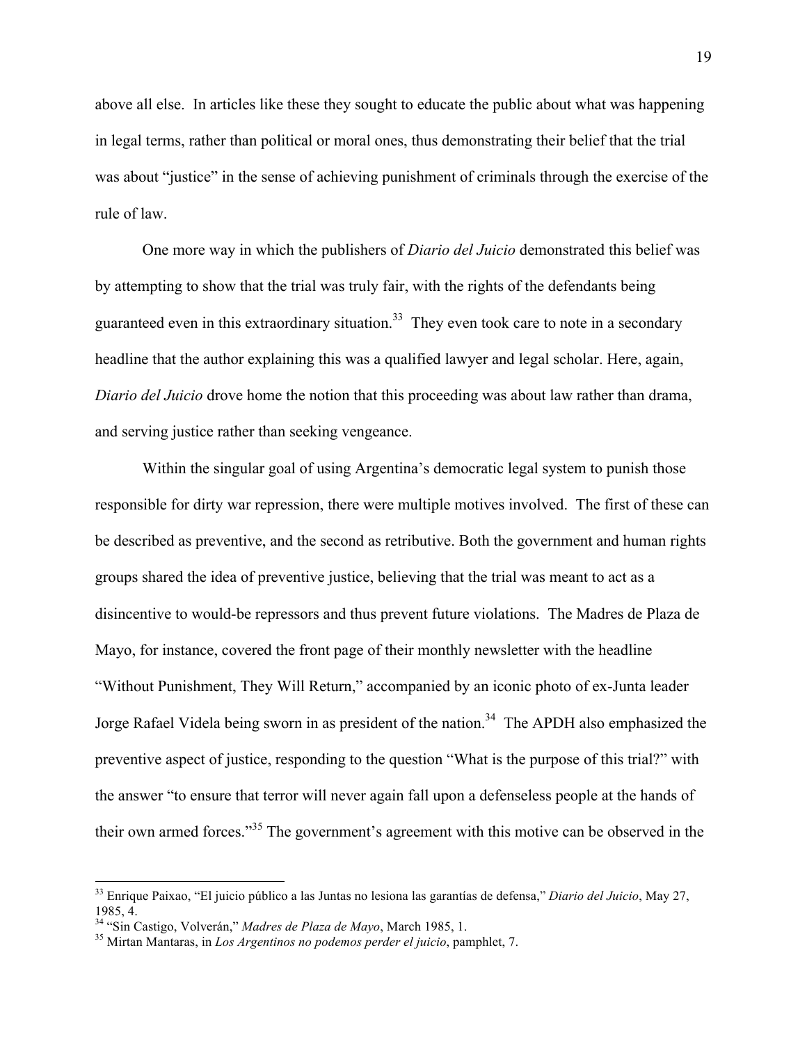above all else. In articles like these they sought to educate the public about what was happening in legal terms, rather than political or moral ones, thus demonstrating their belief that the trial was about "justice" in the sense of achieving punishment of criminals through the exercise of the rule of law.

One more way in which the publishers of *Diario del Juicio* demonstrated this belief was by attempting to show that the trial was truly fair, with the rights of the defendants being guaranteed even in this extraordinary situation.[33] They even took care to note in a secondary headline that the author explaining this was a qualified lawyer and legal scholar. Here, again, *Diario del Juicio* drove home the notion that this proceeding was about law rather than drama, and serving justice rather than seeking vengeance.

Within the singular goal of using Argentina's democratic legal system to punish those responsible for dirty war repression, there were multiple motives involved. The first of these can be described as preventive, and the second as retributive. Both the government and human rights groups shared the idea of preventive justice, believing that the trial was meant to act as a disincentive to would-be repressors and thus prevent future violations. The Madres de Plaza de Mayo, for instance, covered the front page of their monthly newsletter with the headline "Without Punishment, They Will Return," accompanied by an iconic photo of ex-Junta leader Jorge Rafael Videla being sworn in as president of the nation.[34] The APDH also emphasized the preventive aspect of justice, responding to the question "What is the purpose of this trial?" with the answer "to ensure that terror will never again fall upon a defenseless people at the hands of their own armed forces."[35] The government's agreement with this motive can be observed in the

---

[33] Enrique Paixao, "El juicio público a las Juntas no lesiona las garantías de defensa," *Diario del Juicio*, May 27, 1985, 4.

[34] "Sin Castigo, Volverán," *Madres de Plaza de Mayo*, March 1985, 1.

[35] Mirtan Mantaras, in *Los Argentinos no podemos perder el juicio*, pamphlet, 7.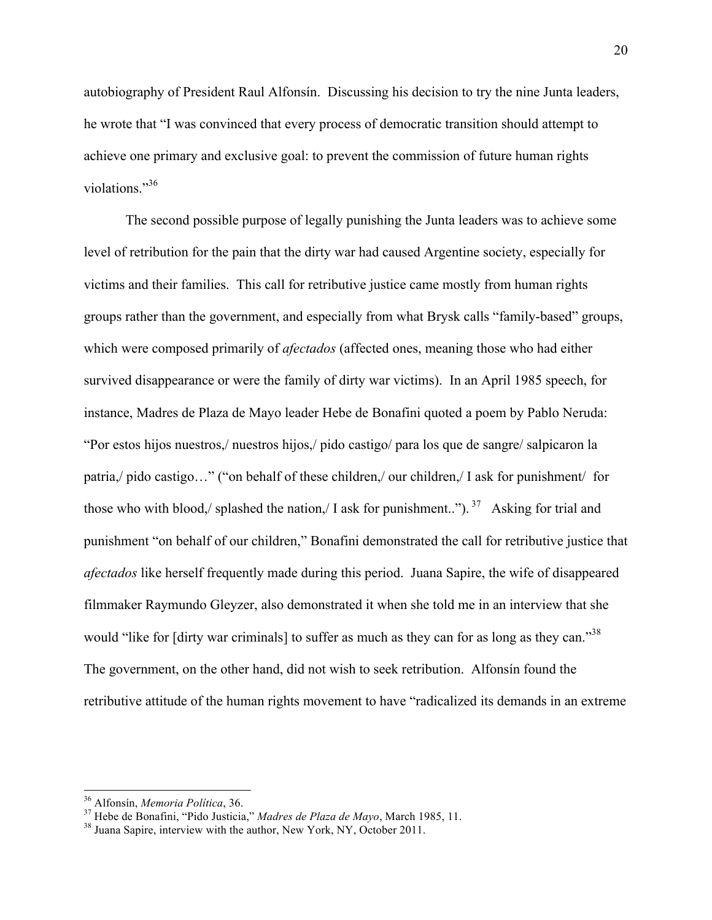autobiography of President Raul Alfonsín. Discussing his decision to try the nine Junta leaders, he wrote that "I was convinced that every process of democratic transition should attempt to achieve one primary and exclusive goal: to prevent the commission of future human rights violations."[36]

The second possible purpose of legally punishing the Junta leaders was to achieve some level of retribution for the pain that the dirty war had caused Argentine society, especially for victims and their families. This call for retributive justice came mostly from human rights groups rather than the government, and especially from what Brysk calls "family-based" groups, which were composed primarily of *afectados* (affected ones, meaning those who had either survived disappearance or were the family of dirty war victims). In an April 1985 speech, for instance, Madres de Plaza de Mayo leader Hebe de Bonafini quoted a poem by Pablo Neruda: "Por estos hijos nuestros,/ nuestros hijos,/ pido castigo/ para los que de sangre/ salpicaron la patria,/ pido castigo…" ("on behalf of these children,/ our children,/ I ask for punishment/ for those who with blood,/ splashed the nation,/ I ask for punishment.."). [37] Asking for trial and punishment "on behalf of our children," Bonafini demonstrated the call for retributive justice that *afectados* like herself frequently made during this period. Juana Sapire, the wife of disappeared filmmaker Raymundo Gleyzer, also demonstrated it when she told me in an interview that she would "like for [dirty war criminals] to suffer as much as they can for as long as they can."[38] The government, on the other hand, did not wish to seek retribution. Alfonsín found the retributive attitude of the human rights movement to have "radicalized its demands in an extreme

---

[36] Alfonsín, *Memoria Política*, 36.

[37] Hebe de Bonafini, "Pido Justicia," *Madres de Plaza de Mayo*, March 1985, 11.

[38] Juana Sapire, interview with the author, New York, NY, October 2011.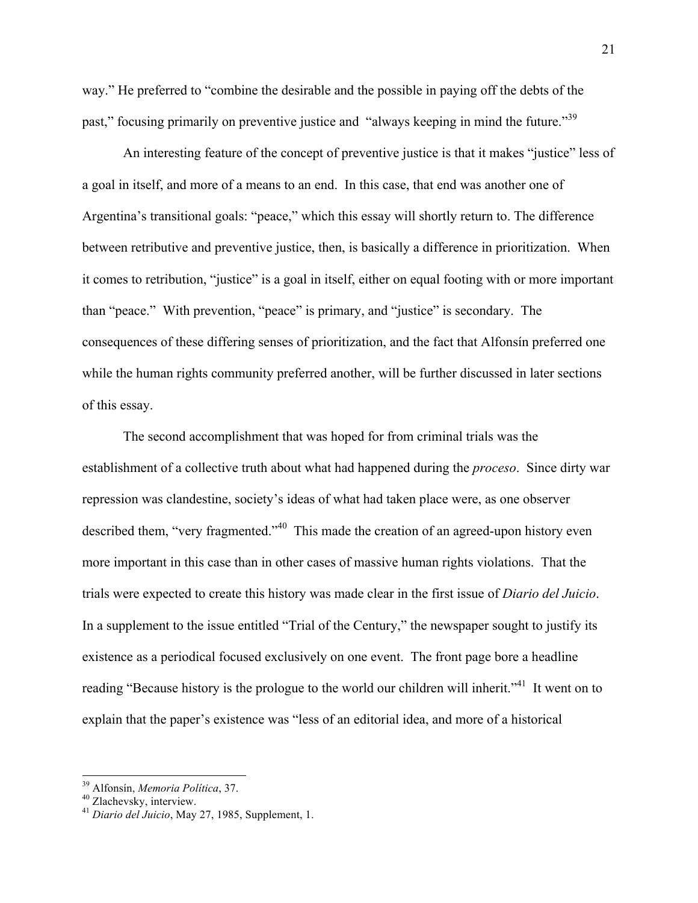way." He preferred to "combine the desirable and the possible in paying off the debts of the past," focusing primarily on preventive justice and "always keeping in mind the future."[39]

An interesting feature of the concept of preventive justice is that it makes "justice" less of a goal in itself, and more of a means to an end. In this case, that end was another one of Argentina's transitional goals: "peace," which this essay will shortly return to. The difference between retributive and preventive justice, then, is basically a difference in prioritization. When it comes to retribution, "justice" is a goal in itself, either on equal footing with or more important than "peace." With prevention, "peace" is primary, and "justice" is secondary. The consequences of these differing senses of prioritization, and the fact that Alfonsín preferred one while the human rights community preferred another, will be further discussed in later sections of this essay.

The second accomplishment that was hoped for from criminal trials was the establishment of a collective truth about what had happened during the *proceso*. Since dirty war repression was clandestine, society's ideas of what had taken place were, as one observer described them, "very fragmented."[40] This made the creation of an agreed-upon history even more important in this case than in other cases of massive human rights violations. That the trials were expected to create this history was made clear in the first issue of *Diario del Juicio*. In a supplement to the issue entitled "Trial of the Century," the newspaper sought to justify its existence as a periodical focused exclusively on one event. The front page bore a headline reading "Because history is the prologue to the world our children will inherit."[41] It went on to explain that the paper's existence was "less of an editorial idea, and more of a historical

---

[39] Alfonsín, *Memoria Política*, 37.
[40] Zlachevsky, interview.
[41] *Diario del Juicio*, May 27, 1985, Supplement, 1.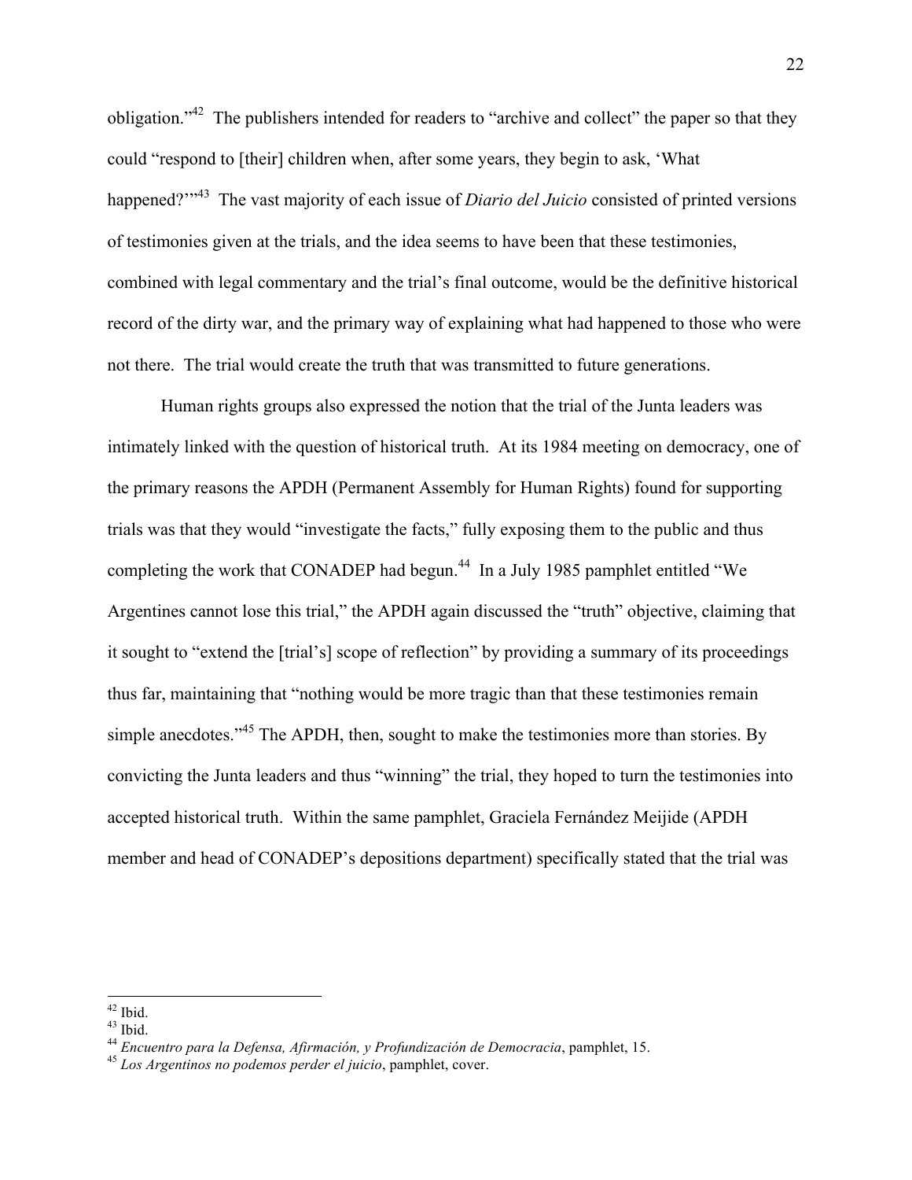obligation."[42] The publishers intended for readers to "archive and collect" the paper so that they could "respond to [their] children when, after some years, they begin to ask, 'What happened?'"[43] The vast majority of each issue of *Diario del Juicio* consisted of printed versions of testimonies given at the trials, and the idea seems to have been that these testimonies, combined with legal commentary and the trial's final outcome, would be the definitive historical record of the dirty war, and the primary way of explaining what had happened to those who were not there. The trial would create the truth that was transmitted to future generations.

Human rights groups also expressed the notion that the trial of the Junta leaders was intimately linked with the question of historical truth. At its 1984 meeting on democracy, one of the primary reasons the APDH (Permanent Assembly for Human Rights) found for supporting trials was that they would "investigate the facts," fully exposing them to the public and thus completing the work that CONADEP had begun.[44] In a July 1985 pamphlet entitled "We Argentines cannot lose this trial," the APDH again discussed the "truth" objective, claiming that it sought to "extend the [trial's] scope of reflection" by providing a summary of its proceedings thus far, maintaining that "nothing would be more tragic than that these testimonies remain simple anecdotes."[45] The APDH, then, sought to make the testimonies more than stories. By convicting the Junta leaders and thus "winning" the trial, they hoped to turn the testimonies into accepted historical truth. Within the same pamphlet, Graciela Fernández Meijide (APDH member and head of CONADEP's depositions department) specifically stated that the trial was

---

[42] Ibid.

[43] Ibid.

[44] *Encuentro para la Defensa, Afirmación, y Profundización de Democracia*, pamphlet, 15.

[45] *Los Argentinos no podemos perder el juicio*, pamphlet, cover.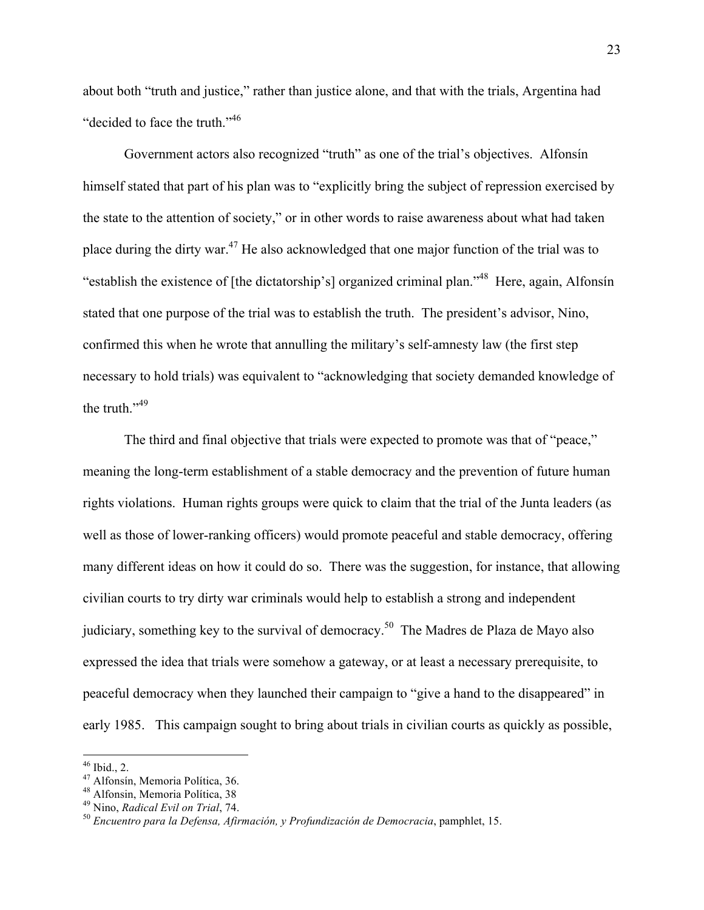about both "truth and justice," rather than justice alone, and that with the trials, Argentina had "decided to face the truth."[46]

Government actors also recognized "truth" as one of the trial's objectives. Alfonsín himself stated that part of his plan was to "explicitly bring the subject of repression exercised by the state to the attention of society," or in other words to raise awareness about what had taken place during the dirty war.[47] He also acknowledged that one major function of the trial was to "establish the existence of [the dictatorship's] organized criminal plan."[48] Here, again, Alfonsín stated that one purpose of the trial was to establish the truth. The president's advisor, Nino, confirmed this when he wrote that annulling the military's self-amnesty law (the first step necessary to hold trials) was equivalent to "acknowledging that society demanded knowledge of the truth."[49]

The third and final objective that trials were expected to promote was that of "peace," meaning the long-term establishment of a stable democracy and the prevention of future human rights violations. Human rights groups were quick to claim that the trial of the Junta leaders (as well as those of lower-ranking officers) would promote peaceful and stable democracy, offering many different ideas on how it could do so. There was the suggestion, for instance, that allowing civilian courts to try dirty war criminals would help to establish a strong and independent judiciary, something key to the survival of democracy.[50] The Madres de Plaza de Mayo also expressed the idea that trials were somehow a gateway, or at least a necessary prerequisite, to peaceful democracy when they launched their campaign to "give a hand to the disappeared" in early 1985. This campaign sought to bring about trials in civilian courts as quickly as possible,

---

[46] Ibid., 2.
[47] Alfonsín, Memoria Política, 36.
[48] Alfonsin, Memoria Política, 38
[49] Nino, *Radical Evil on Trial*, 74.
[50] *Encuentro para la Defensa, Afirmación, y Profundización de Democracia*, pamphlet, 15.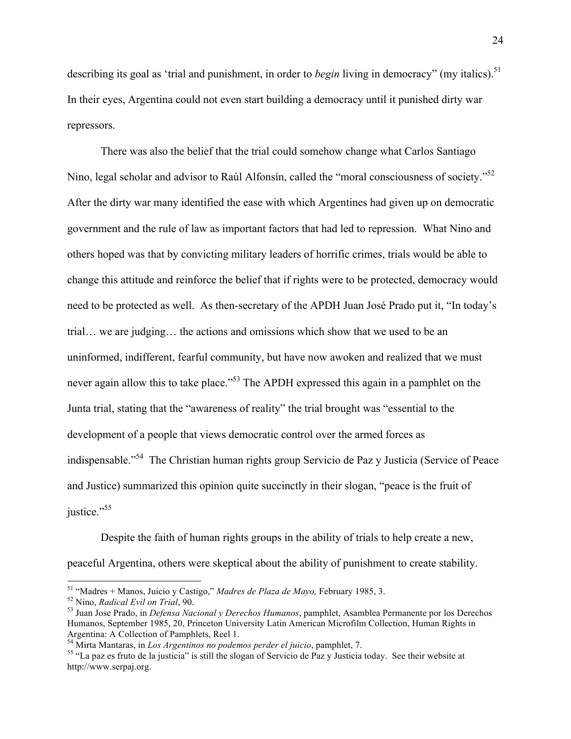describing its goal as 'trial and punishment, in order to *begin* living in democracy" (my italics).[51] In their eyes, Argentina could not even start building a democracy until it punished dirty war repressors.

There was also the belief that the trial could somehow change what Carlos Santiago Nino, legal scholar and advisor to Raúl Alfonsín, called the "moral consciousness of society."[52] After the dirty war many identified the ease with which Argentines had given up on democratic government and the rule of law as important factors that had led to repression. What Nino and others hoped was that by convicting military leaders of horrific crimes, trials would be able to change this attitude and reinforce the belief that if rights were to be protected, democracy would need to be protected as well. As then-secretary of the APDH Juan José Prado put it, "In today's trial… we are judging… the actions and omissions which show that we used to be an uninformed, indifferent, fearful community, but have now awoken and realized that we must never again allow this to take place."[53] The APDH expressed this again in a pamphlet on the Junta trial, stating that the "awareness of reality" the trial brought was "essential to the development of a people that views democratic control over the armed forces as indispensable."[54] The Christian human rights group Servicio de Paz y Justicia (Service of Peace and Justice) summarized this opinion quite succinctly in their slogan, "peace is the fruit of justice."[55]

Despite the faith of human rights groups in the ability of trials to help create a new, peaceful Argentina, others were skeptical about the ability of punishment to create stability.

---

[51] "Madres + Manos, Juicio y Castigo," *Madres de Plaza de Mayo,* February 1985, 3.

[52] Nino, *Radical Evil on Trial*, 90.

[53] Juan Jose Prado, in *Defensa Nacional y Derechos Humanos*, pamphlet, Asamblea Permanente por los Derechos Humanos, September 1985, 20, Princeton University Latin American Microfilm Collection, Human Rights in Argentina: A Collection of Pamphlets, Reel 1.

[54] Mirta Mantaras, in *Los Argentinos no podemos perder el juicio*, pamphlet, 7.

[55] "La paz es fruto de la justicia" is still the slogan of Servicio de Paz y Justicia today. See their website at http://www.serpaj.org.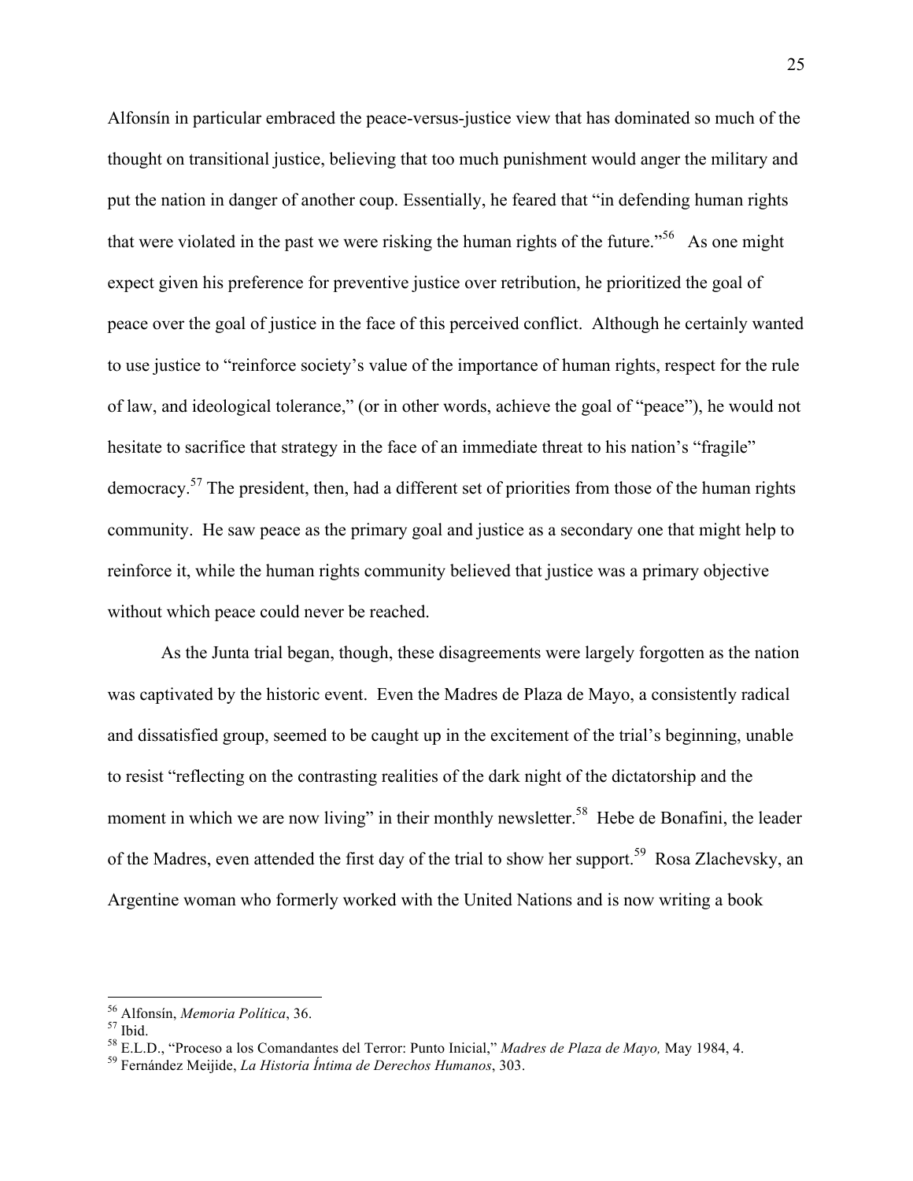Alfonsín in particular embraced the peace-versus-justice view that has dominated so much of the thought on transitional justice, believing that too much punishment would anger the military and put the nation in danger of another coup. Essentially, he feared that "in defending human rights that were violated in the past we were risking the human rights of the future."[56] As one might expect given his preference for preventive justice over retribution, he prioritized the goal of peace over the goal of justice in the face of this perceived conflict. Although he certainly wanted to use justice to "reinforce society's value of the importance of human rights, respect for the rule of law, and ideological tolerance," (or in other words, achieve the goal of "peace"), he would not hesitate to sacrifice that strategy in the face of an immediate threat to his nation's "fragile" democracy.[57] The president, then, had a different set of priorities from those of the human rights community. He saw peace as the primary goal and justice as a secondary one that might help to reinforce it, while the human rights community believed that justice was a primary objective without which peace could never be reached.

As the Junta trial began, though, these disagreements were largely forgotten as the nation was captivated by the historic event. Even the Madres de Plaza de Mayo, a consistently radical and dissatisfied group, seemed to be caught up in the excitement of the trial's beginning, unable to resist "reflecting on the contrasting realities of the dark night of the dictatorship and the moment in which we are now living" in their monthly newsletter.[58] Hebe de Bonafini, the leader of the Madres, even attended the first day of the trial to show her support.[59] Rosa Zlachevsky, an Argentine woman who formerly worked with the United Nations and is now writing a book

---

[56] Alfonsín, *Memoria Política*, 36.

[57] Ibid.

[58] E.L.D., "Proceso a los Comandantes del Terror: Punto Inicial," *Madres de Plaza de Mayo,* May 1984, 4.

[59] Fernández Meijide, *La Historia Íntima de Derechos Humanos*, 303.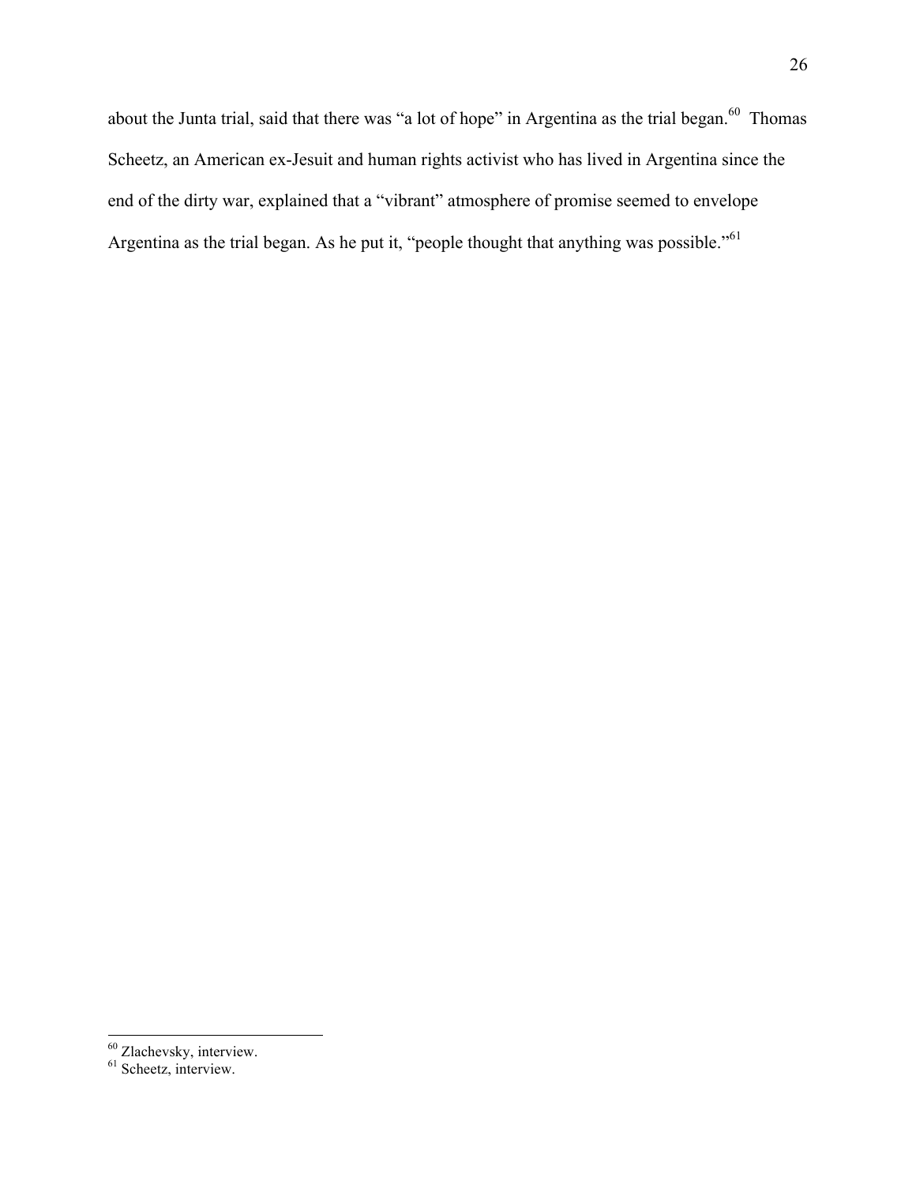about the Junta trial, said that there was "a lot of hope" in Argentina as the trial began.[60] Thomas Scheetz, an American ex-Jesuit and human rights activist who has lived in Argentina since the end of the dirty war, explained that a "vibrant" atmosphere of promise seemed to envelope Argentina as the trial began. As he put it, "people thought that anything was possible."[61]

---

[60] Zlachevsky, interview.

[61] Scheetz, interview.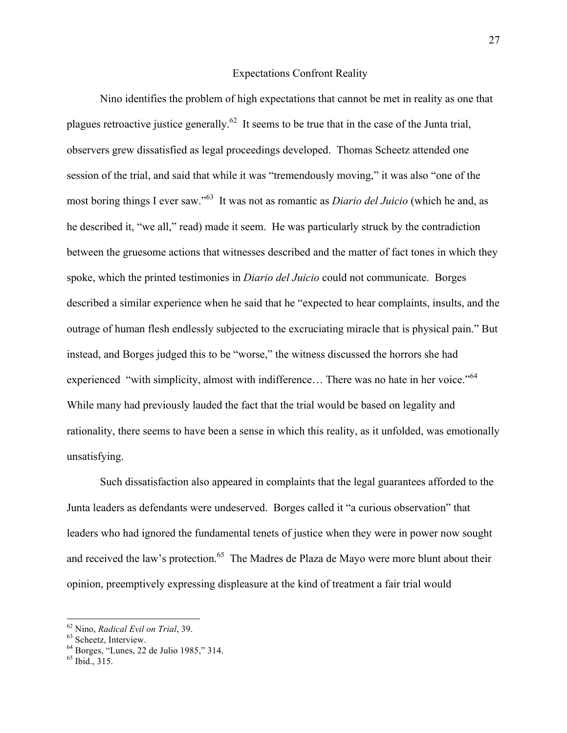## Expectations Confront Reality

Nino identifies the problem of high expectations that cannot be met in reality as one that plagues retroactive justice generally.[62] It seems to be true that in the case of the Junta trial, observers grew dissatisfied as legal proceedings developed. Thomas Scheetz attended one session of the trial, and said that while it was "tremendously moving," it was also "one of the most boring things I ever saw."[63] It was not as romantic as *Diario del Juicio* (which he and, as he described it, "we all," read) made it seem. He was particularly struck by the contradiction between the gruesome actions that witnesses described and the matter of fact tones in which they spoke, which the printed testimonies in *Diario del Juicio* could not communicate. Borges described a similar experience when he said that he "expected to hear complaints, insults, and the outrage of human flesh endlessly subjected to the excruciating miracle that is physical pain." But instead, and Borges judged this to be "worse," the witness discussed the horrors she had experienced "with simplicity, almost with indifference… There was no hate in her voice."[64] While many had previously lauded the fact that the trial would be based on legality and rationality, there seems to have been a sense in which this reality, as it unfolded, was emotionally unsatisfying.

Such dissatisfaction also appeared in complaints that the legal guarantees afforded to the Junta leaders as defendants were undeserved. Borges called it "a curious observation" that leaders who had ignored the fundamental tenets of justice when they were in power now sought and received the law's protection.[65] The Madres de Plaza de Mayo were more blunt about their opinion, preemptively expressing displeasure at the kind of treatment a fair trial would

---

[62] Nino, *Radical Evil on Trial*, 39.

[63] Scheetz, Interview.

[64] Borges, "Lunes, 22 de Julio 1985," 314.

[65] Ibid., 315.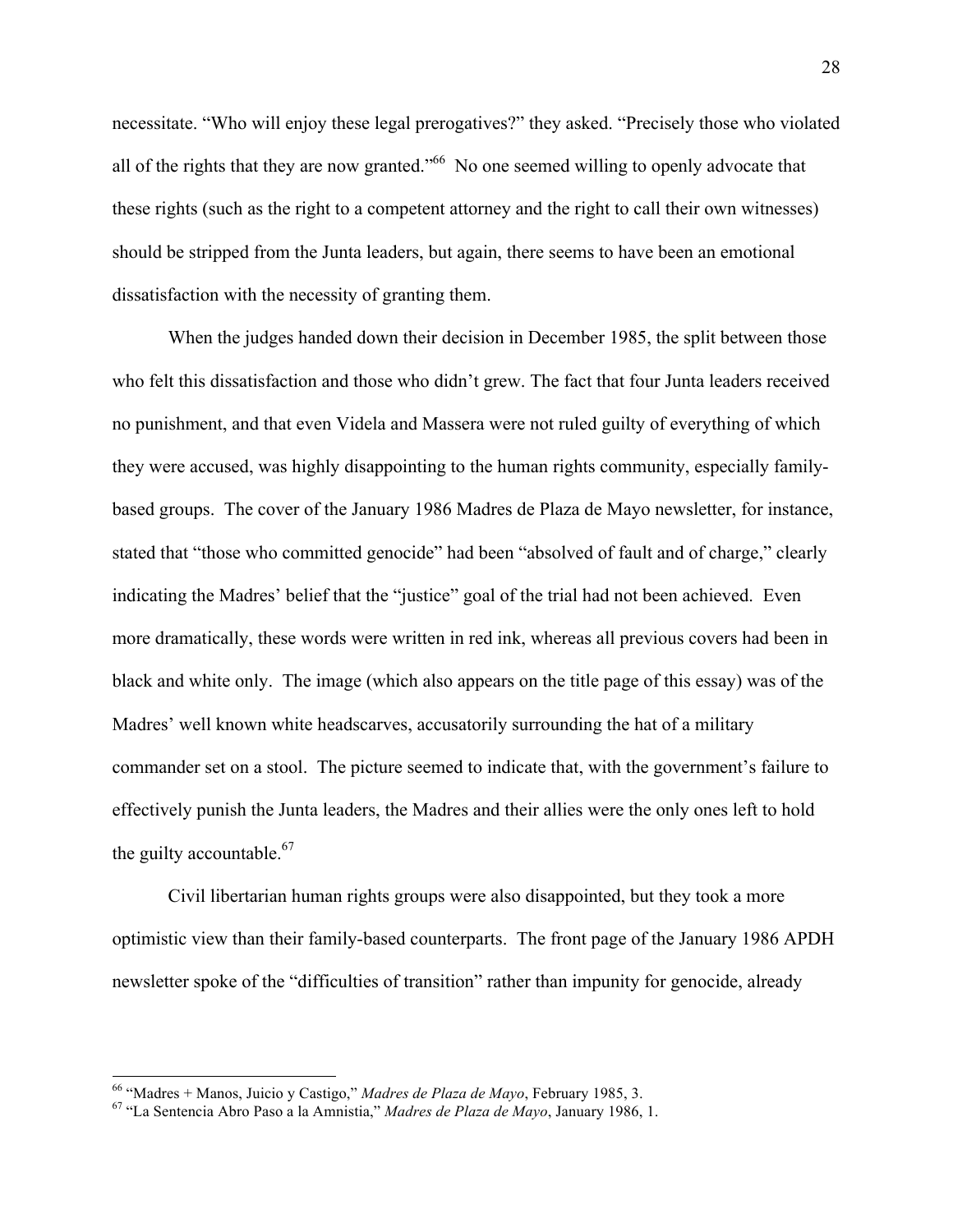necessitate. "Who will enjoy these legal prerogatives?" they asked. "Precisely those who violated all of the rights that they are now granted."[66] No one seemed willing to openly advocate that these rights (such as the right to a competent attorney and the right to call their own witnesses) should be stripped from the Junta leaders, but again, there seems to have been an emotional dissatisfaction with the necessity of granting them.

When the judges handed down their decision in December 1985, the split between those who felt this dissatisfaction and those who didn't grew. The fact that four Junta leaders received no punishment, and that even Videla and Massera were not ruled guilty of everything of which they were accused, was highly disappointing to the human rights community, especially family-based groups. The cover of the January 1986 Madres de Plaza de Mayo newsletter, for instance, stated that "those who committed genocide" had been "absolved of fault and of charge," clearly indicating the Madres' belief that the "justice" goal of the trial had not been achieved. Even more dramatically, these words were written in red ink, whereas all previous covers had been in black and white only. The image (which also appears on the title page of this essay) was of the Madres' well known white headscarves, accusatorily surrounding the hat of a military commander set on a stool. The picture seemed to indicate that, with the government's failure to effectively punish the Junta leaders, the Madres and their allies were the only ones left to hold the guilty accountable.[67]

Civil libertarian human rights groups were also disappointed, but they took a more optimistic view than their family-based counterparts. The front page of the January 1986 APDH newsletter spoke of the "difficulties of transition" rather than impunity for genocide, already

---

[66] "Madres + Manos, Juicio y Castigo," *Madres de Plaza de Mayo*, February 1985, 3.

[67] "La Sentencia Abro Paso a la Amnistia," *Madres de Plaza de Mayo*, January 1986, 1.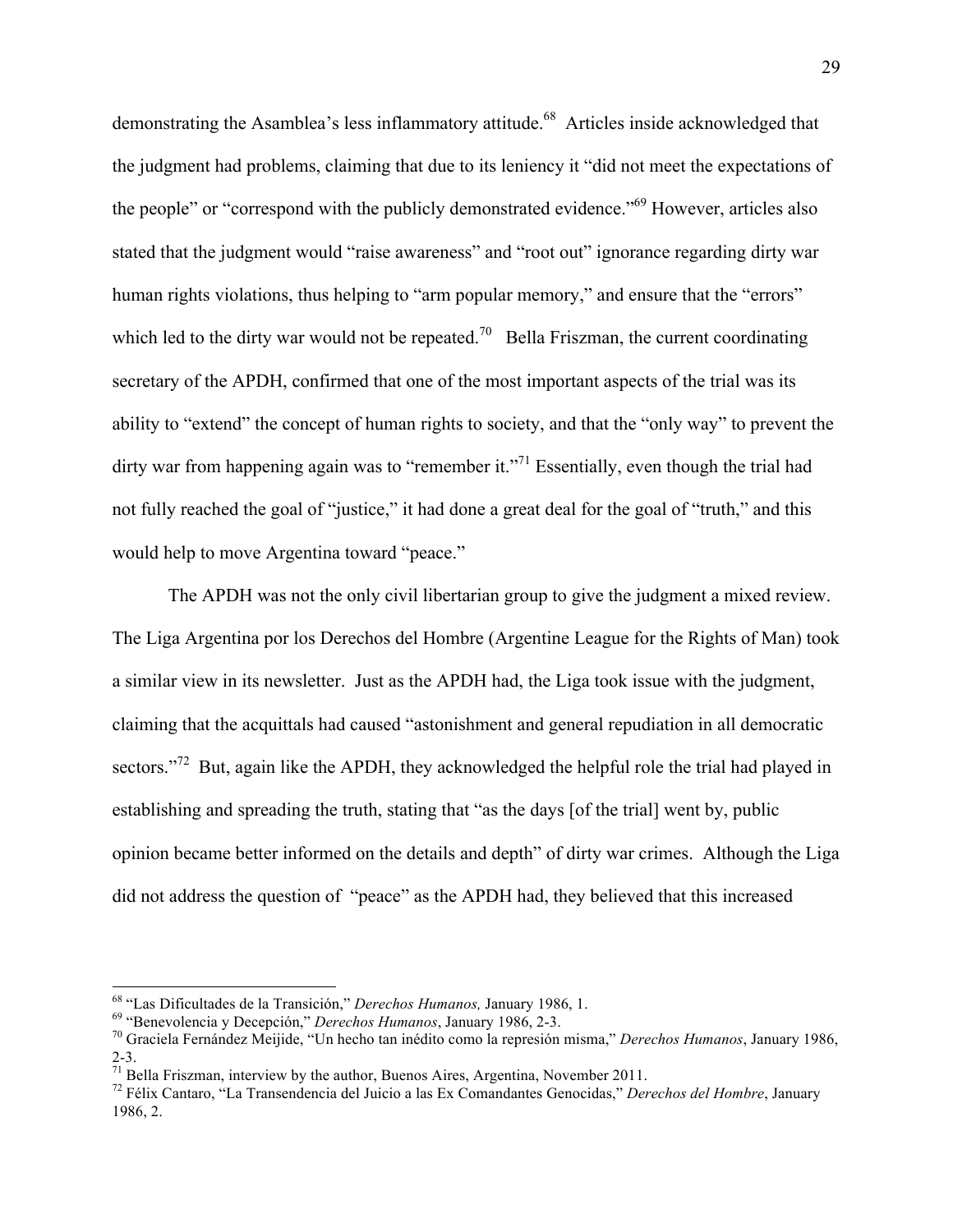demonstrating the Asamblea's less inflammatory attitude.[68] Articles inside acknowledged that the judgment had problems, claiming that due to its leniency it "did not meet the expectations of the people" or "correspond with the publicly demonstrated evidence."[69] However, articles also stated that the judgment would "raise awareness" and "root out" ignorance regarding dirty war human rights violations, thus helping to "arm popular memory," and ensure that the "errors" which led to the dirty war would not be repeated.[70] Bella Friszman, the current coordinating secretary of the APDH, confirmed that one of the most important aspects of the trial was its ability to "extend" the concept of human rights to society, and that the "only way" to prevent the dirty war from happening again was to "remember it."[71] Essentially, even though the trial had not fully reached the goal of "justice," it had done a great deal for the goal of "truth," and this would help to move Argentina toward "peace."

The APDH was not the only civil libertarian group to give the judgment a mixed review. The Liga Argentina por los Derechos del Hombre (Argentine League for the Rights of Man) took a similar view in its newsletter. Just as the APDH had, the Liga took issue with the judgment, claiming that the acquittals had caused "astonishment and general repudiation in all democratic sectors."[72] But, again like the APDH, they acknowledged the helpful role the trial had played in establishing and spreading the truth, stating that "as the days [of the trial] went by, public opinion became better informed on the details and depth" of dirty war crimes. Although the Liga did not address the question of "peace" as the APDH had, they believed that this increased

---

[68] "Las Dificultades de la Transición," *Derechos Humanos,* January 1986, 1.

[69] "Benevolencia y Decepción," *Derechos Humanos*, January 1986, 2-3.

[70] Graciela Fernández Meijide, "Un hecho tan inédito como la represión misma," *Derechos Humanos*, January 1986, 2-3.

[71] Bella Friszman, interview by the author, Buenos Aires, Argentina, November 2011.

[72] Félix Cantaro, "La Transendencia del Juicio a las Ex Comandantes Genocidas," *Derechos del Hombre*, January 1986, 2.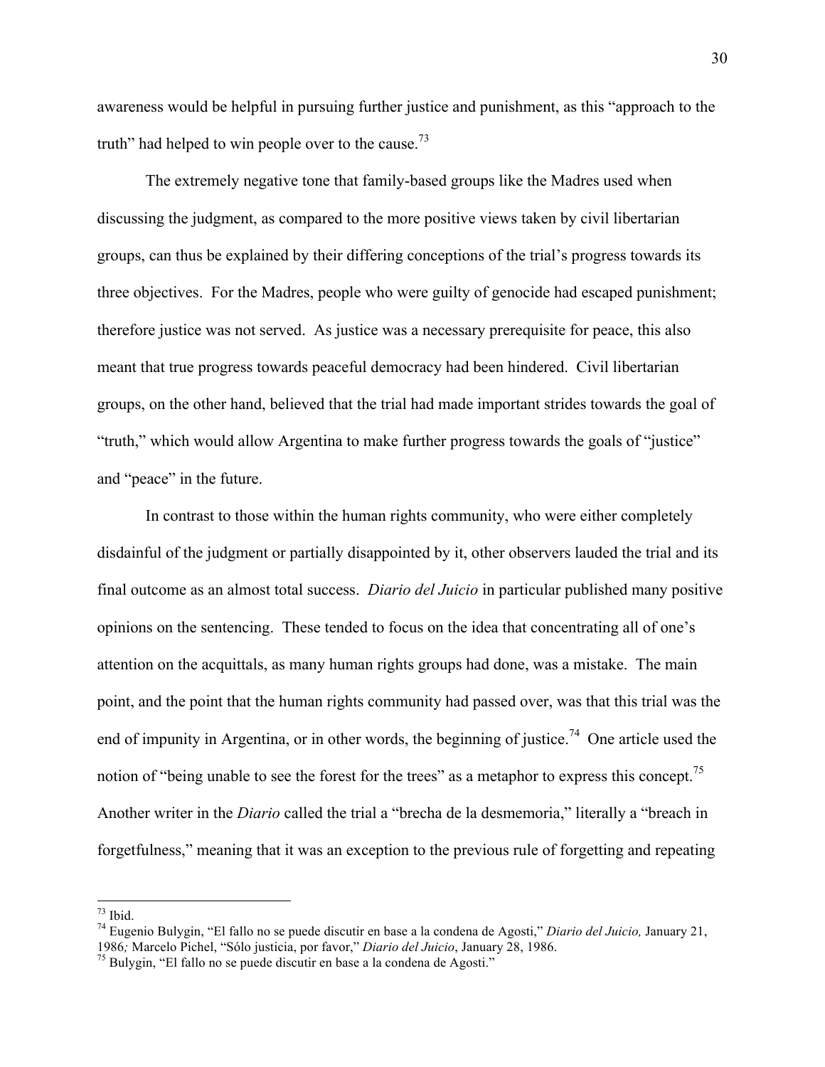awareness would be helpful in pursuing further justice and punishment, as this "approach to the truth" had helped to win people over to the cause.[73]

The extremely negative tone that family-based groups like the Madres used when discussing the judgment, as compared to the more positive views taken by civil libertarian groups, can thus be explained by their differing conceptions of the trial's progress towards its three objectives. For the Madres, people who were guilty of genocide had escaped punishment; therefore justice was not served. As justice was a necessary prerequisite for peace, this also meant that true progress towards peaceful democracy had been hindered. Civil libertarian groups, on the other hand, believed that the trial had made important strides towards the goal of "truth," which would allow Argentina to make further progress towards the goals of "justice" and "peace" in the future.

In contrast to those within the human rights community, who were either completely disdainful of the judgment or partially disappointed by it, other observers lauded the trial and its final outcome as an almost total success. *Diario del Juicio* in particular published many positive opinions on the sentencing. These tended to focus on the idea that concentrating all of one's attention on the acquittals, as many human rights groups had done, was a mistake. The main point, and the point that the human rights community had passed over, was that this trial was the end of impunity in Argentina, or in other words, the beginning of justice.[74] One article used the notion of "being unable to see the forest for the trees" as a metaphor to express this concept.[75] Another writer in the *Diario* called the trial a "brecha de la desmemoria," literally a "breach in forgetfulness," meaning that it was an exception to the previous rule of forgetting and repeating

---

[73] Ibid.

[74] Eugenio Bulygin, "El fallo no se puede discutir en base a la condena de Agosti," *Diario del Juicio,* January 21, 1986; Marcelo Pichel, "Sólo justicia, por favor," *Diario del Juicio*, January 28, 1986.

[75] Bulygin, "El fallo no se puede discutir en base a la condena de Agosti."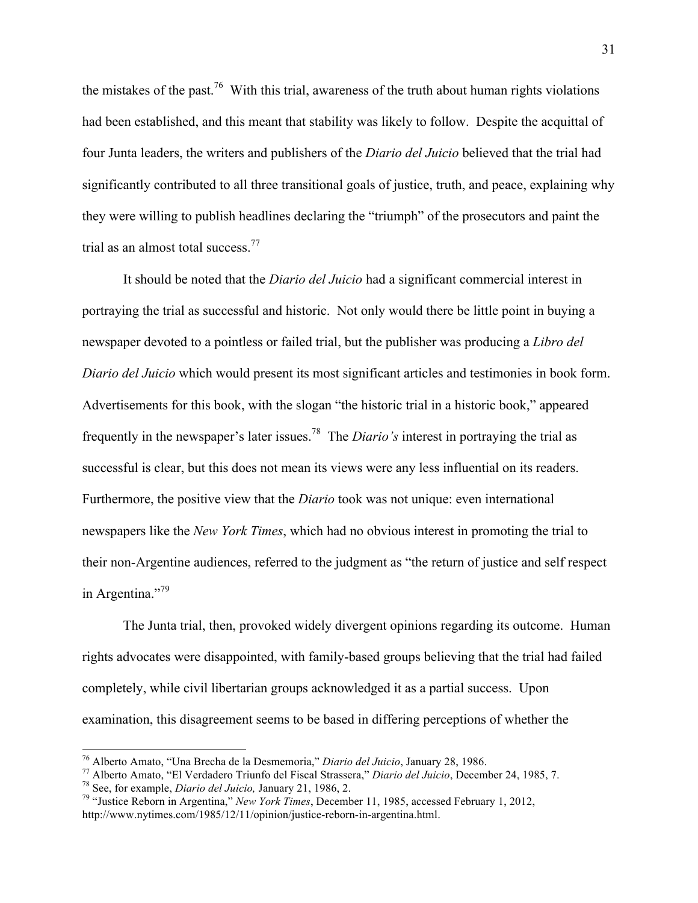the mistakes of the past.[76] With this trial, awareness of the truth about human rights violations had been established, and this meant that stability was likely to follow. Despite the acquittal of four Junta leaders, the writers and publishers of the *Diario del Juicio* believed that the trial had significantly contributed to all three transitional goals of justice, truth, and peace, explaining why they were willing to publish headlines declaring the "triumph" of the prosecutors and paint the trial as an almost total success.[77]

It should be noted that the *Diario del Juicio* had a significant commercial interest in portraying the trial as successful and historic. Not only would there be little point in buying a newspaper devoted to a pointless or failed trial, but the publisher was producing a *Libro del Diario del Juicio* which would present its most significant articles and testimonies in book form. Advertisements for this book, with the slogan "the historic trial in a historic book," appeared frequently in the newspaper's later issues.[78] The *Diario's* interest in portraying the trial as successful is clear, but this does not mean its views were any less influential on its readers. Furthermore, the positive view that the *Diario* took was not unique: even international newspapers like the *New York Times*, which had no obvious interest in promoting the trial to their non-Argentine audiences, referred to the judgment as "the return of justice and self respect in Argentina."[79]

The Junta trial, then, provoked widely divergent opinions regarding its outcome. Human rights advocates were disappointed, with family-based groups believing that the trial had failed completely, while civil libertarian groups acknowledged it as a partial success. Upon examination, this disagreement seems to be based in differing perceptions of whether the

---

[76] Alberto Amato, "Una Brecha de la Desmemoria," *Diario del Juicio*, January 28, 1986.

[77] Alberto Amato, "El Verdadero Triunfo del Fiscal Strassera," *Diario del Juicio*, December 24, 1985, 7.

[78] See, for example, *Diario del Juicio,* January 21, 1986, 2.

[79] "Justice Reborn in Argentina," *New York Times*, December 11, 1985, accessed February 1, 2012, http://www.nytimes.com/1985/12/11/opinion/justice-reborn-in-argentina.html.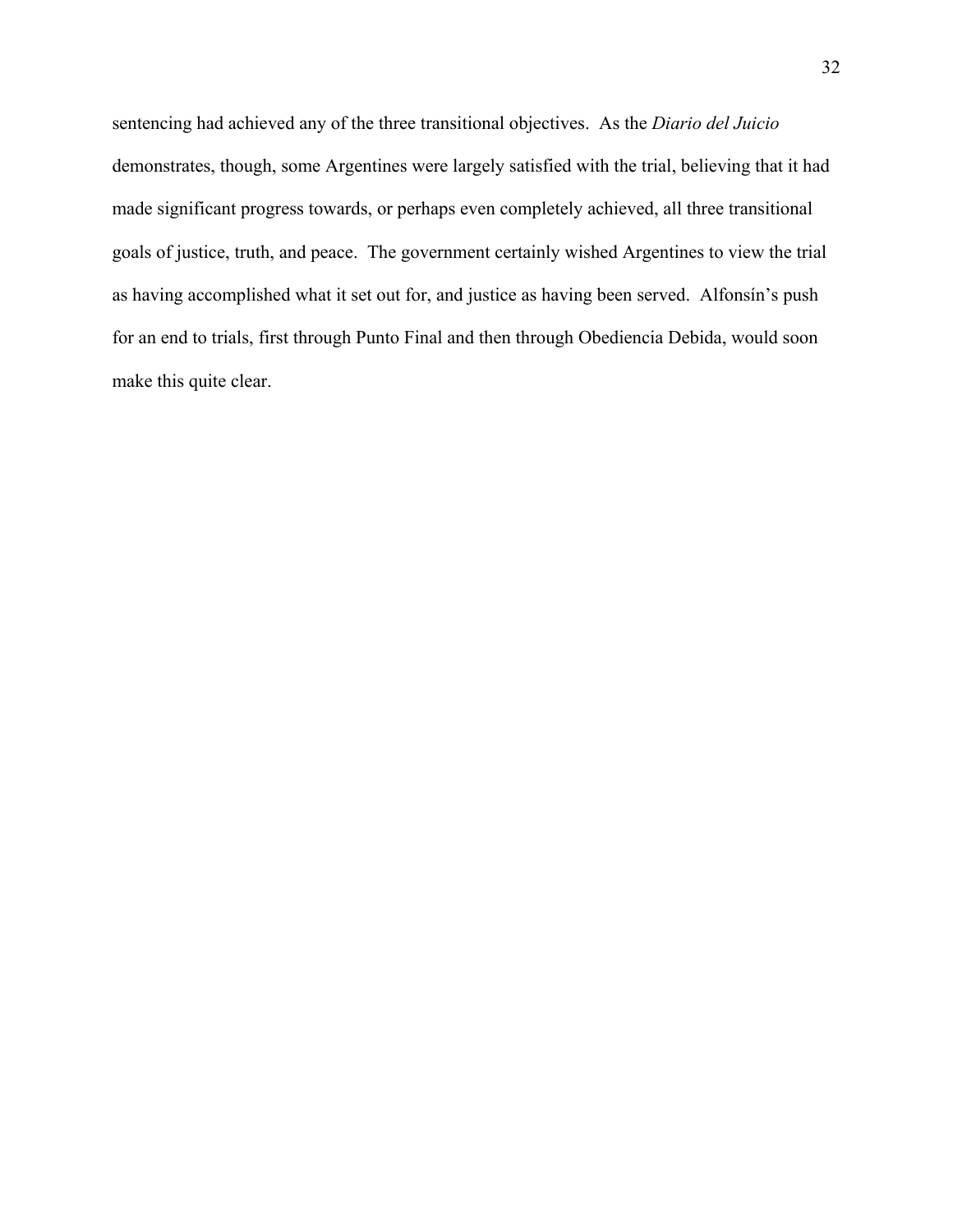sentencing had achieved any of the three transitional objectives. As the *Diario del Juicio* demonstrates, though, some Argentines were largely satisfied with the trial, believing that it had made significant progress towards, or perhaps even completely achieved, all three transitional goals of justice, truth, and peace. The government certainly wished Argentines to view the trial as having accomplished what it set out for, and justice as having been served. Alfonsín's push for an end to trials, first through Punto Final and then through Obediencia Debida, would soon make this quite clear.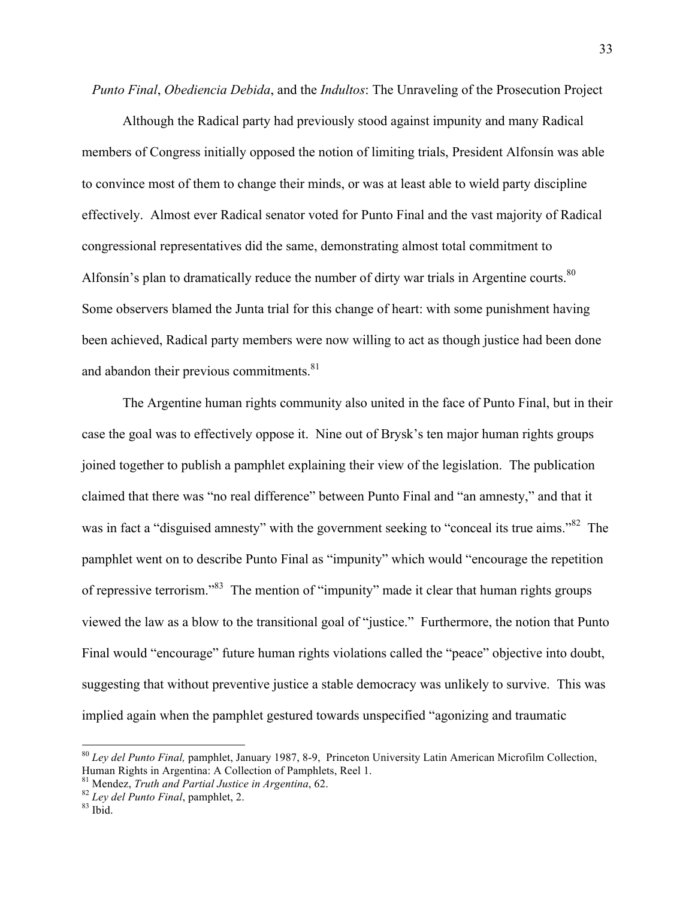## *Punto Final*, *Obediencia Debida*, and the *Indultos*: The Unraveling of the Prosecution Project

Although the Radical party had previously stood against impunity and many Radical members of Congress initially opposed the notion of limiting trials, President Alfonsín was able to convince most of them to change their minds, or was at least able to wield party discipline effectively. Almost ever Radical senator voted for Punto Final and the vast majority of Radical congressional representatives did the same, demonstrating almost total commitment to Alfonsín's plan to dramatically reduce the number of dirty war trials in Argentine courts.[80] Some observers blamed the Junta trial for this change of heart: with some punishment having been achieved, Radical party members were now willing to act as though justice had been done and abandon their previous commitments.[81]

The Argentine human rights community also united in the face of Punto Final, but in their case the goal was to effectively oppose it. Nine out of Brysk's ten major human rights groups joined together to publish a pamphlet explaining their view of the legislation. The publication claimed that there was "no real difference" between Punto Final and "an amnesty," and that it was in fact a "disguised amnesty" with the government seeking to "conceal its true aims."[82] The pamphlet went on to describe Punto Final as "impunity" which would "encourage the repetition of repressive terrorism."[83] The mention of "impunity" made it clear that human rights groups viewed the law as a blow to the transitional goal of "justice." Furthermore, the notion that Punto Final would "encourage" future human rights violations called the "peace" objective into doubt, suggesting that without preventive justice a stable democracy was unlikely to survive. This was implied again when the pamphlet gestured towards unspecified "agonizing and traumatic

---

[80] *Ley del Punto Final,* pamphlet, January 1987, 8-9, Princeton University Latin American Microfilm Collection, Human Rights in Argentina: A Collection of Pamphlets, Reel 1.

[81] Mendez, *Truth and Partial Justice in Argentina*, 62.

[82] *Ley del Punto Final*, pamphlet, 2.

[83] Ibid.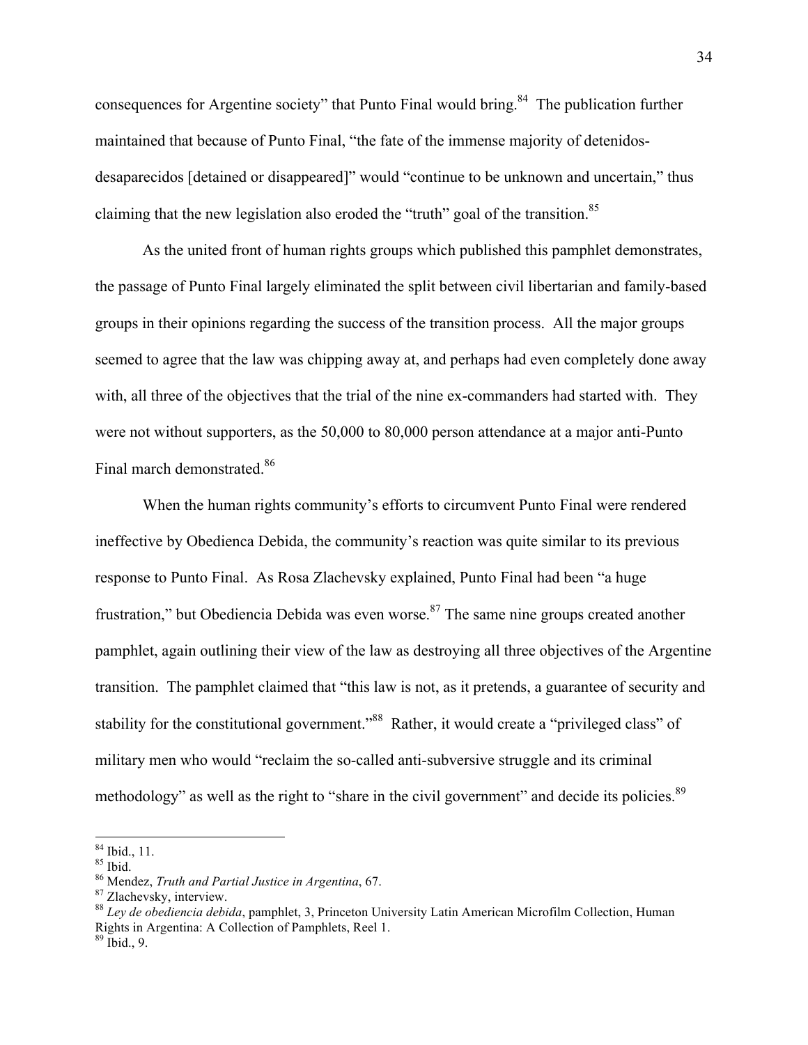consequences for Argentine society" that Punto Final would bring.[84] The publication further maintained that because of Punto Final, "the fate of the immense majority of detenidos-desaparecidos [detained or disappeared]" would "continue to be unknown and uncertain," thus claiming that the new legislation also eroded the "truth" goal of the transition.[85]

As the united front of human rights groups which published this pamphlet demonstrates, the passage of Punto Final largely eliminated the split between civil libertarian and family-based groups in their opinions regarding the success of the transition process. All the major groups seemed to agree that the law was chipping away at, and perhaps had even completely done away with, all three of the objectives that the trial of the nine ex-commanders had started with. They were not without supporters, as the 50,000 to 80,000 person attendance at a major anti-Punto Final march demonstrated.[86]

When the human rights community's efforts to circumvent Punto Final were rendered ineffective by Obedienca Debida, the community's reaction was quite similar to its previous response to Punto Final. As Rosa Zlachevsky explained, Punto Final had been "a huge frustration," but Obediencia Debida was even worse.[87] The same nine groups created another pamphlet, again outlining their view of the law as destroying all three objectives of the Argentine transition. The pamphlet claimed that "this law is not, as it pretends, a guarantee of security and stability for the constitutional government."[88] Rather, it would create a "privileged class" of military men who would "reclaim the so-called anti-subversive struggle and its criminal methodology" as well as the right to "share in the civil government" and decide its policies.[89]

---

[84] Ibid., 11.

[85] Ibid.

[86] Mendez, *Truth and Partial Justice in Argentina*, 67.

[87] Zlachevsky, interview.

[88] *Ley de obediencia debida*, pamphlet, 3, Princeton University Latin American Microfilm Collection, Human Rights in Argentina: A Collection of Pamphlets, Reel 1.

[89] Ibid., 9.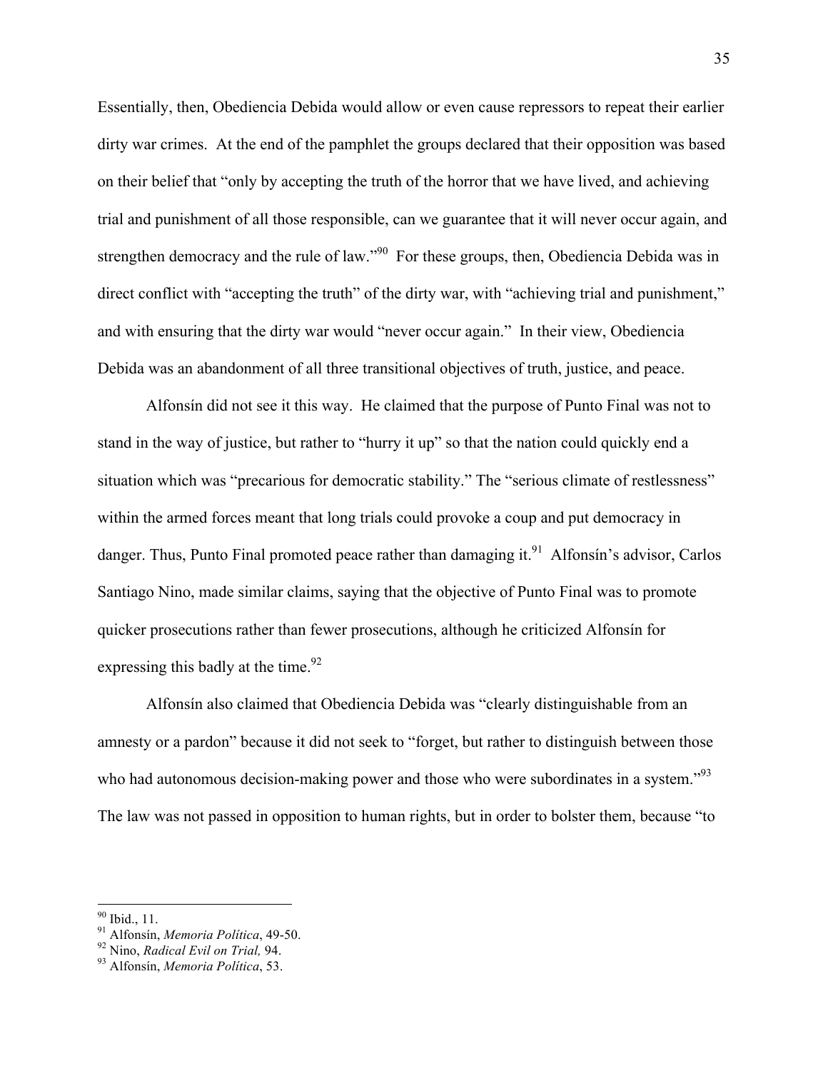Essentially, then, Obediencia Debida would allow or even cause repressors to repeat their earlier dirty war crimes. At the end of the pamphlet the groups declared that their opposition was based on their belief that "only by accepting the truth of the horror that we have lived, and achieving trial and punishment of all those responsible, can we guarantee that it will never occur again, and strengthen democracy and the rule of law."[90] For these groups, then, Obediencia Debida was in direct conflict with "accepting the truth" of the dirty war, with "achieving trial and punishment," and with ensuring that the dirty war would "never occur again." In their view, Obediencia Debida was an abandonment of all three transitional objectives of truth, justice, and peace.

Alfonsín did not see it this way. He claimed that the purpose of Punto Final was not to stand in the way of justice, but rather to "hurry it up" so that the nation could quickly end a situation which was "precarious for democratic stability." The "serious climate of restlessness" within the armed forces meant that long trials could provoke a coup and put democracy in danger. Thus, Punto Final promoted peace rather than damaging it.[91] Alfonsín's advisor, Carlos Santiago Nino, made similar claims, saying that the objective of Punto Final was to promote quicker prosecutions rather than fewer prosecutions, although he criticized Alfonsín for expressing this badly at the time.[92]

Alfonsín also claimed that Obediencia Debida was "clearly distinguishable from an amnesty or a pardon" because it did not seek to "forget, but rather to distinguish between those who had autonomous decision-making power and those who were subordinates in a system."[93] The law was not passed in opposition to human rights, but in order to bolster them, because "to

---

[90] Ibid., 11.
[91] Alfonsín, *Memoria Política*, 49-50.
[92] Nino, *Radical Evil on Trial,* 94.
[93] Alfonsín, *Memoria Política*, 53.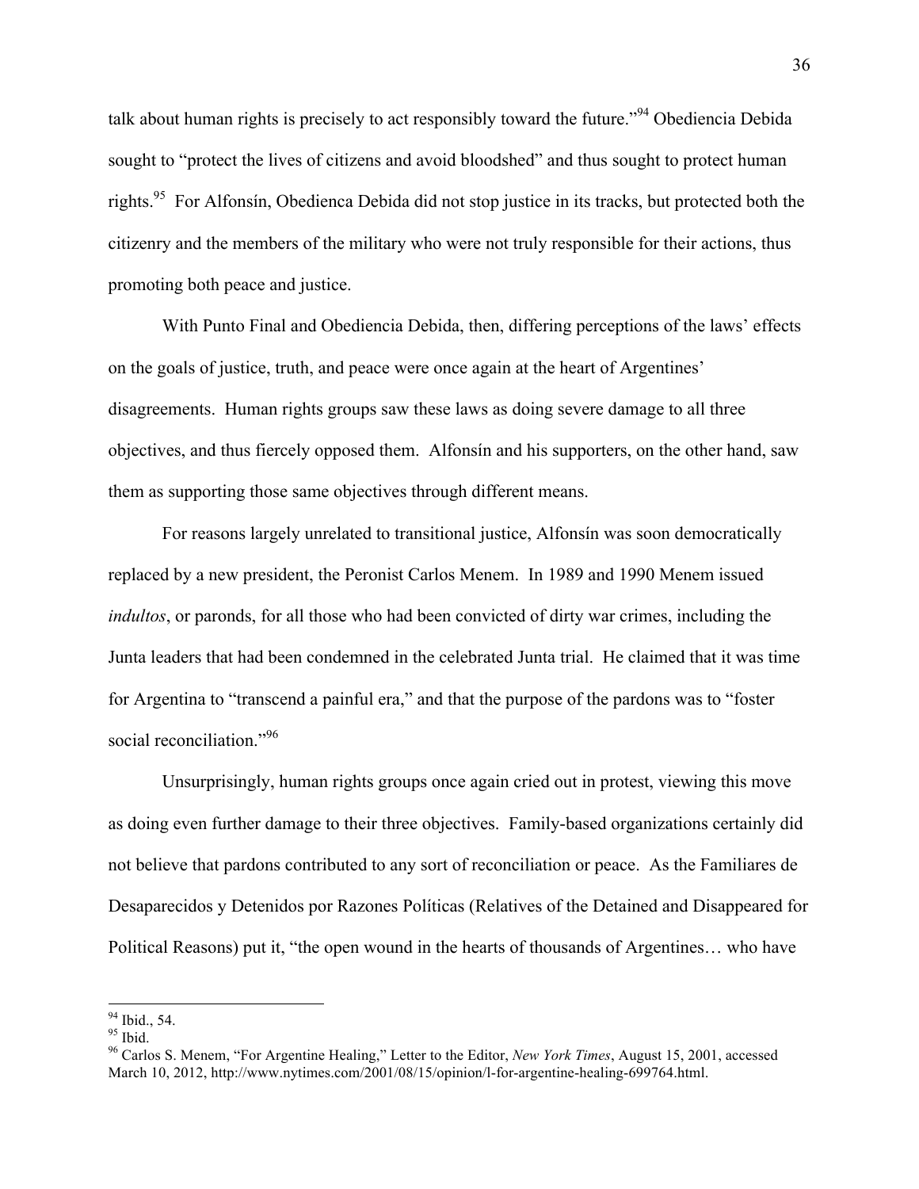talk about human rights is precisely to act responsibly toward the future."[94] Obediencia Debida sought to "protect the lives of citizens and avoid bloodshed" and thus sought to protect human rights.[95] For Alfonsín, Obedienca Debida did not stop justice in its tracks, but protected both the citizenry and the members of the military who were not truly responsible for their actions, thus promoting both peace and justice.

With Punto Final and Obediencia Debida, then, differing perceptions of the laws' effects on the goals of justice, truth, and peace were once again at the heart of Argentines' disagreements. Human rights groups saw these laws as doing severe damage to all three objectives, and thus fiercely opposed them. Alfonsín and his supporters, on the other hand, saw them as supporting those same objectives through different means.

For reasons largely unrelated to transitional justice, Alfonsín was soon democratically replaced by a new president, the Peronist Carlos Menem. In 1989 and 1990 Menem issued *indultos*, or paronds, for all those who had been convicted of dirty war crimes, including the Junta leaders that had been condemned in the celebrated Junta trial. He claimed that it was time for Argentina to "transcend a painful era," and that the purpose of the pardons was to "foster social reconciliation."[96]

Unsurprisingly, human rights groups once again cried out in protest, viewing this move as doing even further damage to their three objectives. Family-based organizations certainly did not believe that pardons contributed to any sort of reconciliation or peace. As the Familiares de Desaparecidos y Detenidos por Razones Políticas (Relatives of the Detained and Disappeared for Political Reasons) put it, "the open wound in the hearts of thousands of Argentines… who have

---

[94] Ibid., 54.

[95] Ibid.

[96] Carlos S. Menem, "For Argentine Healing," Letter to the Editor, *New York Times*, August 15, 2001, accessed March 10, 2012, http://www.nytimes.com/2001/08/15/opinion/l-for-argentine-healing-699764.html.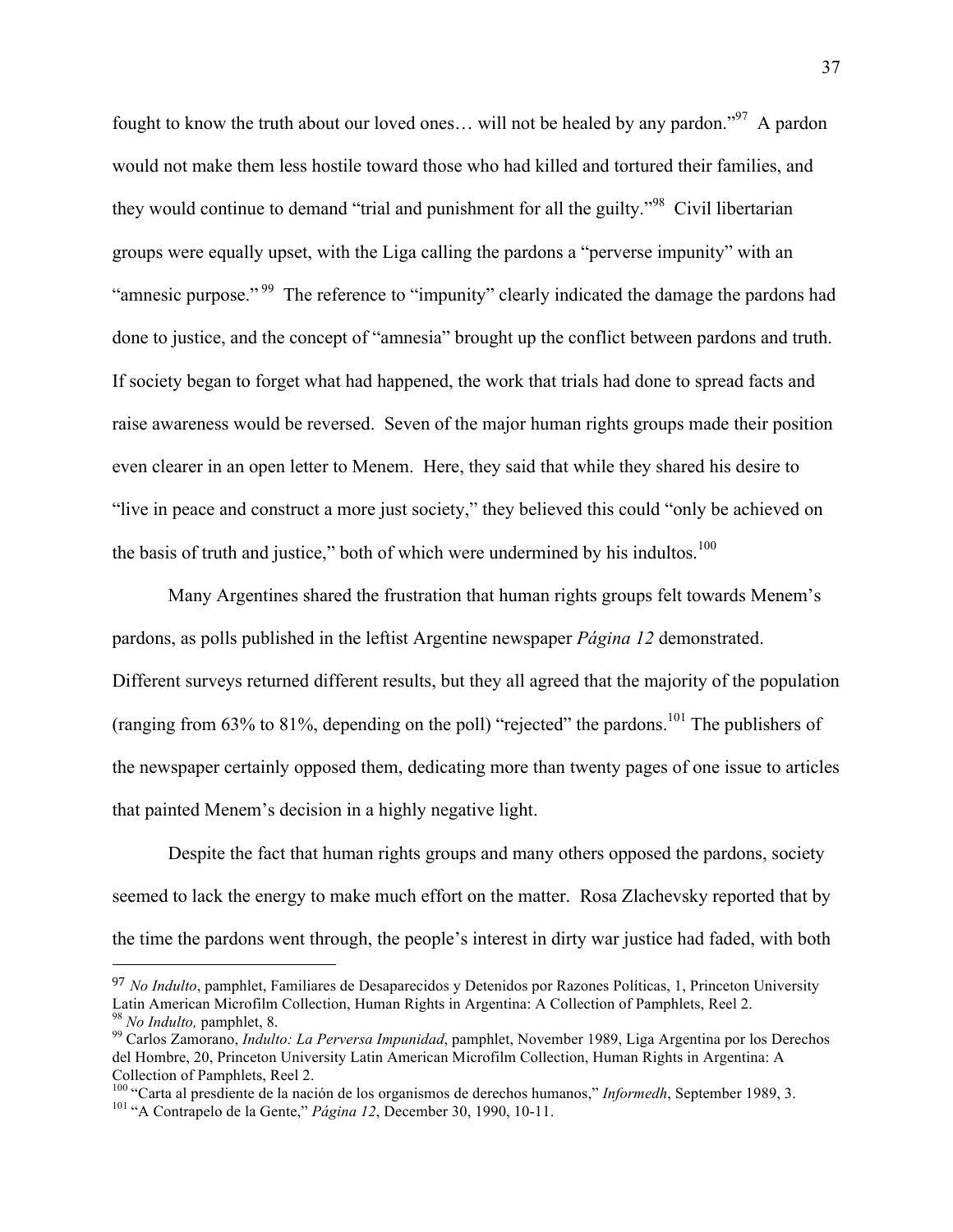fought to know the truth about our loved ones… will not be healed by any pardon."[97] A pardon would not make them less hostile toward those who had killed and tortured their families, and they would continue to demand "trial and punishment for all the guilty."[98] Civil libertarian groups were equally upset, with the Liga calling the pardons a "perverse impunity" with an "amnesic purpose."[99] The reference to "impunity" clearly indicated the damage the pardons had done to justice, and the concept of "amnesia" brought up the conflict between pardons and truth. If society began to forget what had happened, the work that trials had done to spread facts and raise awareness would be reversed. Seven of the major human rights groups made their position even clearer in an open letter to Menem. Here, they said that while they shared his desire to "live in peace and construct a more just society," they believed this could "only be achieved on the basis of truth and justice," both of which were undermined by his indultos.[100]

Many Argentines shared the frustration that human rights groups felt towards Menem's pardons, as polls published in the leftist Argentine newspaper *Página 12* demonstrated. Different surveys returned different results, but they all agreed that the majority of the population (ranging from 63% to 81%, depending on the poll) "rejected" the pardons.[101] The publishers of the newspaper certainly opposed them, dedicating more than twenty pages of one issue to articles that painted Menem's decision in a highly negative light.

Despite the fact that human rights groups and many others opposed the pardons, society seemed to lack the energy to make much effort on the matter. Rosa Zlachevsky reported that by the time the pardons went through, the people's interest in dirty war justice had faded, with both

---

[97] *No Indulto*, pamphlet, Familiares de Desaparecidos y Detenidos por Razones Políticas, 1, Princeton University Latin American Microfilm Collection, Human Rights in Argentina: A Collection of Pamphlets, Reel 2.

[98] *No Indulto,* pamphlet, 8.

[99] Carlos Zamorano, *Indulto: La Perversa Impunidad*, pamphlet, November 1989, Liga Argentina por los Derechos del Hombre, 20, Princeton University Latin American Microfilm Collection, Human Rights in Argentina: A Collection of Pamphlets, Reel 2.

[100] "Carta al presdiente de la nación de los organismos de derechos humanos," *Informedh*, September 1989, 3.

[101] "A Contrapelo de la Gente," *Página 12*, December 30, 1990, 10-11.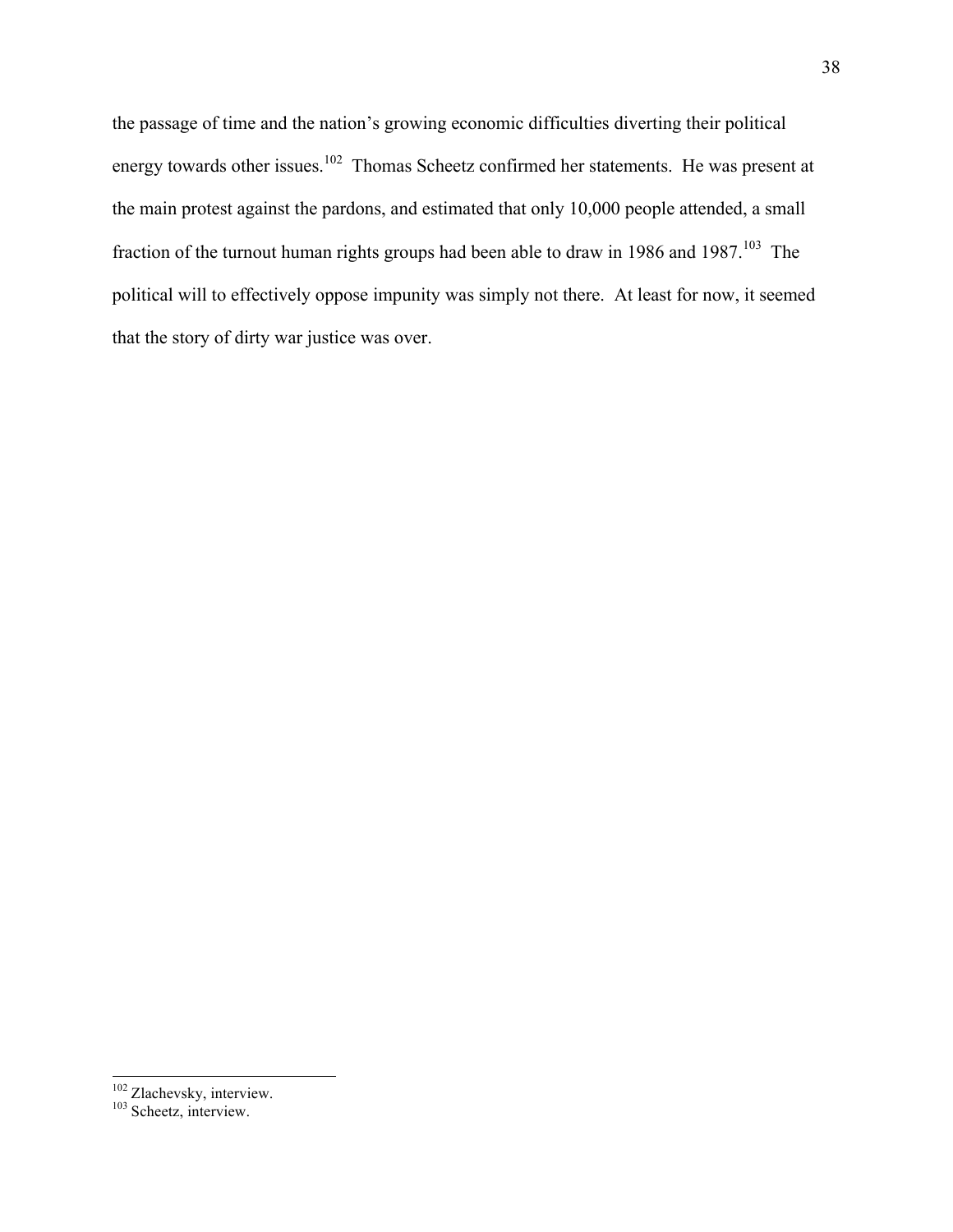the passage of time and the nation's growing economic difficulties diverting their political energy towards other issues.[102] Thomas Scheetz confirmed her statements. He was present at the main protest against the pardons, and estimated that only 10,000 people attended, a small fraction of the turnout human rights groups had been able to draw in 1986 and 1987.[103] The political will to effectively oppose impunity was simply not there. At least for now, it seemed that the story of dirty war justice was over.

---

[102] Zlachevsky, interview.

[103] Scheetz, interview.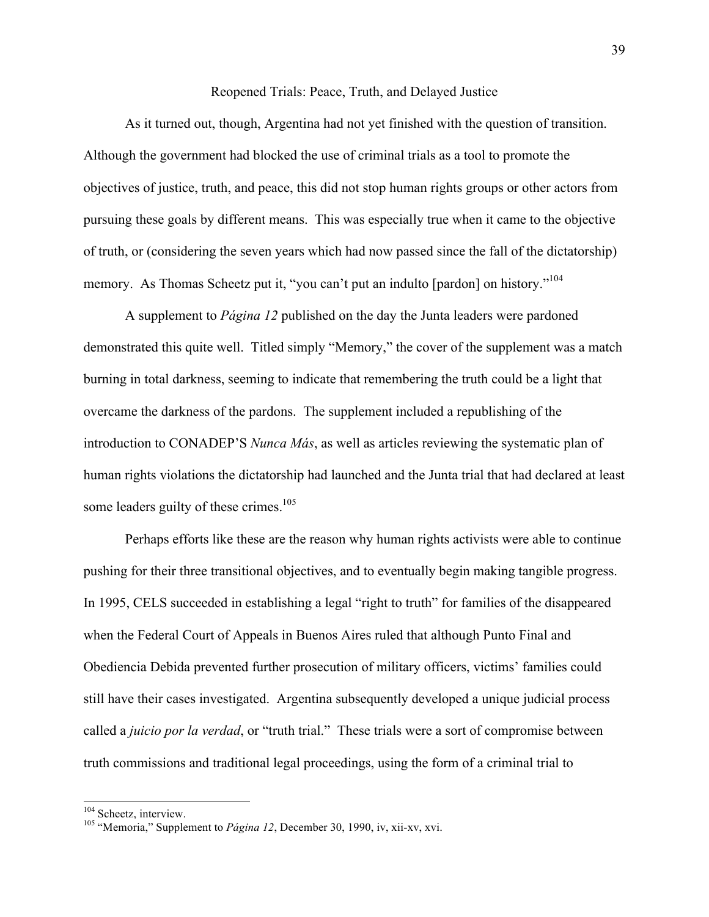## Reopened Trials: Peace, Truth, and Delayed Justice

As it turned out, though, Argentina had not yet finished with the question of transition. Although the government had blocked the use of criminal trials as a tool to promote the objectives of justice, truth, and peace, this did not stop human rights groups or other actors from pursuing these goals by different means. This was especially true when it came to the objective of truth, or (considering the seven years which had now passed since the fall of the dictatorship) memory. As Thomas Scheetz put it, "you can't put an indulto [pardon] on history."[104]

A supplement to *Página 12* published on the day the Junta leaders were pardoned demonstrated this quite well. Titled simply "Memory," the cover of the supplement was a match burning in total darkness, seeming to indicate that remembering the truth could be a light that overcame the darkness of the pardons. The supplement included a republishing of the introduction to CONADEP'S *Nunca Más*, as well as articles reviewing the systematic plan of human rights violations the dictatorship had launched and the Junta trial that had declared at least some leaders guilty of these crimes.[105]

Perhaps efforts like these are the reason why human rights activists were able to continue pushing for their three transitional objectives, and to eventually begin making tangible progress. In 1995, CELS succeeded in establishing a legal "right to truth" for families of the disappeared when the Federal Court of Appeals in Buenos Aires ruled that although Punto Final and Obediencia Debida prevented further prosecution of military officers, victims' families could still have their cases investigated. Argentina subsequently developed a unique judicial process called a *juicio por la verdad*, or "truth trial." These trials were a sort of compromise between truth commissions and traditional legal proceedings, using the form of a criminal trial to

---

[104] Scheetz, interview.

[105] "Memoria," Supplement to *Página 12*, December 30, 1990, iv, xii-xv, xvi.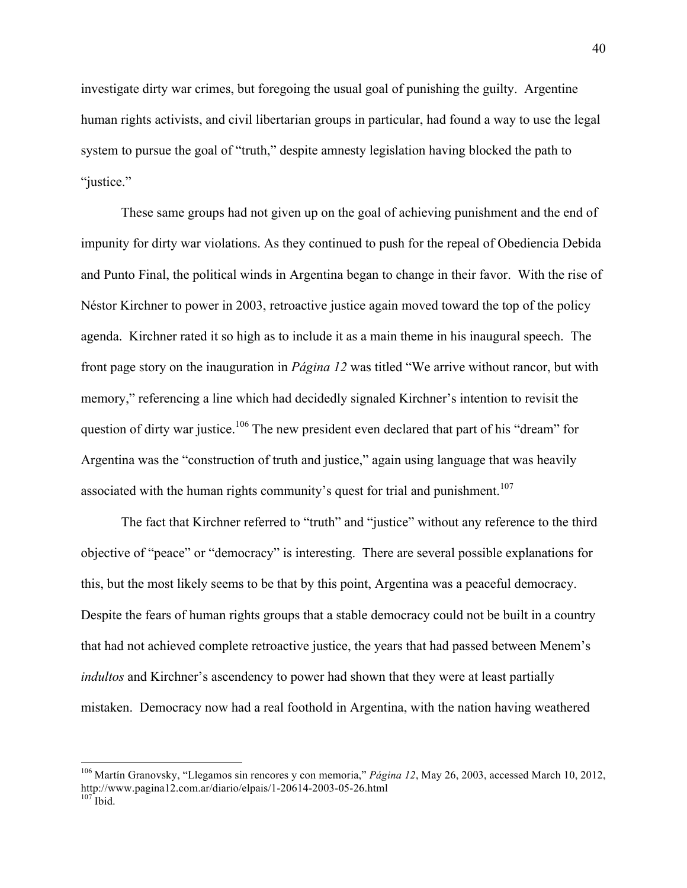investigate dirty war crimes, but foregoing the usual goal of punishing the guilty. Argentine human rights activists, and civil libertarian groups in particular, had found a way to use the legal system to pursue the goal of "truth," despite amnesty legislation having blocked the path to "justice."

These same groups had not given up on the goal of achieving punishment and the end of impunity for dirty war violations. As they continued to push for the repeal of Obediencia Debida and Punto Final, the political winds in Argentina began to change in their favor. With the rise of Néstor Kirchner to power in 2003, retroactive justice again moved toward the top of the policy agenda. Kirchner rated it so high as to include it as a main theme in his inaugural speech. The front page story on the inauguration in *Página 12* was titled "We arrive without rancor, but with memory," referencing a line which had decidedly signaled Kirchner's intention to revisit the question of dirty war justice.[106] The new president even declared that part of his "dream" for Argentina was the "construction of truth and justice," again using language that was heavily associated with the human rights community's quest for trial and punishment.[107]

The fact that Kirchner referred to "truth" and "justice" without any reference to the third objective of "peace" or "democracy" is interesting. There are several possible explanations for this, but the most likely seems to be that by this point, Argentina was a peaceful democracy. Despite the fears of human rights groups that a stable democracy could not be built in a country that had not achieved complete retroactive justice, the years that had passed between Menem's *indultos* and Kirchner's ascendency to power had shown that they were at least partially mistaken. Democracy now had a real foothold in Argentina, with the nation having weathered

---

[106] Martín Granovsky, "Llegamos sin rencores y con memoria," *Página 12*, May 26, 2003, accessed March 10, 2012, http://www.pagina12.com.ar/diario/elpais/1-20614-2003-05-26.html

[107] Ibid.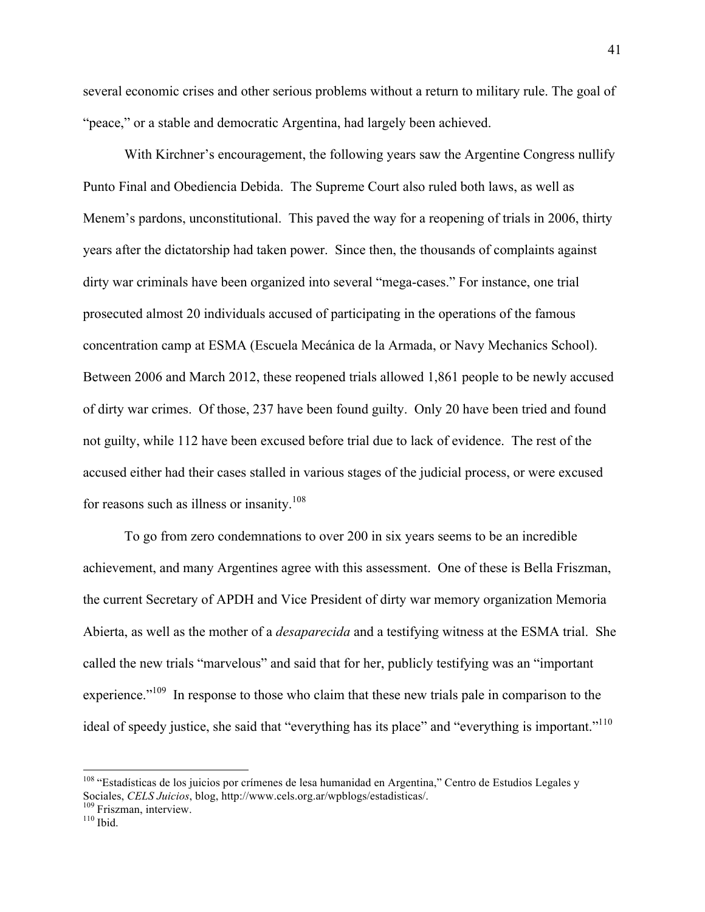several economic crises and other serious problems without a return to military rule. The goal of "peace," or a stable and democratic Argentina, had largely been achieved.

With Kirchner's encouragement, the following years saw the Argentine Congress nullify Punto Final and Obediencia Debida. The Supreme Court also ruled both laws, as well as Menem's pardons, unconstitutional. This paved the way for a reopening of trials in 2006, thirty years after the dictatorship had taken power. Since then, the thousands of complaints against dirty war criminals have been organized into several "mega-cases." For instance, one trial prosecuted almost 20 individuals accused of participating in the operations of the famous concentration camp at ESMA (Escuela Mecánica de la Armada, or Navy Mechanics School). Between 2006 and March 2012, these reopened trials allowed 1,861 people to be newly accused of dirty war crimes. Of those, 237 have been found guilty. Only 20 have been tried and found not guilty, while 112 have been excused before trial due to lack of evidence. The rest of the accused either had their cases stalled in various stages of the judicial process, or were excused for reasons such as illness or insanity.[108]

To go from zero condemnations to over 200 in six years seems to be an incredible achievement, and many Argentines agree with this assessment. One of these is Bella Friszman, the current Secretary of APDH and Vice President of dirty war memory organization Memoria Abierta, as well as the mother of a *desaparecida* and a testifying witness at the ESMA trial. She called the new trials "marvelous" and said that for her, publicly testifying was an "important experience."[109] In response to those who claim that these new trials pale in comparison to the ideal of speedy justice, she said that "everything has its place" and "everything is important."[110]

---

[108] "Estadísticas de los juicios por crímenes de lesa humanidad en Argentina," Centro de Estudios Legales y Sociales, *CELS Juicios*, blog, http://www.cels.org.ar/wpblogs/estadisticas/.

[109] Friszman, interview.

[110] Ibid.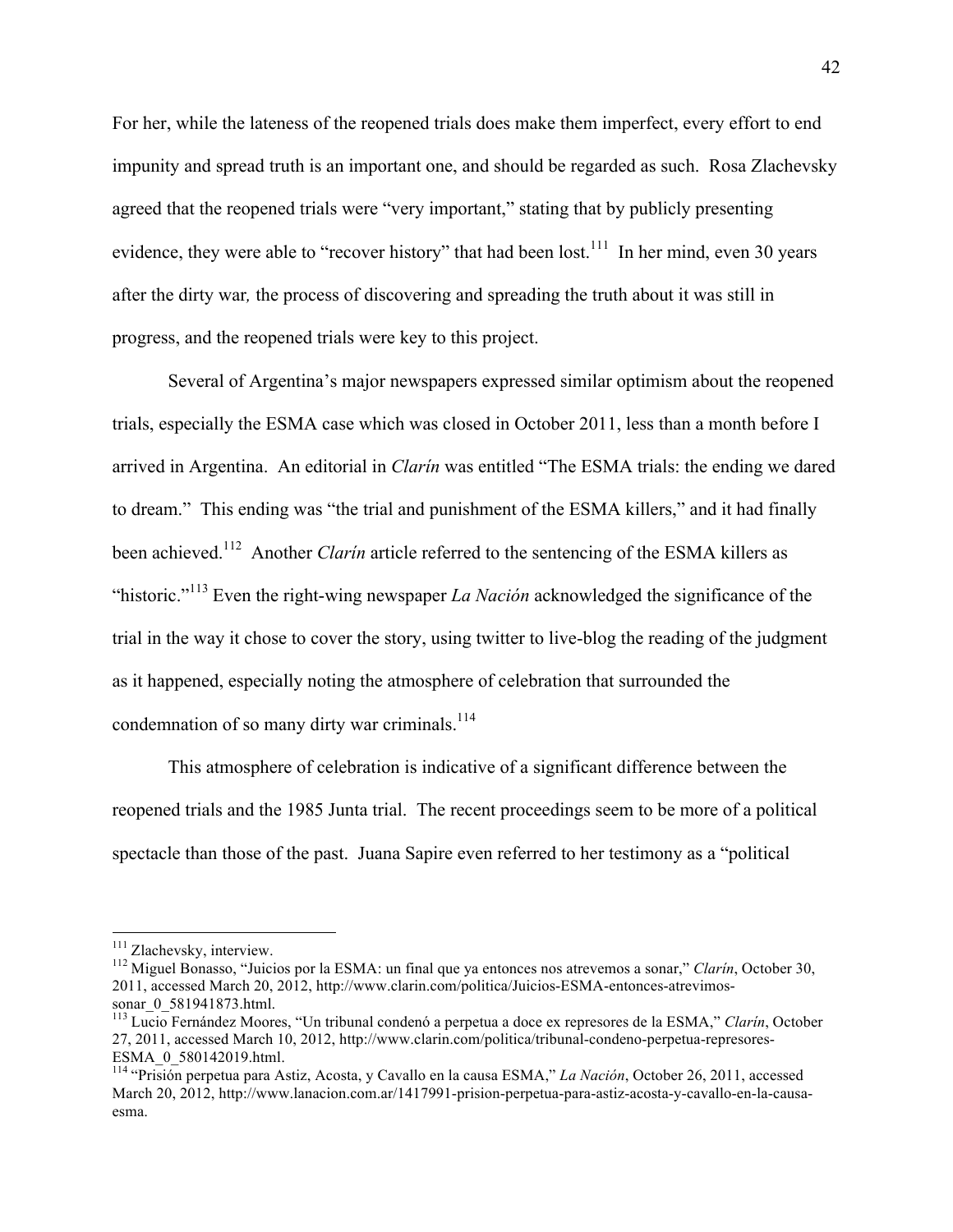For her, while the lateness of the reopened trials does make them imperfect, every effort to end impunity and spread truth is an important one, and should be regarded as such. Rosa Zlachevsky agreed that the reopened trials were "very important," stating that by publicly presenting evidence, they were able to "recover history" that had been lost.[111] In her mind, even 30 years after the dirty war*,* the process of discovering and spreading the truth about it was still in progress, and the reopened trials were key to this project.

Several of Argentina's major newspapers expressed similar optimism about the reopened trials, especially the ESMA case which was closed in October 2011, less than a month before I arrived in Argentina. An editorial in *Clarín* was entitled "The ESMA trials: the ending we dared to dream." This ending was "the trial and punishment of the ESMA killers," and it had finally been achieved.[112] Another *Clarín* article referred to the sentencing of the ESMA killers as "historic."[113] Even the right-wing newspaper *La Nación* acknowledged the significance of the trial in the way it chose to cover the story, using twitter to live-blog the reading of the judgment as it happened, especially noting the atmosphere of celebration that surrounded the condemnation of so many dirty war criminals.[114]

This atmosphere of celebration is indicative of a significant difference between the reopened trials and the 1985 Junta trial. The recent proceedings seem to be more of a political spectacle than those of the past. Juana Sapire even referred to her testimony as a "political

---

[111] Zlachevsky, interview.

[112] Miguel Bonasso, "Juicios por la ESMA: un final que ya entonces nos atrevemos a sonar," *Clarín*, October 30, 2011, accessed March 20, 2012, http://www.clarin.com/politica/Juicios-ESMA-entonces-atrevimos-sonar_0_581941873.html.

[113] Lucio Fernández Moores, "Un tribunal condenó a perpetua a doce ex represores de la ESMA," *Clarín*, October 27, 2011, accessed March 10, 2012, http://www.clarin.com/politica/tribunal-condeno-perpetua-represores-ESMA_0_580142019.html.

[114] "Prisión perpetua para Astiz, Acosta, y Cavallo en la causa ESMA," *La Nación*, October 26, 2011, accessed March 20, 2012, http://www.lanacion.com.ar/1417991-prision-perpetua-para-astiz-acosta-y-cavallo-en-la-causa-esma.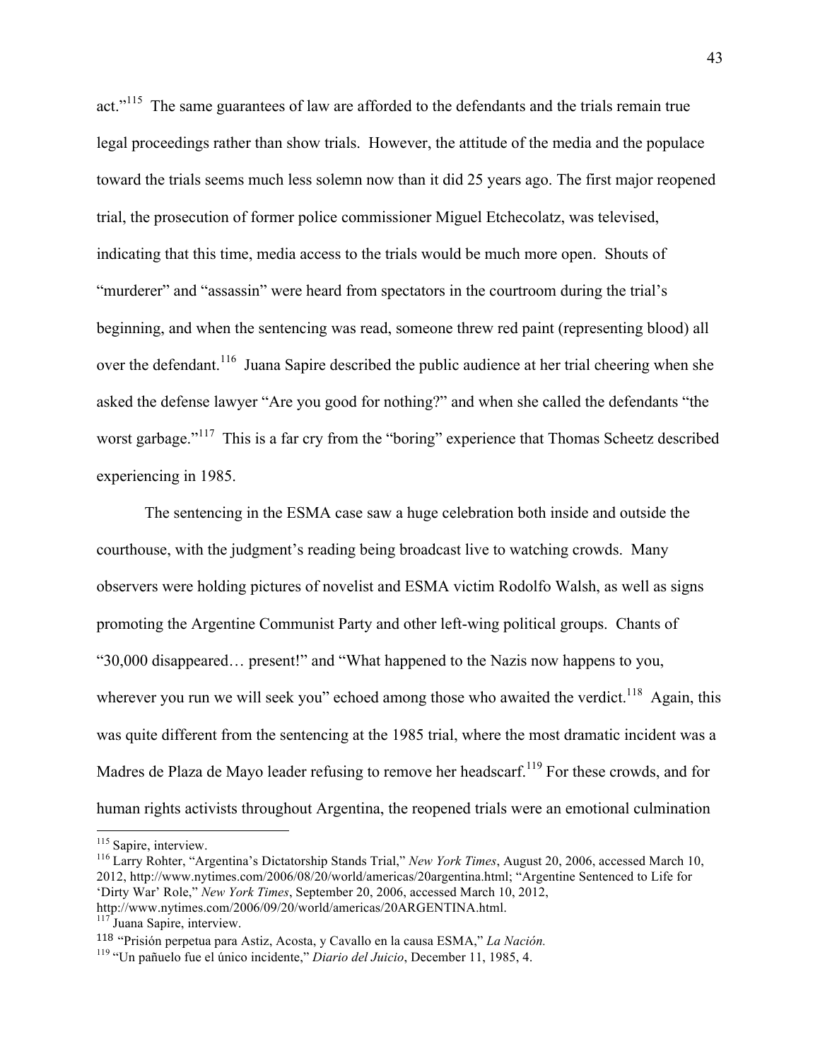act."[115] The same guarantees of law are afforded to the defendants and the trials remain true legal proceedings rather than show trials. However, the attitude of the media and the populace toward the trials seems much less solemn now than it did 25 years ago. The first major reopened trial, the prosecution of former police commissioner Miguel Etchecolatz, was televised, indicating that this time, media access to the trials would be much more open. Shouts of "murderer" and "assassin" were heard from spectators in the courtroom during the trial's beginning, and when the sentencing was read, someone threw red paint (representing blood) all over the defendant.[116] Juana Sapire described the public audience at her trial cheering when she asked the defense lawyer "Are you good for nothing?" and when she called the defendants "the worst garbage."[117] This is a far cry from the "boring" experience that Thomas Scheetz described experiencing in 1985.

The sentencing in the ESMA case saw a huge celebration both inside and outside the courthouse, with the judgment's reading being broadcast live to watching crowds. Many observers were holding pictures of novelist and ESMA victim Rodolfo Walsh, as well as signs promoting the Argentine Communist Party and other left-wing political groups. Chants of "30,000 disappeared… present!" and "What happened to the Nazis now happens to you, wherever you run we will seek you" echoed among those who awaited the verdict.[118] Again, this was quite different from the sentencing at the 1985 trial, where the most dramatic incident was a Madres de Plaza de Mayo leader refusing to remove her headscarf.[119] For these crowds, and for human rights activists throughout Argentina, the reopened trials were an emotional culmination

---

[115] Sapire, interview.

[116] Larry Rohter, "Argentina's Dictatorship Stands Trial," *New York Times*, August 20, 2006, accessed March 10, 2012, http://www.nytimes.com/2006/08/20/world/americas/20argentina.html; "Argentine Sentenced to Life for 'Dirty War' Role," *New York Times*, September 20, 2006, accessed March 10, 2012, http://www.nytimes.com/2006/09/20/world/americas/20ARGENTINA.html.

[117] Juana Sapire, interview.

[118] "Prisión perpetua para Astiz, Acosta, y Cavallo en la causa ESMA," *La Nación.*

[119] "Un pañuelo fue el único incidente," *Diario del Juicio*, December 11, 1985, 4.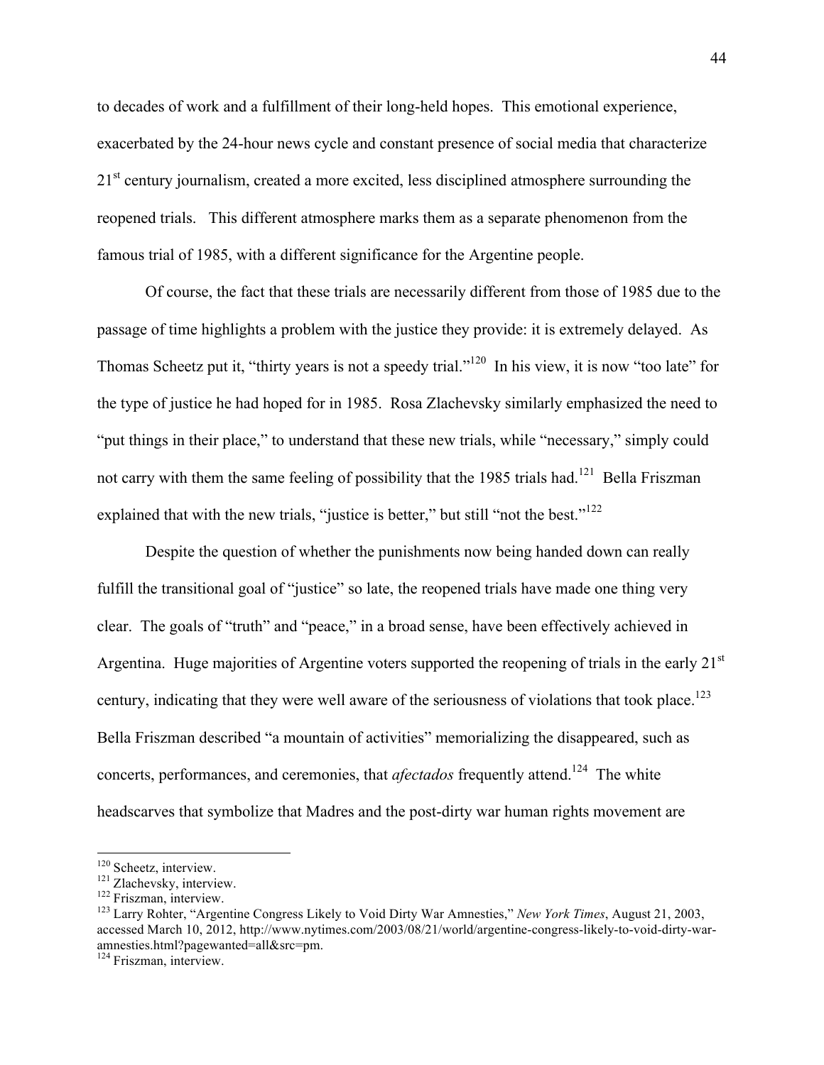to decades of work and a fulfillment of their long-held hopes. This emotional experience, exacerbated by the 24-hour news cycle and constant presence of social media that characterize 21st century journalism, created a more excited, less disciplined atmosphere surrounding the reopened trials. This different atmosphere marks them as a separate phenomenon from the famous trial of 1985, with a different significance for the Argentine people.

Of course, the fact that these trials are necessarily different from those of 1985 due to the passage of time highlights a problem with the justice they provide: it is extremely delayed. As Thomas Scheetz put it, "thirty years is not a speedy trial."[120] In his view, it is now "too late" for the type of justice he had hoped for in 1985. Rosa Zlachevsky similarly emphasized the need to "put things in their place," to understand that these new trials, while "necessary," simply could not carry with them the same feeling of possibility that the 1985 trials had.[121] Bella Friszman explained that with the new trials, "justice is better," but still "not the best."[122]

Despite the question of whether the punishments now being handed down can really fulfill the transitional goal of "justice" so late, the reopened trials have made one thing very clear. The goals of "truth" and "peace," in a broad sense, have been effectively achieved in Argentina. Huge majorities of Argentine voters supported the reopening of trials in the early 21st century, indicating that they were well aware of the seriousness of violations that took place.[123] Bella Friszman described "a mountain of activities" memorializing the disappeared, such as concerts, performances, and ceremonies, that *afectados* frequently attend.[124] The white headscarves that symbolize that Madres and the post-dirty war human rights movement are

---

[120] Scheetz, interview.
[121] Zlachevsky, interview.
[122] Friszman, interview.
[123] Larry Rohter, "Argentine Congress Likely to Void Dirty War Amnesties," *New York Times*, August 21, 2003, accessed March 10, 2012, http://www.nytimes.com/2003/08/21/world/argentine-congress-likely-to-void-dirty-war-amnesties.html?pagewanted=all&src=pm.
[124] Friszman, interview.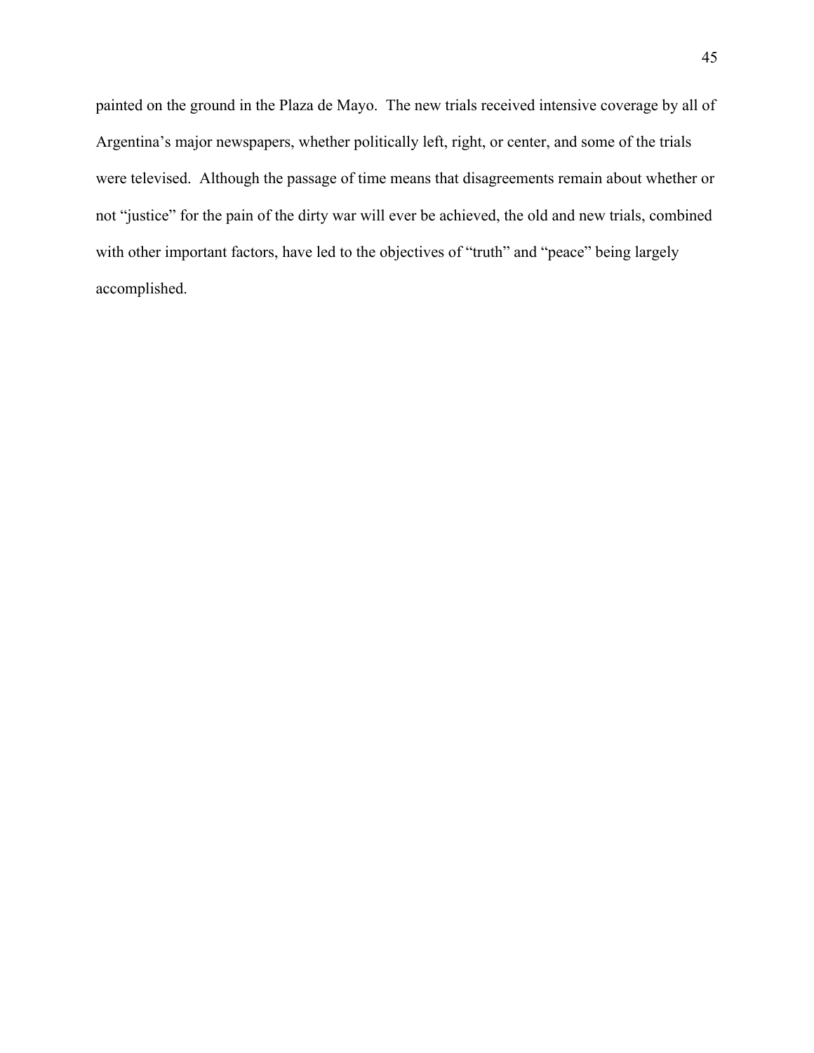painted on the ground in the Plaza de Mayo. The new trials received intensive coverage by all of Argentina's major newspapers, whether politically left, right, or center, and some of the trials were televised. Although the passage of time means that disagreements remain about whether or not "justice" for the pain of the dirty war will ever be achieved, the old and new trials, combined with other important factors, have led to the objectives of "truth" and "peace" being largely accomplished.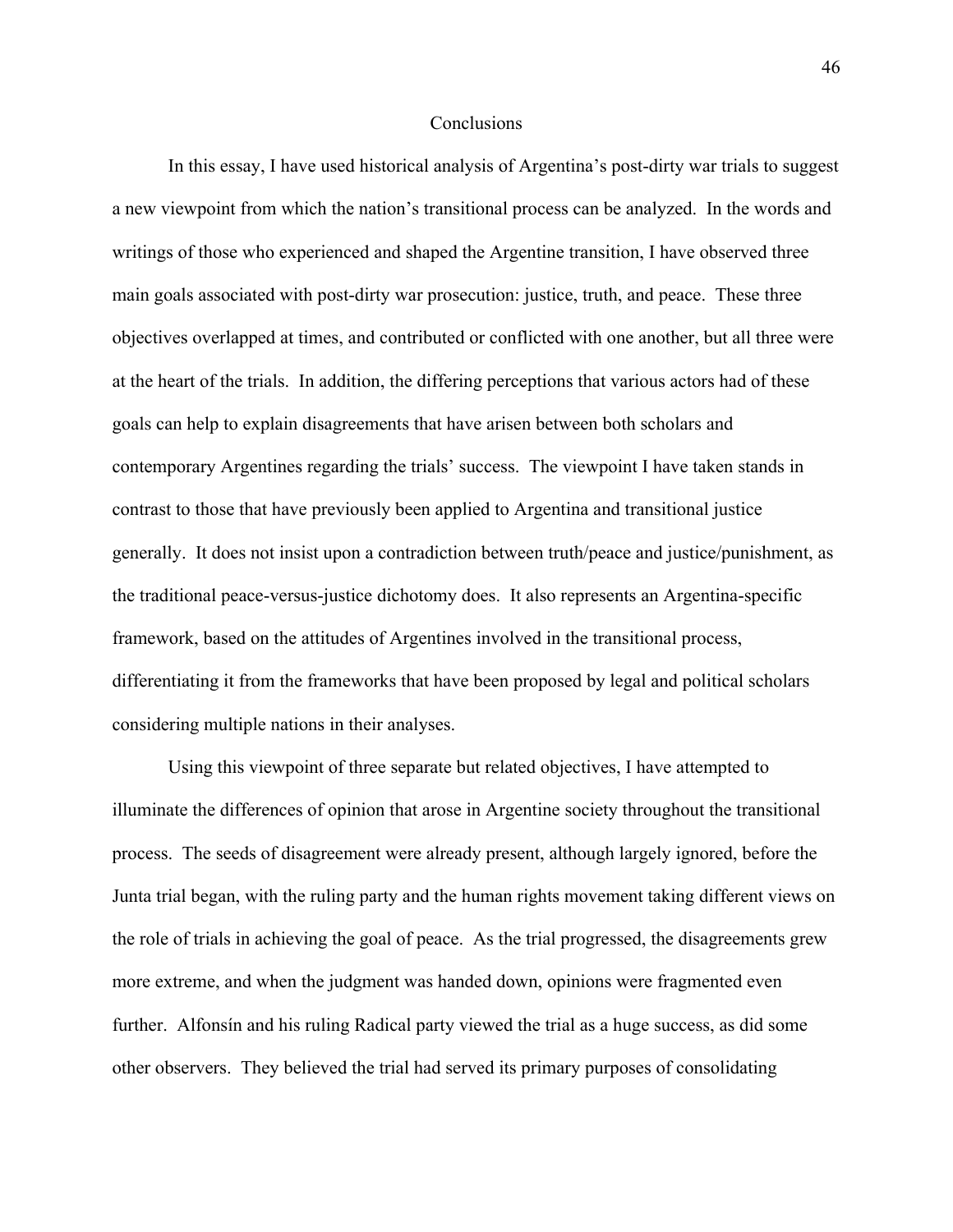# Conclusions

In this essay, I have used historical analysis of Argentina's post-dirty war trials to suggest a new viewpoint from which the nation's transitional process can be analyzed. In the words and writings of those who experienced and shaped the Argentine transition, I have observed three main goals associated with post-dirty war prosecution: justice, truth, and peace. These three objectives overlapped at times, and contributed or conflicted with one another, but all three were at the heart of the trials. In addition, the differing perceptions that various actors had of these goals can help to explain disagreements that have arisen between both scholars and contemporary Argentines regarding the trials' success. The viewpoint I have taken stands in contrast to those that have previously been applied to Argentina and transitional justice generally. It does not insist upon a contradiction between truth/peace and justice/punishment, as the traditional peace-versus-justice dichotomy does. It also represents an Argentina-specific framework, based on the attitudes of Argentines involved in the transitional process, differentiating it from the frameworks that have been proposed by legal and political scholars considering multiple nations in their analyses.

Using this viewpoint of three separate but related objectives, I have attempted to illuminate the differences of opinion that arose in Argentine society throughout the transitional process. The seeds of disagreement were already present, although largely ignored, before the Junta trial began, with the ruling party and the human rights movement taking different views on the role of trials in achieving the goal of peace. As the trial progressed, the disagreements grew more extreme, and when the judgment was handed down, opinions were fragmented even further. Alfonsín and his ruling Radical party viewed the trial as a huge success, as did some other observers. They believed the trial had served its primary purposes of consolidating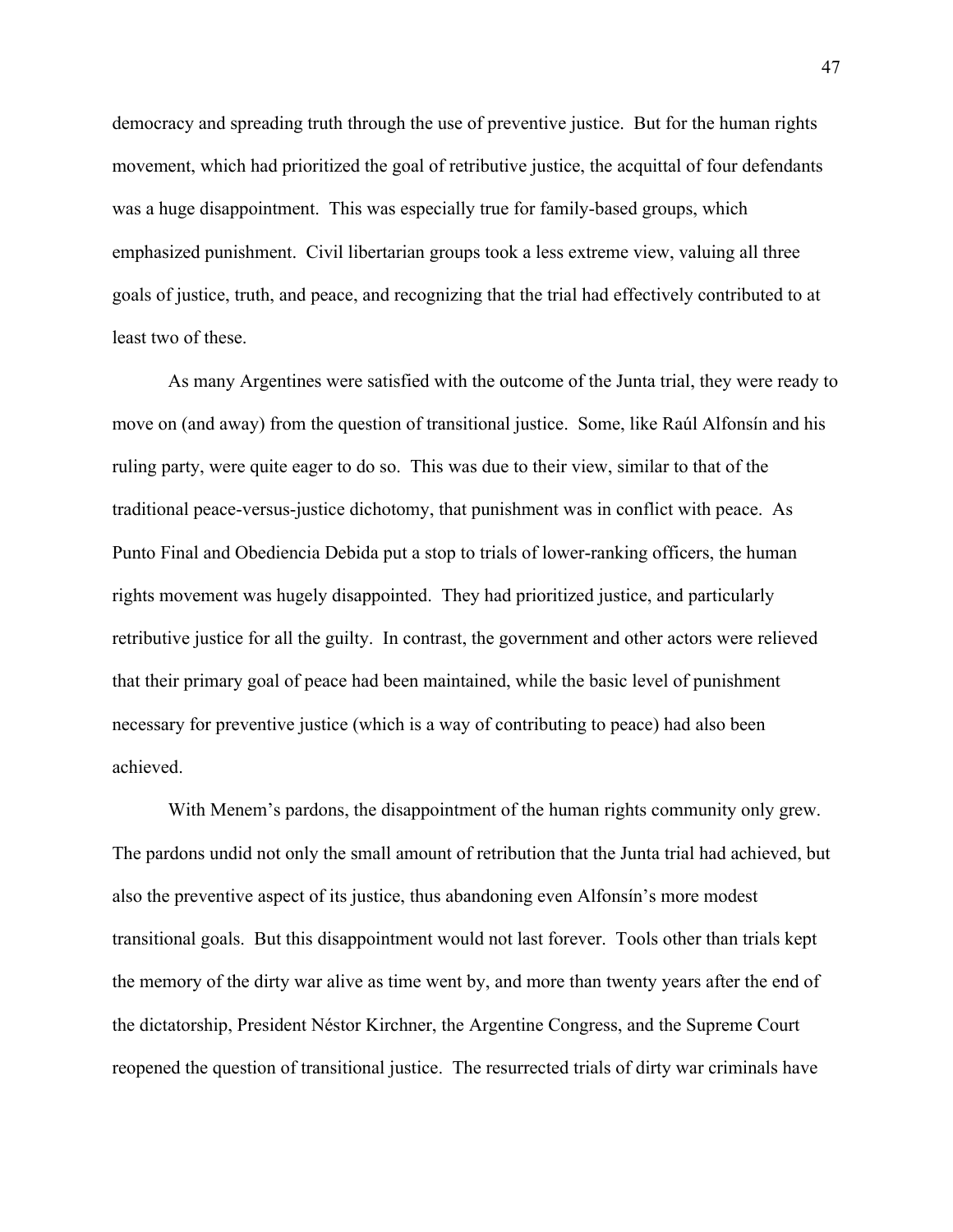democracy and spreading truth through the use of preventive justice. But for the human rights movement, which had prioritized the goal of retributive justice, the acquittal of four defendants was a huge disappointment. This was especially true for family-based groups, which emphasized punishment. Civil libertarian groups took a less extreme view, valuing all three goals of justice, truth, and peace, and recognizing that the trial had effectively contributed to at least two of these.

As many Argentines were satisfied with the outcome of the Junta trial, they were ready to move on (and away) from the question of transitional justice. Some, like Raúl Alfonsín and his ruling party, were quite eager to do so. This was due to their view, similar to that of the traditional peace-versus-justice dichotomy, that punishment was in conflict with peace. As Punto Final and Obediencia Debida put a stop to trials of lower-ranking officers, the human rights movement was hugely disappointed. They had prioritized justice, and particularly retributive justice for all the guilty. In contrast, the government and other actors were relieved that their primary goal of peace had been maintained, while the basic level of punishment necessary for preventive justice (which is a way of contributing to peace) had also been achieved.

With Menem's pardons, the disappointment of the human rights community only grew. The pardons undid not only the small amount of retribution that the Junta trial had achieved, but also the preventive aspect of its justice, thus abandoning even Alfonsín's more modest transitional goals. But this disappointment would not last forever. Tools other than trials kept the memory of the dirty war alive as time went by, and more than twenty years after the end of the dictatorship, President Néstor Kirchner, the Argentine Congress, and the Supreme Court reopened the question of transitional justice. The resurrected trials of dirty war criminals have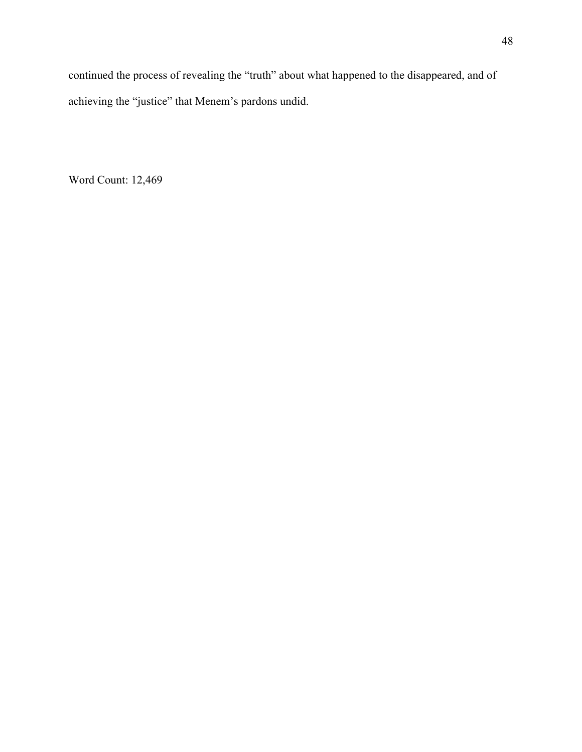continued the process of revealing the "truth" about what happened to the disappeared, and of achieving the "justice" that Menem's pardons undid.

Word Count: 12,469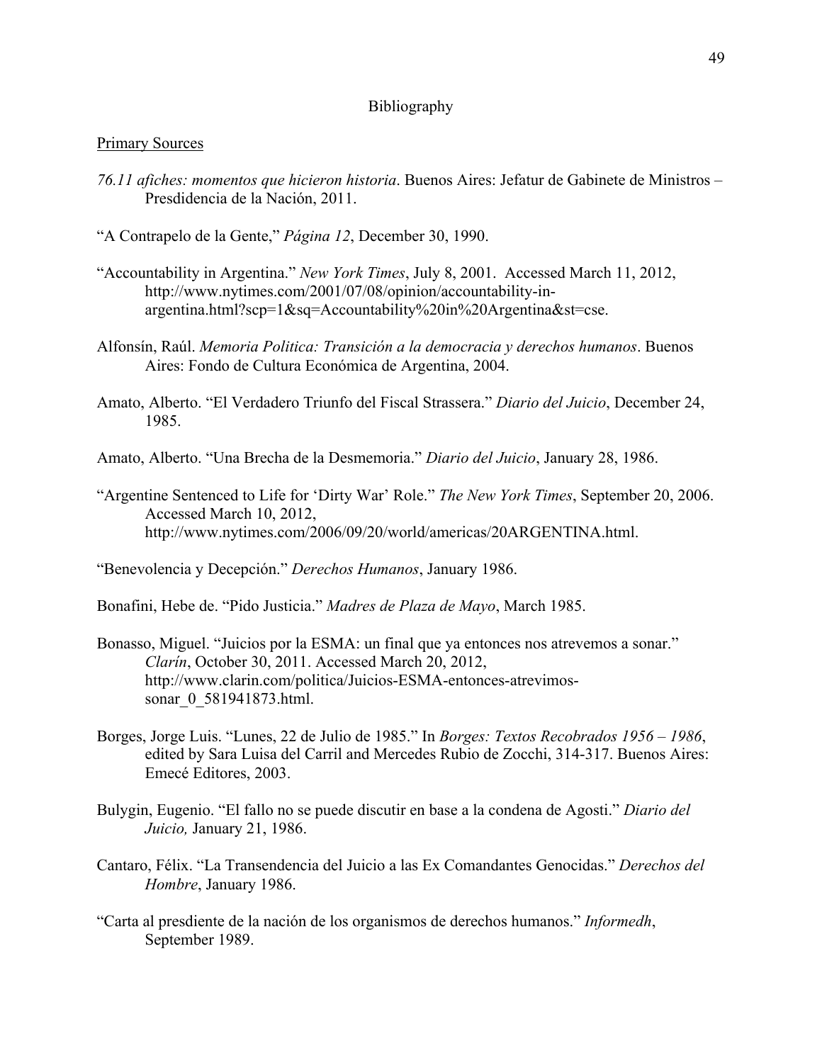# Bibliography

## Primary Sources

*76.11 afiches: momentos que hicieron historia*. Buenos Aires: Jefatur de Gabinete de Ministros – Presdidencia de la Nación, 2011.

"A Contrapelo de la Gente," *Página 12*, December 30, 1990.

"Accountability in Argentina." *New York Times*, July 8, 2001. Accessed March 11, 2012, http://www.nytimes.com/2001/07/08/opinion/accountability-in-argentina.html?scp=1&sq=Accountability%20in%20Argentina&st=cse.

Alfonsín, Raúl. *Memoria Politica: Transición a la democracia y derechos humanos*. Buenos Aires: Fondo de Cultura Económica de Argentina, 2004.

Amato, Alberto. "El Verdadero Triunfo del Fiscal Strassera." *Diario del Juicio*, December 24, 1985.

Amato, Alberto. "Una Brecha de la Desmemoria." *Diario del Juicio*, January 28, 1986.

"Argentine Sentenced to Life for 'Dirty War' Role." *The New York Times*, September 20, 2006. Accessed March 10, 2012, http://www.nytimes.com/2006/09/20/world/americas/20ARGENTINA.html.

"Benevolencia y Decepción." *Derechos Humanos*, January 1986.

Bonafini, Hebe de. "Pido Justicia." *Madres de Plaza de Mayo*, March 1985.

Bonasso, Miguel. "Juicios por la ESMA: un final que ya entonces nos atrevemos a sonar." *Clarín*, October 30, 2011. Accessed March 20, 2012, http://www.clarin.com/politica/Juicios-ESMA-entonces-atrevimos-sonar_0_581941873.html.

Borges, Jorge Luis. "Lunes, 22 de Julio de 1985." In *Borges: Textos Recobrados 1956 – 1986*, edited by Sara Luisa del Carril and Mercedes Rubio de Zocchi, 314-317. Buenos Aires: Emecé Editores, 2003.

Bulygin, Eugenio. "El fallo no se puede discutir en base a la condena de Agosti." *Diario del Juicio,* January 21, 1986.

Cantaro, Félix. "La Transendencia del Juicio a las Ex Comandantes Genocidas." *Derechos del Hombre*, January 1986.

"Carta al presdiente de la nación de los organismos de derechos humanos." *Informedh*, September 1989.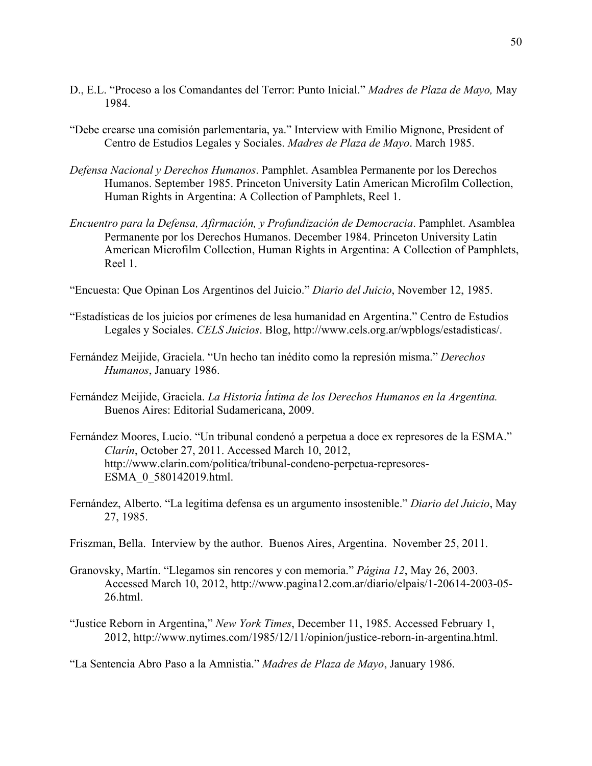D., E.L. "Proceso a los Comandantes del Terror: Punto Inicial." *Madres de Plaza de Mayo,* May 1984.

"Debe crearse una comisión parlementaria, ya." Interview with Emilio Mignone, President of Centro de Estudios Legales y Sociales. *Madres de Plaza de Mayo*. March 1985.

*Defensa Nacional y Derechos Humanos*. Pamphlet. Asamblea Permanente por los Derechos Humanos. September 1985. Princeton University Latin American Microfilm Collection, Human Rights in Argentina: A Collection of Pamphlets, Reel 1.

*Encuentro para la Defensa, Afirmación, y Profundización de Democracia*. Pamphlet. Asamblea Permanente por los Derechos Humanos. December 1984. Princeton University Latin American Microfilm Collection, Human Rights in Argentina: A Collection of Pamphlets, Reel 1.

"Encuesta: Que Opinan Los Argentinos del Juicio." *Diario del Juicio*, November 12, 1985.

"Estadísticas de los juicios por crímenes de lesa humanidad en Argentina." Centro de Estudios Legales y Sociales. *CELS Juicios*. Blog, http://www.cels.org.ar/wpblogs/estadisticas/.

Fernández Meijide, Graciela. "Un hecho tan inédito como la represión misma." *Derechos Humanos*, January 1986.

Fernández Meijide, Graciela. *La Historia Íntima de los Derechos Humanos en la Argentina.* Buenos Aires: Editorial Sudamericana, 2009.

Fernández Moores, Lucio. "Un tribunal condenó a perpetua a doce ex represores de la ESMA." *Clarín*, October 27, 2011. Accessed March 10, 2012, http://www.clarin.com/politica/tribunal-condeno-perpetua-represores-ESMA_0_580142019.html.

Fernández, Alberto. "La legítima defensa es un argumento insostenible." *Diario del Juicio*, May 27, 1985.

Friszman, Bella. Interview by the author. Buenos Aires, Argentina. November 25, 2011.

Granovsky, Martín. "Llegamos sin rencores y con memoria." *Página 12*, May 26, 2003. Accessed March 10, 2012, http://www.pagina12.com.ar/diario/elpais/1-20614-2003-05-26.html.

"Justice Reborn in Argentina," *New York Times*, December 11, 1985. Accessed February 1, 2012, http://www.nytimes.com/1985/12/11/opinion/justice-reborn-in-argentina.html.

"La Sentencia Abro Paso a la Amnistia." *Madres de Plaza de Mayo*, January 1986.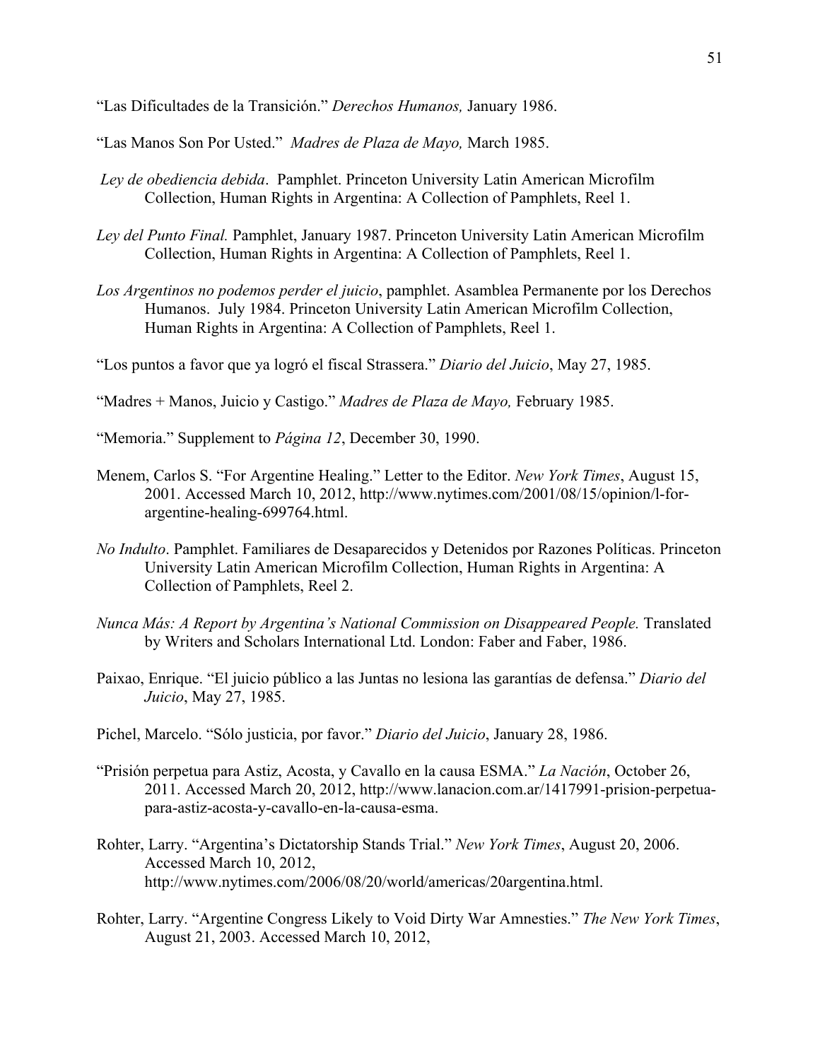"Las Dificultades de la Transición." *Derechos Humanos,* January 1986.

"Las Manos Son Por Usted." *Madres de Plaza de Mayo,* March 1985.

*Ley de obediencia debida*. Pamphlet. Princeton University Latin American Microfilm Collection, Human Rights in Argentina: A Collection of Pamphlets, Reel 1.

*Ley del Punto Final.* Pamphlet, January 1987. Princeton University Latin American Microfilm Collection, Human Rights in Argentina: A Collection of Pamphlets, Reel 1.

*Los Argentinos no podemos perder el juicio*, pamphlet. Asamblea Permanente por los Derechos Humanos. July 1984. Princeton University Latin American Microfilm Collection, Human Rights in Argentina: A Collection of Pamphlets, Reel 1.

"Los puntos a favor que ya logró el fiscal Strassera." *Diario del Juicio*, May 27, 1985.

"Madres + Manos, Juicio y Castigo." *Madres de Plaza de Mayo,* February 1985.

"Memoria." Supplement to *Página 12*, December 30, 1990.

Menem, Carlos S. "For Argentine Healing." Letter to the Editor. *New York Times*, August 15, 2001. Accessed March 10, 2012, http://www.nytimes.com/2001/08/15/opinion/l-for-argentine-healing-699764.html.

*No Indulto*. Pamphlet. Familiares de Desaparecidos y Detenidos por Razones Políticas. Princeton University Latin American Microfilm Collection, Human Rights in Argentina: A Collection of Pamphlets, Reel 2.

*Nunca Más: A Report by Argentina's National Commission on Disappeared People.* Translated by Writers and Scholars International Ltd. London: Faber and Faber, 1986.

Paixao, Enrique. "El juicio público a las Juntas no lesiona las garantías de defensa." *Diario del Juicio*, May 27, 1985.

Pichel, Marcelo. "Sólo justicia, por favor." *Diario del Juicio*, January 28, 1986.

"Prisión perpetua para Astiz, Acosta, y Cavallo en la causa ESMA." *La Nación*, October 26, 2011. Accessed March 20, 2012, http://www.lanacion.com.ar/1417991-prision-perpetua-para-astiz-acosta-y-cavallo-en-la-causa-esma.

Rohter, Larry. "Argentina's Dictatorship Stands Trial." *New York Times*, August 20, 2006. Accessed March 10, 2012, http://www.nytimes.com/2006/08/20/world/americas/20argentina.html.

Rohter, Larry. "Argentine Congress Likely to Void Dirty War Amnesties." *The New York Times*, August 21, 2003. Accessed March 10, 2012,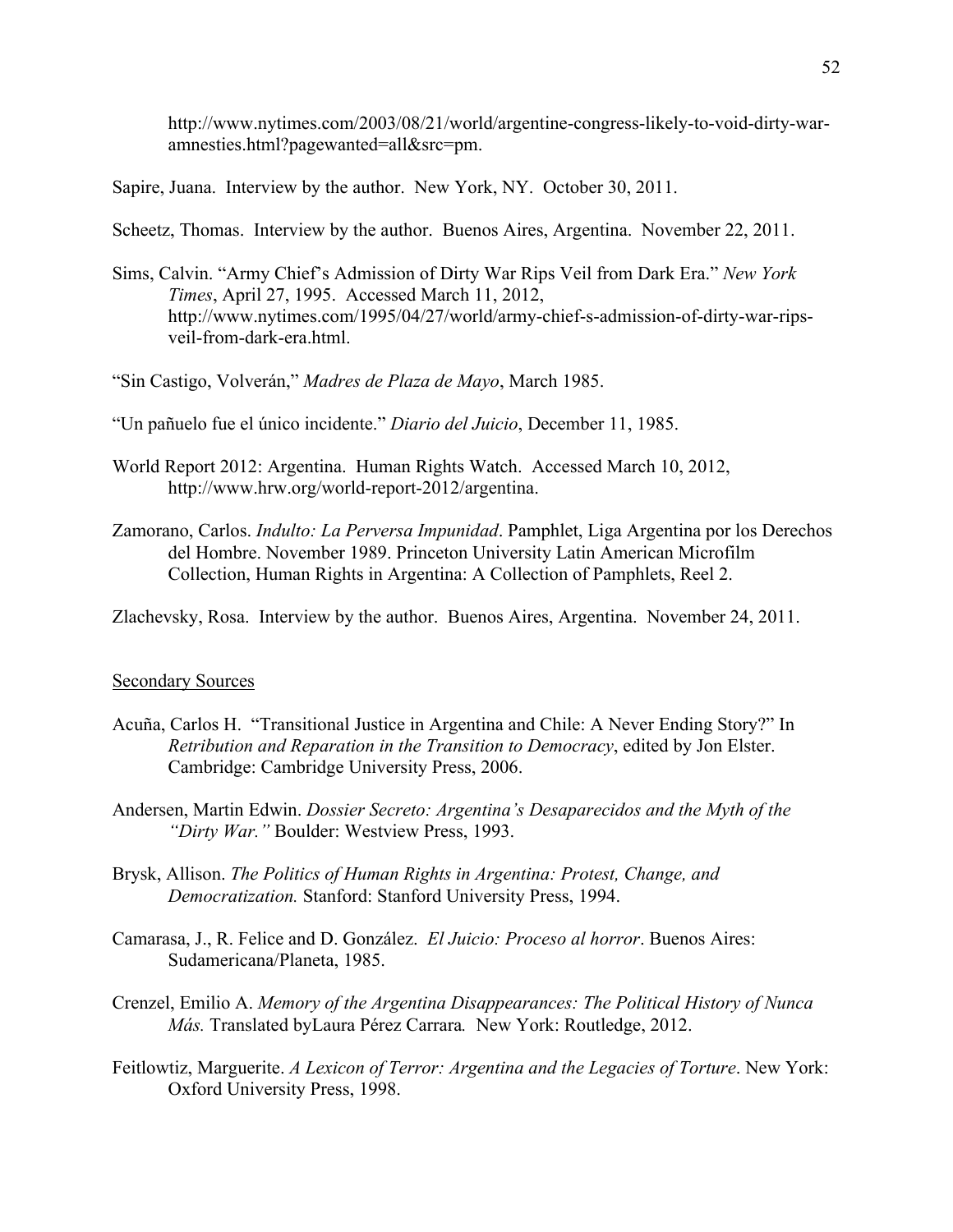http://www.nytimes.com/2003/08/21/world/argentine-congress-likely-to-void-dirty-war-amnesties.html?pagewanted=all&src=pm.

Sapire, Juana. Interview by the author. New York, NY. October 30, 2011.

Scheetz, Thomas. Interview by the author. Buenos Aires, Argentina. November 22, 2011.

Sims, Calvin. "Army Chief's Admission of Dirty War Rips Veil from Dark Era." *New York Times*, April 27, 1995. Accessed March 11, 2012, http://www.nytimes.com/1995/04/27/world/army-chief-s-admission-of-dirty-war-rips-veil-from-dark-era.html.

"Sin Castigo, Volverán," *Madres de Plaza de Mayo*, March 1985.

"Un pañuelo fue el único incidente." *Diario del Juicio*, December 11, 1985.

World Report 2012: Argentina. Human Rights Watch. Accessed March 10, 2012, http://www.hrw.org/world-report-2012/argentina.

Zamorano, Carlos. *Indulto: La Perversa Impunidad*. Pamphlet, Liga Argentina por los Derechos del Hombre. November 1989. Princeton University Latin American Microfilm Collection, Human Rights in Argentina: A Collection of Pamphlets, Reel 2.

Zlachevsky, Rosa. Interview by the author. Buenos Aires, Argentina. November 24, 2011.

## Secondary Sources

Acuña, Carlos H. "Transitional Justice in Argentina and Chile: A Never Ending Story?" In *Retribution and Reparation in the Transition to Democracy*, edited by Jon Elster. Cambridge: Cambridge University Press, 2006.

Andersen, Martin Edwin. *Dossier Secreto: Argentina's Desaparecidos and the Myth of the "Dirty War."* Boulder: Westview Press, 1993.

Brysk, Allison. *The Politics of Human Rights in Argentina: Protest, Change, and Democratization.* Stanford: Stanford University Press, 1994.

Camarasa, J., R. Felice and D. González. *El Juicio: Proceso al horror*. Buenos Aires: Sudamericana/Planeta, 1985.

Crenzel, Emilio A. *Memory of the Argentina Disappearances: The Political History of Nunca Más.* Translated byLaura Pérez Carrara*.* New York: Routledge, 2012.

Feitlowtiz, Marguerite. *A Lexicon of Terror: Argentina and the Legacies of Torture*. New York: Oxford University Press, 1998.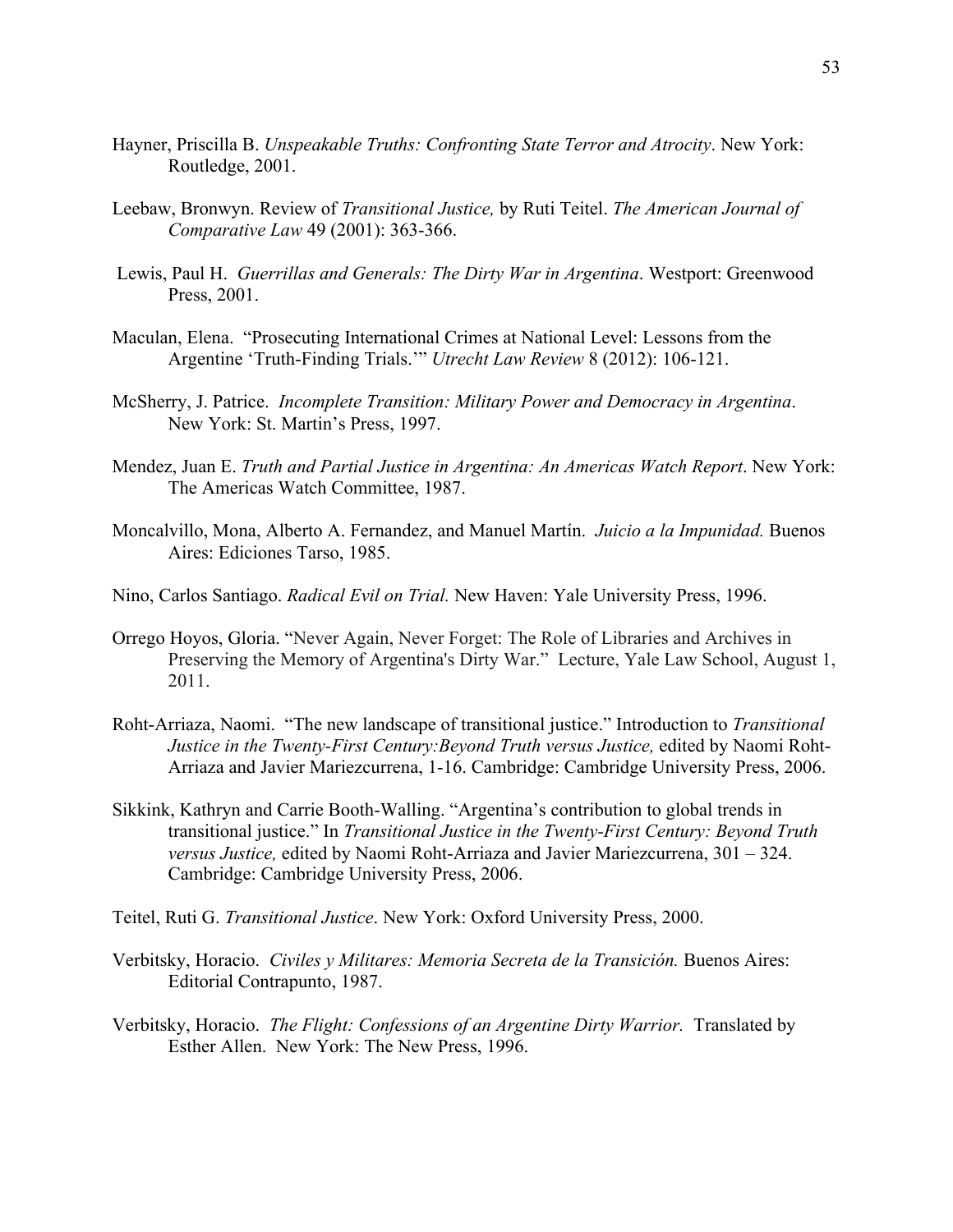Hayner, Priscilla B. *Unspeakable Truths: Confronting State Terror and Atrocity*. New York: Routledge, 2001.

Leebaw, Bronwyn. Review of *Transitional Justice,* by Ruti Teitel. *The American Journal of Comparative Law* 49 (2001): 363-366.

Lewis, Paul H. *Guerrillas and Generals: The Dirty War in Argentina*. Westport: Greenwood Press, 2001.

Maculan, Elena. "Prosecuting International Crimes at National Level: Lessons from the Argentine 'Truth-Finding Trials.'" *Utrecht Law Review* 8 (2012): 106-121.

McSherry, J. Patrice. *Incomplete Transition: Military Power and Democracy in Argentina*. New York: St. Martin's Press, 1997.

Mendez, Juan E. *Truth and Partial Justice in Argentina: An Americas Watch Report*. New York: The Americas Watch Committee, 1987.

Moncalvillo, Mona, Alberto A. Fernandez, and Manuel Martín. *Juicio a la Impunidad.* Buenos Aires: Ediciones Tarso, 1985.

Nino, Carlos Santiago. *Radical Evil on Trial.* New Haven: Yale University Press, 1996.

Orrego Hoyos, Gloria. "Never Again, Never Forget: The Role of Libraries and Archives in Preserving the Memory of Argentina's Dirty War." Lecture, Yale Law School, August 1, 2011.

Roht-Arriaza, Naomi. "The new landscape of transitional justice." Introduction to *Transitional Justice in the Twenty-First Century:Beyond Truth versus Justice,* edited by Naomi Roht-Arriaza and Javier Mariezcurrena, 1-16. Cambridge: Cambridge University Press, 2006.

Sikkink, Kathryn and Carrie Booth-Walling. "Argentina's contribution to global trends in transitional justice." In *Transitional Justice in the Twenty-First Century: Beyond Truth versus Justice,* edited by Naomi Roht-Arriaza and Javier Mariezcurrena, 301 – 324. Cambridge: Cambridge University Press, 2006.

Teitel, Ruti G. *Transitional Justice*. New York: Oxford University Press, 2000.

Verbitsky, Horacio. *Civiles y Militares: Memoria Secreta de la Transición.* Buenos Aires: Editorial Contrapunto, 1987.

Verbitsky, Horacio. *The Flight: Confessions of an Argentine Dirty Warrior.* Translated by Esther Allen. New York: The New Press, 1996.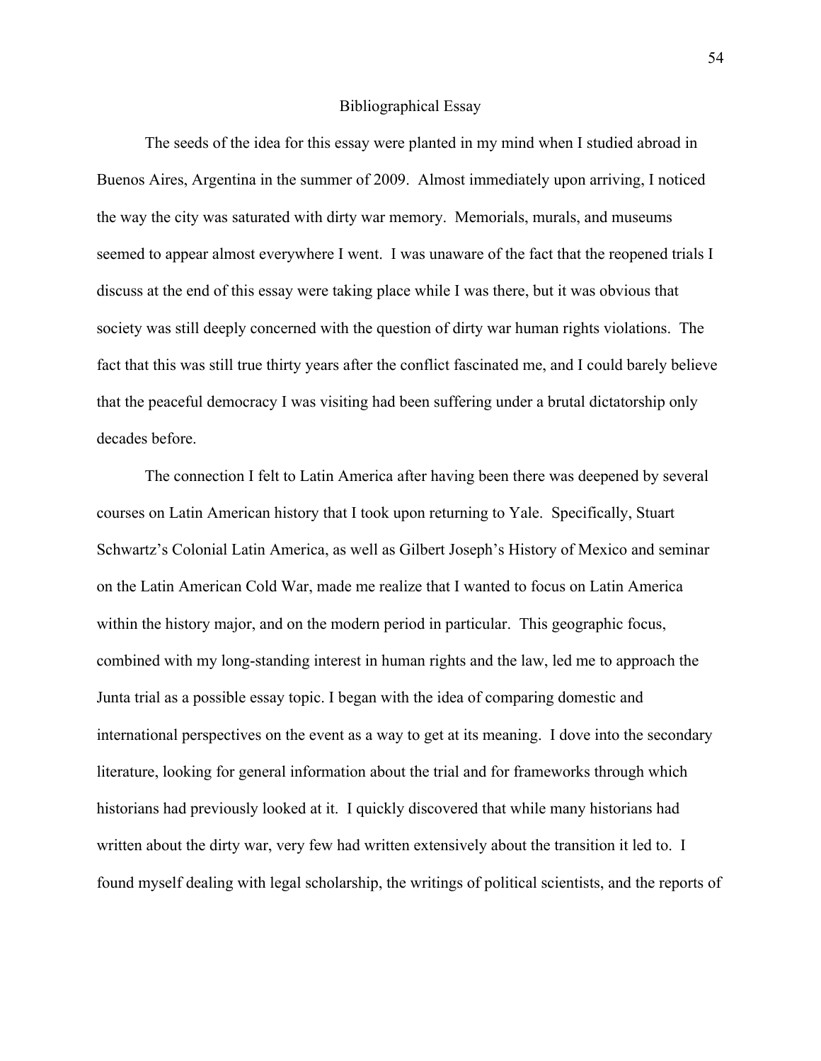# Bibliographical Essay

The seeds of the idea for this essay were planted in my mind when I studied abroad in Buenos Aires, Argentina in the summer of 2009. Almost immediately upon arriving, I noticed the way the city was saturated with dirty war memory. Memorials, murals, and museums seemed to appear almost everywhere I went. I was unaware of the fact that the reopened trials I discuss at the end of this essay were taking place while I was there, but it was obvious that society was still deeply concerned with the question of dirty war human rights violations. The fact that this was still true thirty years after the conflict fascinated me, and I could barely believe that the peaceful democracy I was visiting had been suffering under a brutal dictatorship only decades before.

The connection I felt to Latin America after having been there was deepened by several courses on Latin American history that I took upon returning to Yale. Specifically, Stuart Schwartz's Colonial Latin America, as well as Gilbert Joseph's History of Mexico and seminar on the Latin American Cold War, made me realize that I wanted to focus on Latin America within the history major, and on the modern period in particular. This geographic focus, combined with my long-standing interest in human rights and the law, led me to approach the Junta trial as a possible essay topic. I began with the idea of comparing domestic and international perspectives on the event as a way to get at its meaning. I dove into the secondary literature, looking for general information about the trial and for frameworks through which historians had previously looked at it. I quickly discovered that while many historians had written about the dirty war, very few had written extensively about the transition it led to. I found myself dealing with legal scholarship, the writings of political scientists, and the reports of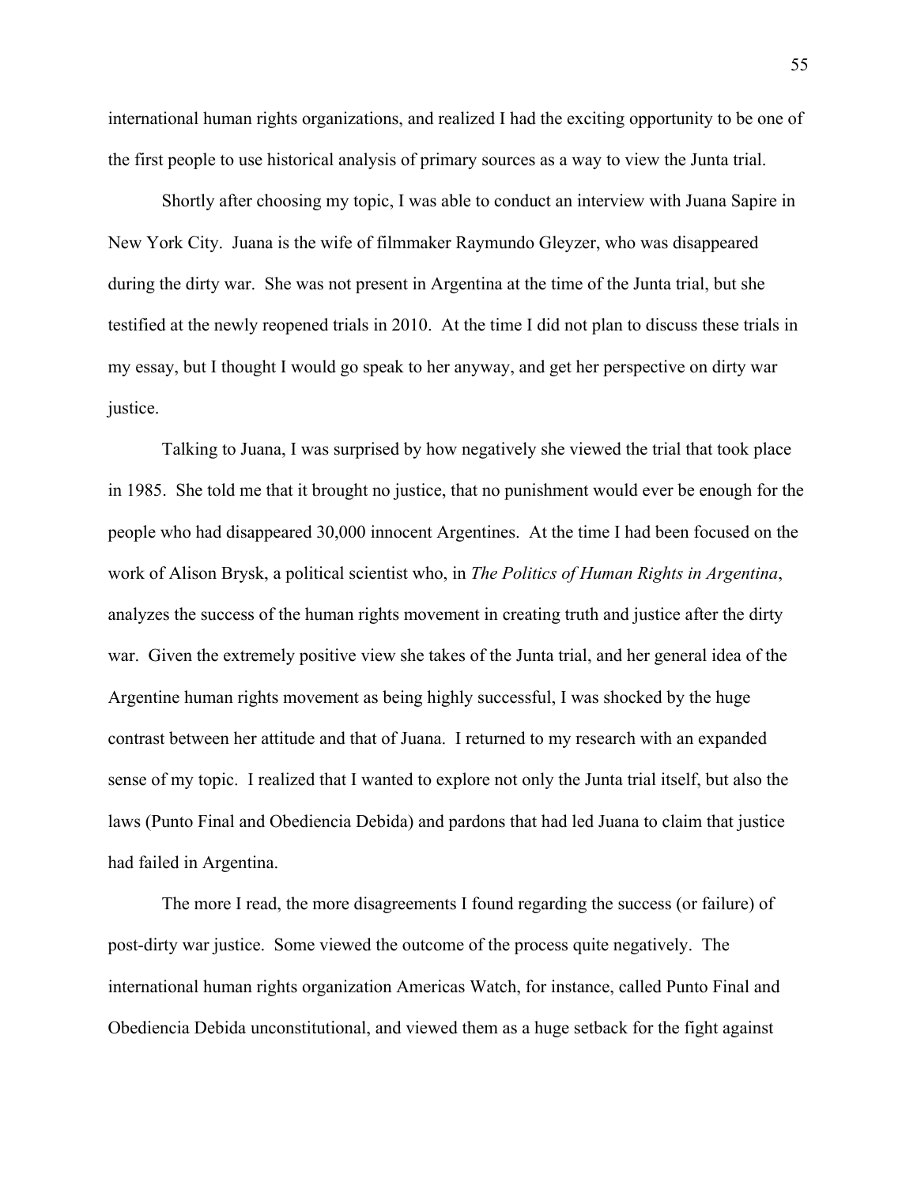international human rights organizations, and realized I had the exciting opportunity to be one of the first people to use historical analysis of primary sources as a way to view the Junta trial.

Shortly after choosing my topic, I was able to conduct an interview with Juana Sapire in New York City. Juana is the wife of filmmaker Raymundo Gleyzer, who was disappeared during the dirty war. She was not present in Argentina at the time of the Junta trial, but she testified at the newly reopened trials in 2010. At the time I did not plan to discuss these trials in my essay, but I thought I would go speak to her anyway, and get her perspective on dirty war justice.

Talking to Juana, I was surprised by how negatively she viewed the trial that took place in 1985. She told me that it brought no justice, that no punishment would ever be enough for the people who had disappeared 30,000 innocent Argentines. At the time I had been focused on the work of Alison Brysk, a political scientist who, in *The Politics of Human Rights in Argentina*, analyzes the success of the human rights movement in creating truth and justice after the dirty war. Given the extremely positive view she takes of the Junta trial, and her general idea of the Argentine human rights movement as being highly successful, I was shocked by the huge contrast between her attitude and that of Juana. I returned to my research with an expanded sense of my topic. I realized that I wanted to explore not only the Junta trial itself, but also the laws (Punto Final and Obediencia Debida) and pardons that had led Juana to claim that justice had failed in Argentina.

The more I read, the more disagreements I found regarding the success (or failure) of post-dirty war justice. Some viewed the outcome of the process quite negatively. The international human rights organization Americas Watch, for instance, called Punto Final and Obediencia Debida unconstitutional, and viewed them as a huge setback for the fight against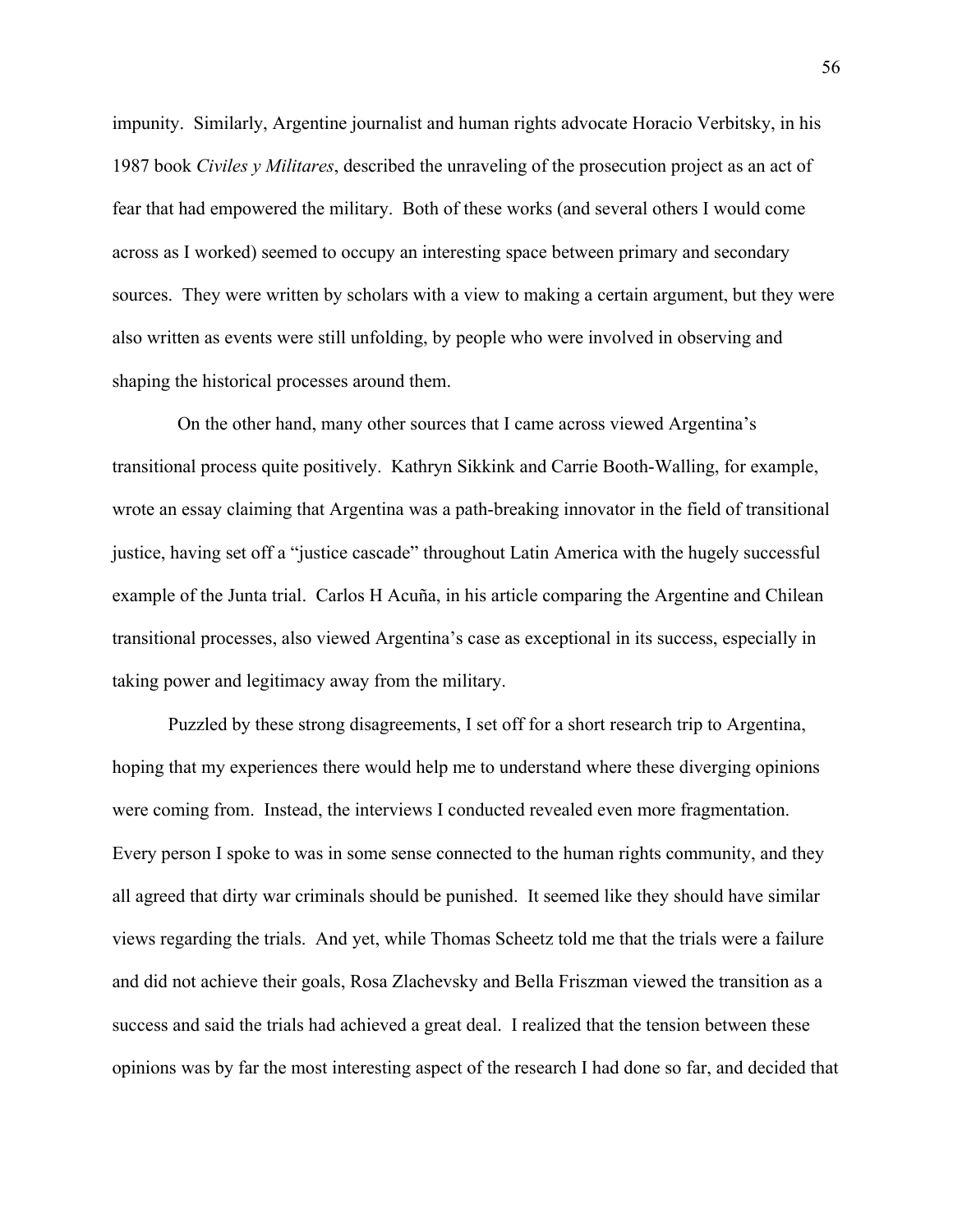impunity. Similarly, Argentine journalist and human rights advocate Horacio Verbitsky, in his 1987 book *Civiles y Militares*, described the unraveling of the prosecution project as an act of fear that had empowered the military. Both of these works (and several others I would come across as I worked) seemed to occupy an interesting space between primary and secondary sources. They were written by scholars with a view to making a certain argument, but they were also written as events were still unfolding, by people who were involved in observing and shaping the historical processes around them.

On the other hand, many other sources that I came across viewed Argentina's transitional process quite positively. Kathryn Sikkink and Carrie Booth-Walling, for example, wrote an essay claiming that Argentina was a path-breaking innovator in the field of transitional justice, having set off a "justice cascade" throughout Latin America with the hugely successful example of the Junta trial. Carlos H Acuña, in his article comparing the Argentine and Chilean transitional processes, also viewed Argentina's case as exceptional in its success, especially in taking power and legitimacy away from the military.

Puzzled by these strong disagreements, I set off for a short research trip to Argentina, hoping that my experiences there would help me to understand where these diverging opinions were coming from. Instead, the interviews I conducted revealed even more fragmentation. Every person I spoke to was in some sense connected to the human rights community, and they all agreed that dirty war criminals should be punished. It seemed like they should have similar views regarding the trials. And yet, while Thomas Scheetz told me that the trials were a failure and did not achieve their goals, Rosa Zlachevsky and Bella Friszman viewed the transition as a success and said the trials had achieved a great deal. I realized that the tension between these opinions was by far the most interesting aspect of the research I had done so far, and decided that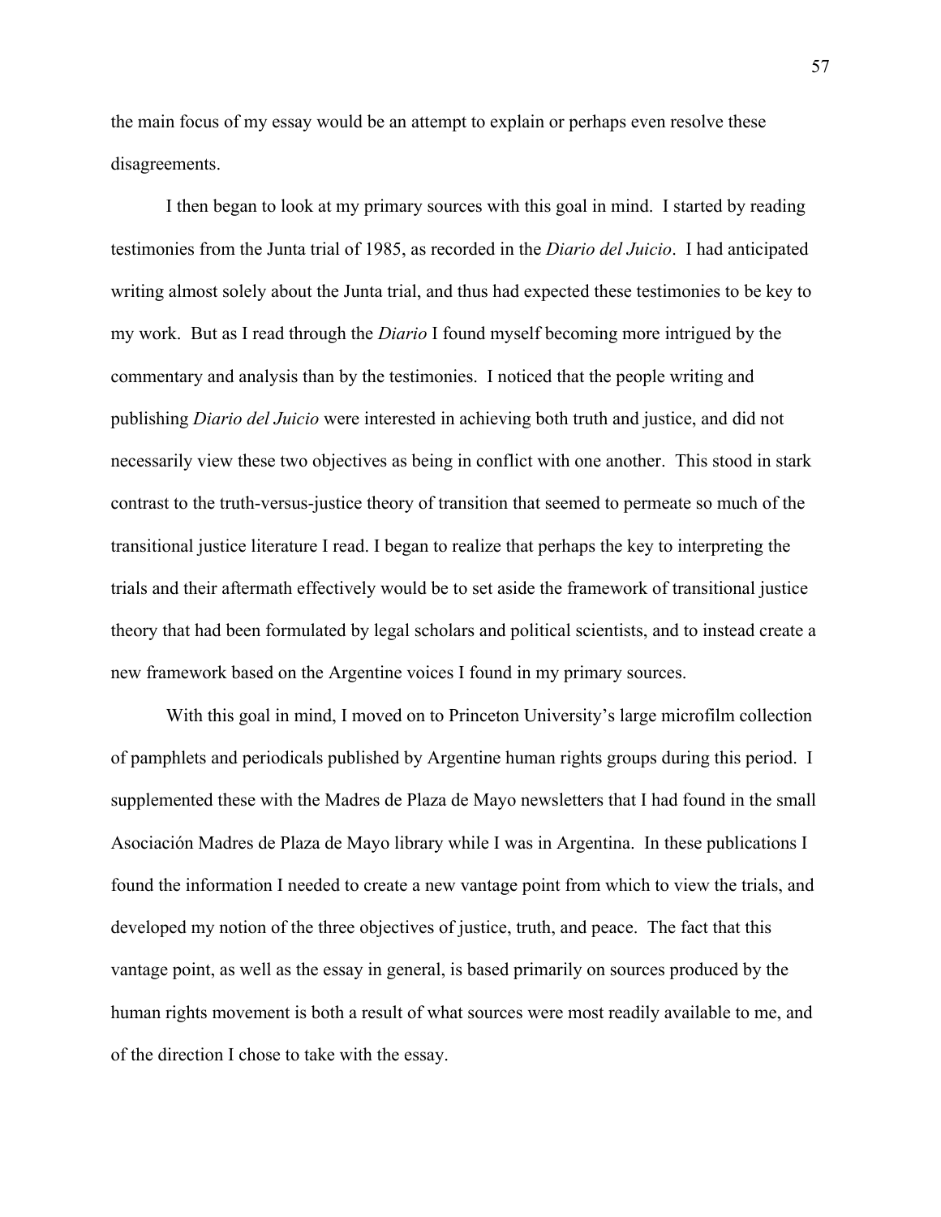the main focus of my essay would be an attempt to explain or perhaps even resolve these disagreements.

I then began to look at my primary sources with this goal in mind. I started by reading testimonies from the Junta trial of 1985, as recorded in the *Diario del Juicio*. I had anticipated writing almost solely about the Junta trial, and thus had expected these testimonies to be key to my work. But as I read through the *Diario* I found myself becoming more intrigued by the commentary and analysis than by the testimonies. I noticed that the people writing and publishing *Diario del Juicio* were interested in achieving both truth and justice, and did not necessarily view these two objectives as being in conflict with one another. This stood in stark contrast to the truth-versus-justice theory of transition that seemed to permeate so much of the transitional justice literature I read. I began to realize that perhaps the key to interpreting the trials and their aftermath effectively would be to set aside the framework of transitional justice theory that had been formulated by legal scholars and political scientists, and to instead create a new framework based on the Argentine voices I found in my primary sources.

With this goal in mind, I moved on to Princeton University's large microfilm collection of pamphlets and periodicals published by Argentine human rights groups during this period. I supplemented these with the Madres de Plaza de Mayo newsletters that I had found in the small Asociación Madres de Plaza de Mayo library while I was in Argentina. In these publications I found the information I needed to create a new vantage point from which to view the trials, and developed my notion of the three objectives of justice, truth, and peace. The fact that this vantage point, as well as the essay in general, is based primarily on sources produced by the human rights movement is both a result of what sources were most readily available to me, and of the direction I chose to take with the essay.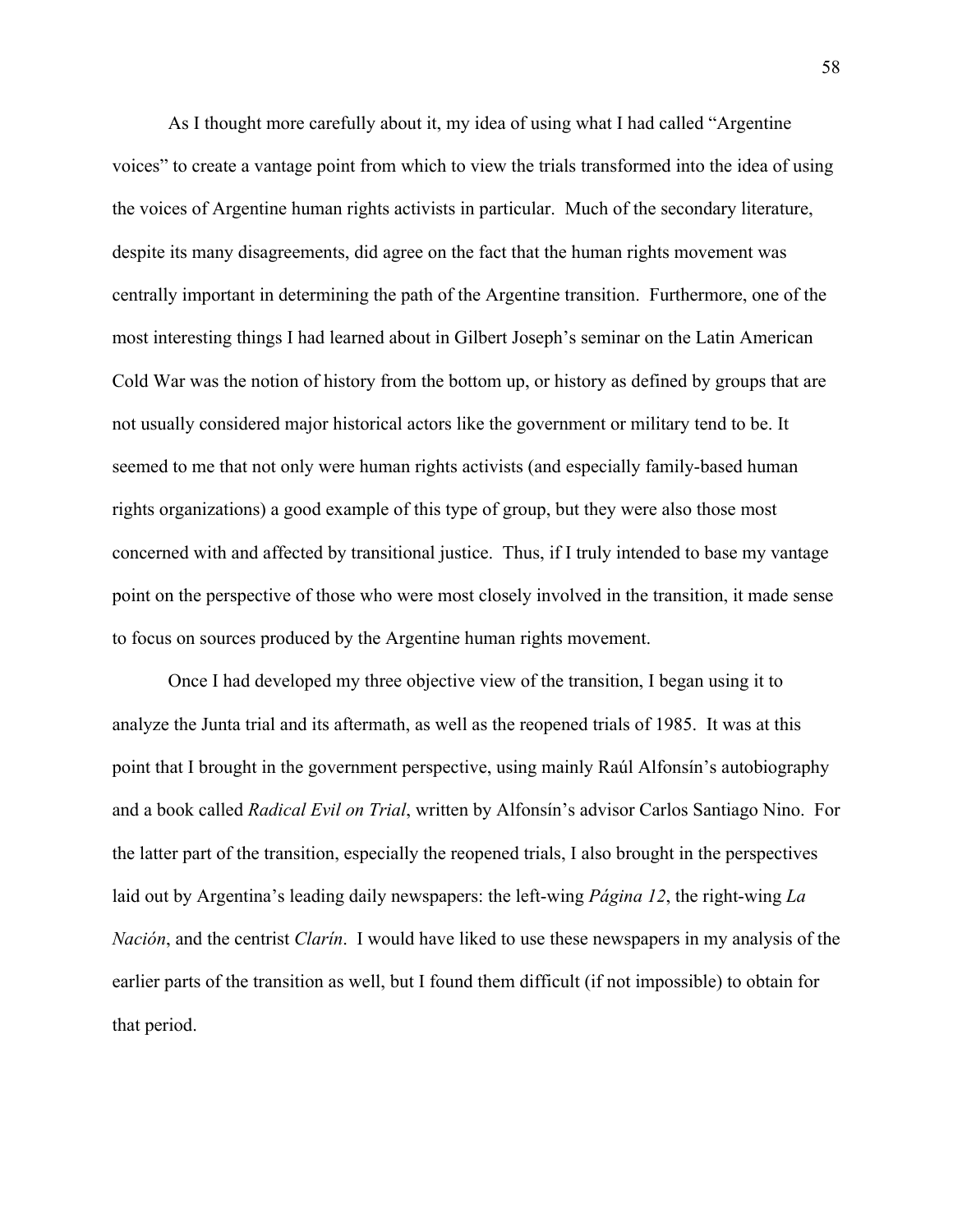As I thought more carefully about it, my idea of using what I had called "Argentine voices" to create a vantage point from which to view the trials transformed into the idea of using the voices of Argentine human rights activists in particular. Much of the secondary literature, despite its many disagreements, did agree on the fact that the human rights movement was centrally important in determining the path of the Argentine transition. Furthermore, one of the most interesting things I had learned about in Gilbert Joseph's seminar on the Latin American Cold War was the notion of history from the bottom up, or history as defined by groups that are not usually considered major historical actors like the government or military tend to be. It seemed to me that not only were human rights activists (and especially family-based human rights organizations) a good example of this type of group, but they were also those most concerned with and affected by transitional justice. Thus, if I truly intended to base my vantage point on the perspective of those who were most closely involved in the transition, it made sense to focus on sources produced by the Argentine human rights movement.

Once I had developed my three objective view of the transition, I began using it to analyze the Junta trial and its aftermath, as well as the reopened trials of 1985. It was at this point that I brought in the government perspective, using mainly Raúl Alfonsín's autobiography and a book called *Radical Evil on Trial*, written by Alfonsín's advisor Carlos Santiago Nino. For the latter part of the transition, especially the reopened trials, I also brought in the perspectives laid out by Argentina's leading daily newspapers: the left-wing *Página 12*, the right-wing *La Nación*, and the centrist *Clarín*. I would have liked to use these newspapers in my analysis of the earlier parts of the transition as well, but I found them difficult (if not impossible) to obtain for that period.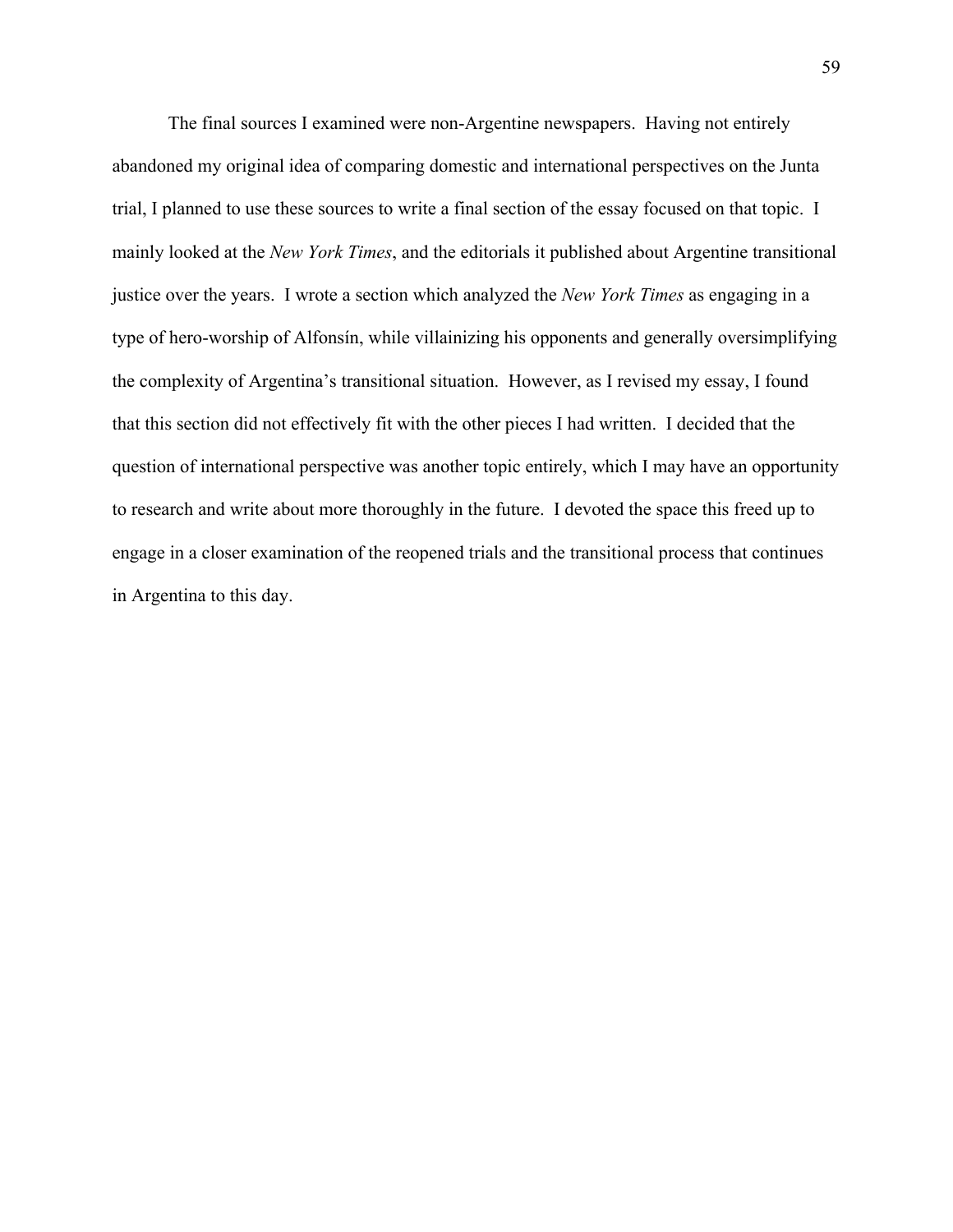The final sources I examined were non-Argentine newspapers. Having not entirely abandoned my original idea of comparing domestic and international perspectives on the Junta trial, I planned to use these sources to write a final section of the essay focused on that topic. I mainly looked at the *New York Times*, and the editorials it published about Argentine transitional justice over the years. I wrote a section which analyzed the *New York Times* as engaging in a type of hero-worship of Alfonsín, while villainizing his opponents and generally oversimplifying the complexity of Argentina's transitional situation. However, as I revised my essay, I found that this section did not effectively fit with the other pieces I had written. I decided that the question of international perspective was another topic entirely, which I may have an opportunity to research and write about more thoroughly in the future. I devoted the space this freed up to engage in a closer examination of the reopened trials and the transitional process that continues in Argentina to this day.